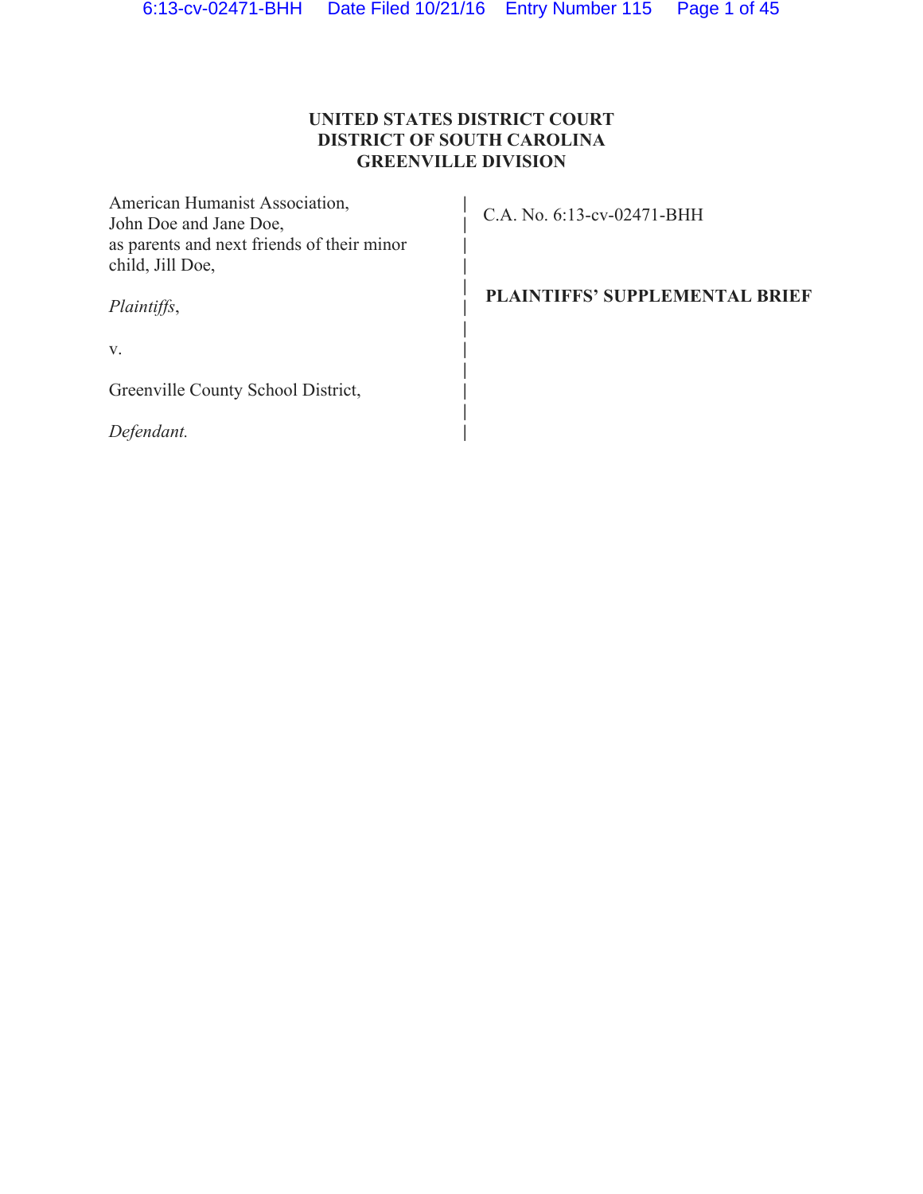**UNITED STATES DISTRICT COURT**
**DISTRICT OF SOUTH CAROLINA**
**GREENVILLE DIVISION**

American Humanist Association,
John Doe and Jane Doe,
as parents and next friends of their minor
child, Jill Doe,

*Plaintiffs*,

v.

Greenville County School District,

*Defendant.*

C.A. No. 6:13-cv-02471-BHH

**PLAINTIFFS' SUPPLEMENTAL BRIEF**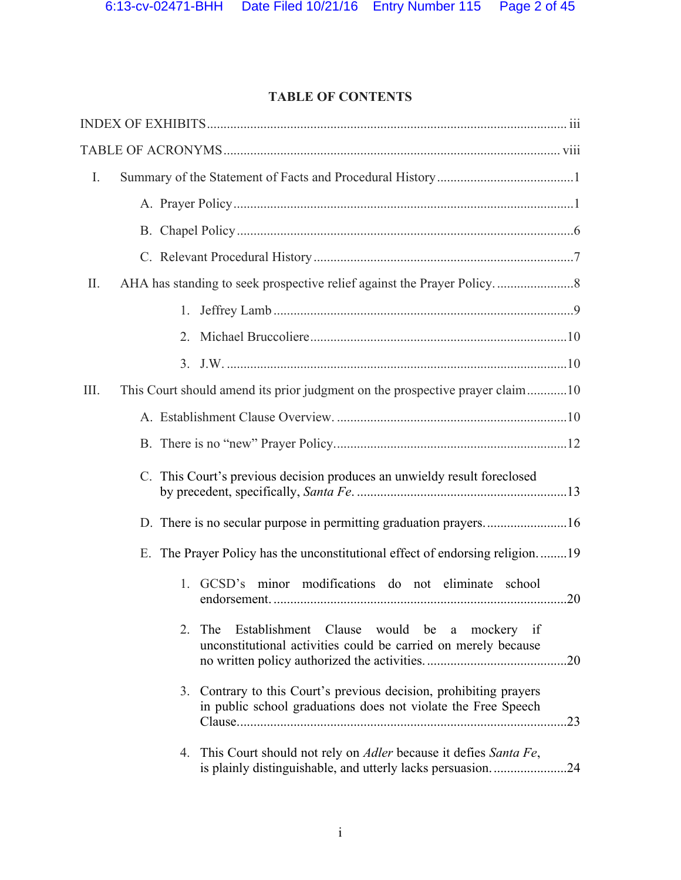## TABLE OF CONTENTS

INDEX OF EXHIBITS ........................................................................................................... iii

TABLE OF ACRONYMS .................................................................................................... viii

I. Summary of the Statement of Facts and Procedural History .........................................1

  A. Prayer Policy .....................................................................................................1

  B. Chapel Policy .....................................................................................................6

  C. Relevant Procedural History ...........................................................................7

II. AHA has standing to seek prospective relief against the Prayer Policy. .......................8

    1. Jeffrey Lamb ..........................................................................................9

    2. Michael Bruccoliere ...............................................................................10

    3. J.W. .......................................................................................................10

III. This Court should amend its prior judgment on the prospective prayer claim ............10

  A. Establishment Clause Overview. ....................................................................10

  B. There is no "new" Prayer Policy. ....................................................................12

  C. This Court's previous decision produces an unwieldy result foreclosed by precedent, specifically, *Santa Fe*. ..............................................................13

  D. There is no secular purpose in permitting graduation prayers. ........................16

  E. The Prayer Policy has the unconstitutional effect of endorsing religion. ........19

    1. GCSD's minor modifications do not eliminate school endorsement. ..........................................................................................20

    2. The Establishment Clause would be a mockery if unconstitutional activities could be carried on merely because no written policy authorized the activities. ..........................................20

    3. Contrary to this Court's previous decision, prohibiting prayers in public school graduations does not violate the Free Speech Clause. ..................................................................................................23

    4. This Court should not rely on *Adler* because it defies *Santa Fe*, is plainly distinguishable, and utterly lacks persuasion. .....................24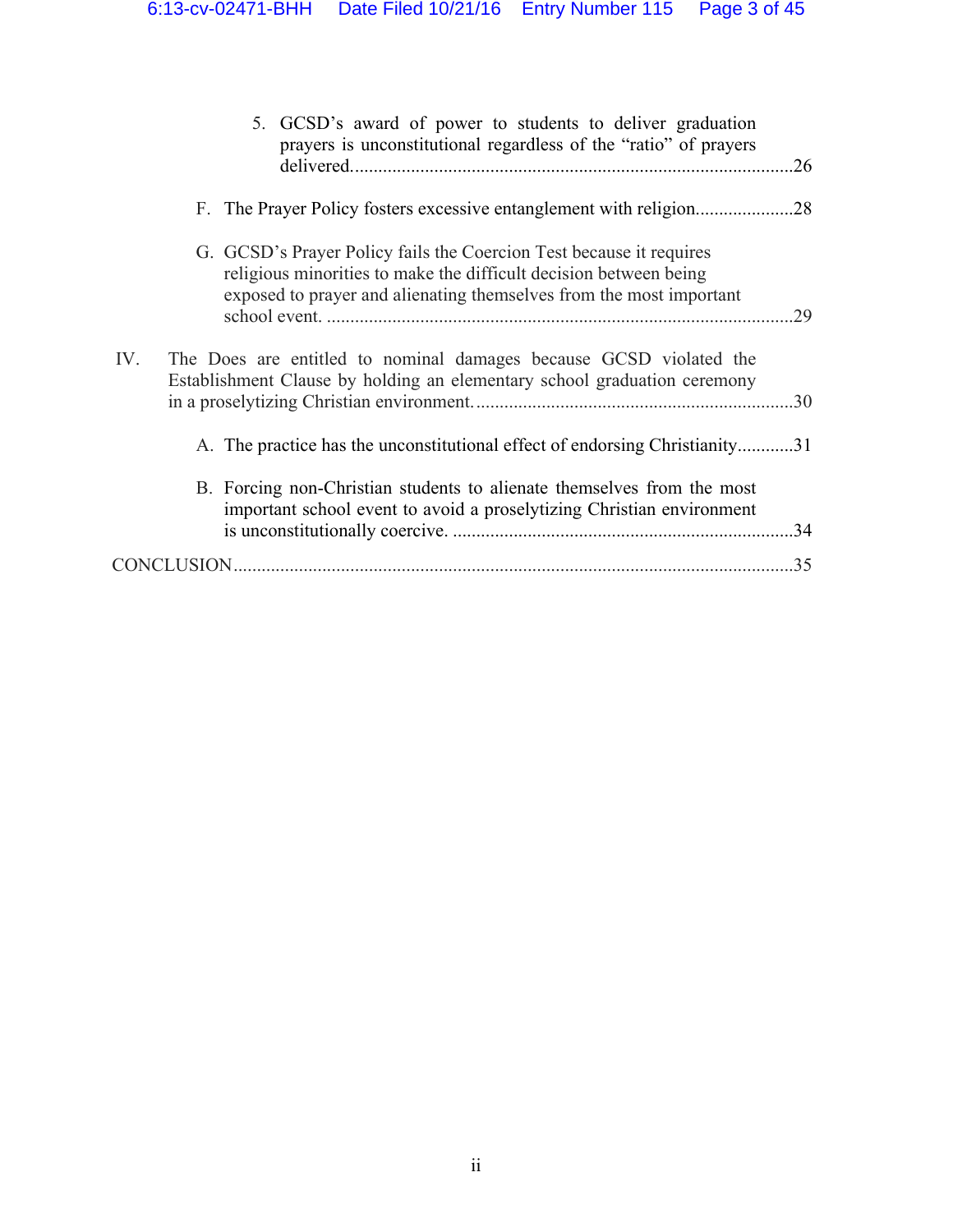5. GCSD's award of power to students to deliver graduation prayers is unconstitutional regardless of the "ratio" of prayers delivered..............................................................................................26

F. The Prayer Policy fosters excessive entanglement with religion.....................28

G. GCSD's Prayer Policy fails the Coercion Test because it requires religious minorities to make the difficult decision between being exposed to prayer and alienating themselves from the most important school event. ....................................................................................................29

IV. The Does are entitled to nominal damages because GCSD violated the Establishment Clause by holding an elementary school graduation ceremony in a proselytizing Christian environment....................................................................30

A. The practice has the unconstitutional effect of endorsing Christianity............31

B. Forcing non-Christian students to alienate themselves from the most important school event to avoid a proselytizing Christian environment is unconstitutionally coercive. .........................................................................34

CONCLUSION.......................................................................................................................35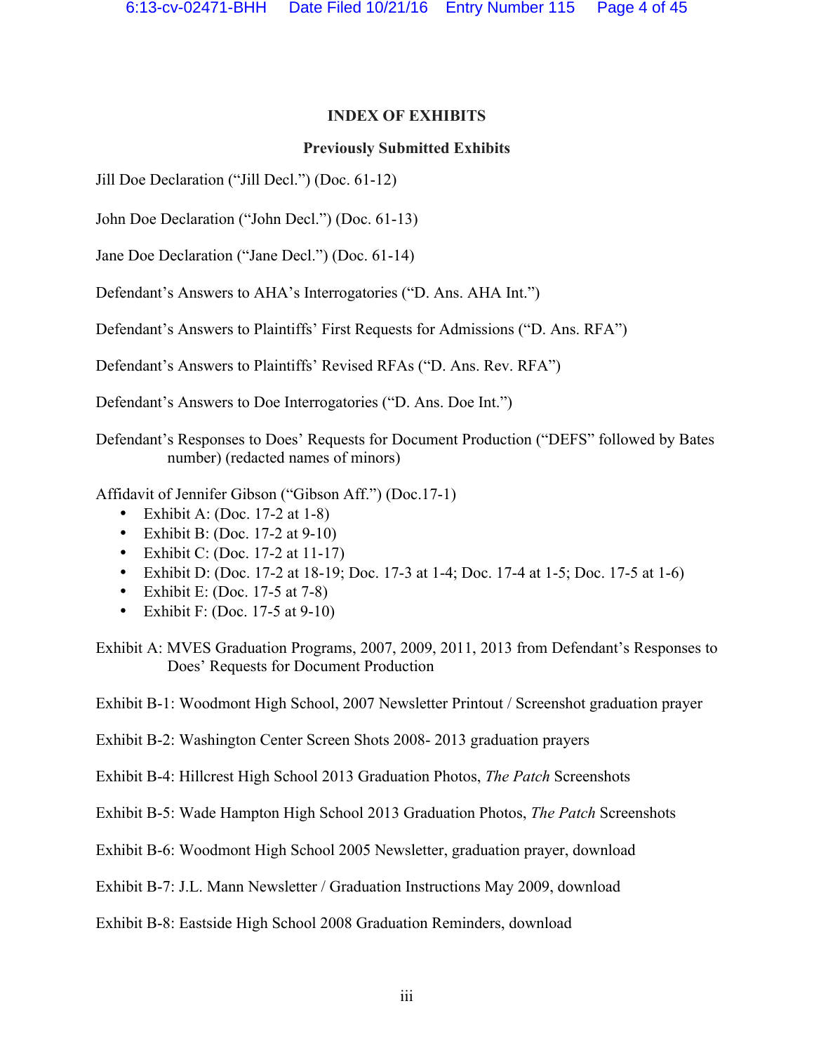## INDEX OF EXHIBITS

### Previously Submitted Exhibits

Jill Doe Declaration (“Jill Decl.”) (Doc. 61-12)

John Doe Declaration (“John Decl.”) (Doc. 61-13)

Jane Doe Declaration (“Jane Decl.”) (Doc. 61-14)

Defendant’s Answers to AHA’s Interrogatories (“D. Ans. AHA Int.”)

Defendant’s Answers to Plaintiffs’ First Requests for Admissions (“D. Ans. RFA”)

Defendant’s Answers to Plaintiffs’ Revised RFAs (“D. Ans. Rev. RFA”)

Defendant’s Answers to Doe Interrogatories (“D. Ans. Doe Int.”)

Defendant’s Responses to Does’ Requests for Document Production (“DEFS” followed by Bates number) (redacted names of minors)

Affidavit of Jennifer Gibson (“Gibson Aff.”) (Doc.17-1)

- Exhibit A: (Doc. 17-2 at 1-8)
- Exhibit B: (Doc. 17-2 at 9-10)
- Exhibit C: (Doc. 17-2 at 11-17)
- Exhibit D: (Doc. 17-2 at 18-19; Doc. 17-3 at 1-4; Doc. 17-4 at 1-5; Doc. 17-5 at 1-6)
- Exhibit E: (Doc. 17-5 at 7-8)
- Exhibit F: (Doc. 17-5 at 9-10)

Exhibit A: MVES Graduation Programs, 2007, 2009, 2011, 2013 from Defendant’s Responses to Does’ Requests for Document Production

Exhibit B-1: Woodmont High School, 2007 Newsletter Printout / Screenshot graduation prayer

Exhibit B-2: Washington Center Screen Shots 2008- 2013 graduation prayers

Exhibit B-4: Hillcrest High School 2013 Graduation Photos, *The Patch* Screenshots

Exhibit B-5: Wade Hampton High School 2013 Graduation Photos, *The Patch* Screenshots

Exhibit B-6: Woodmont High School 2005 Newsletter, graduation prayer, download

Exhibit B-7: J.L. Mann Newsletter / Graduation Instructions May 2009, download

Exhibit B-8: Eastside High School 2008 Graduation Reminders, download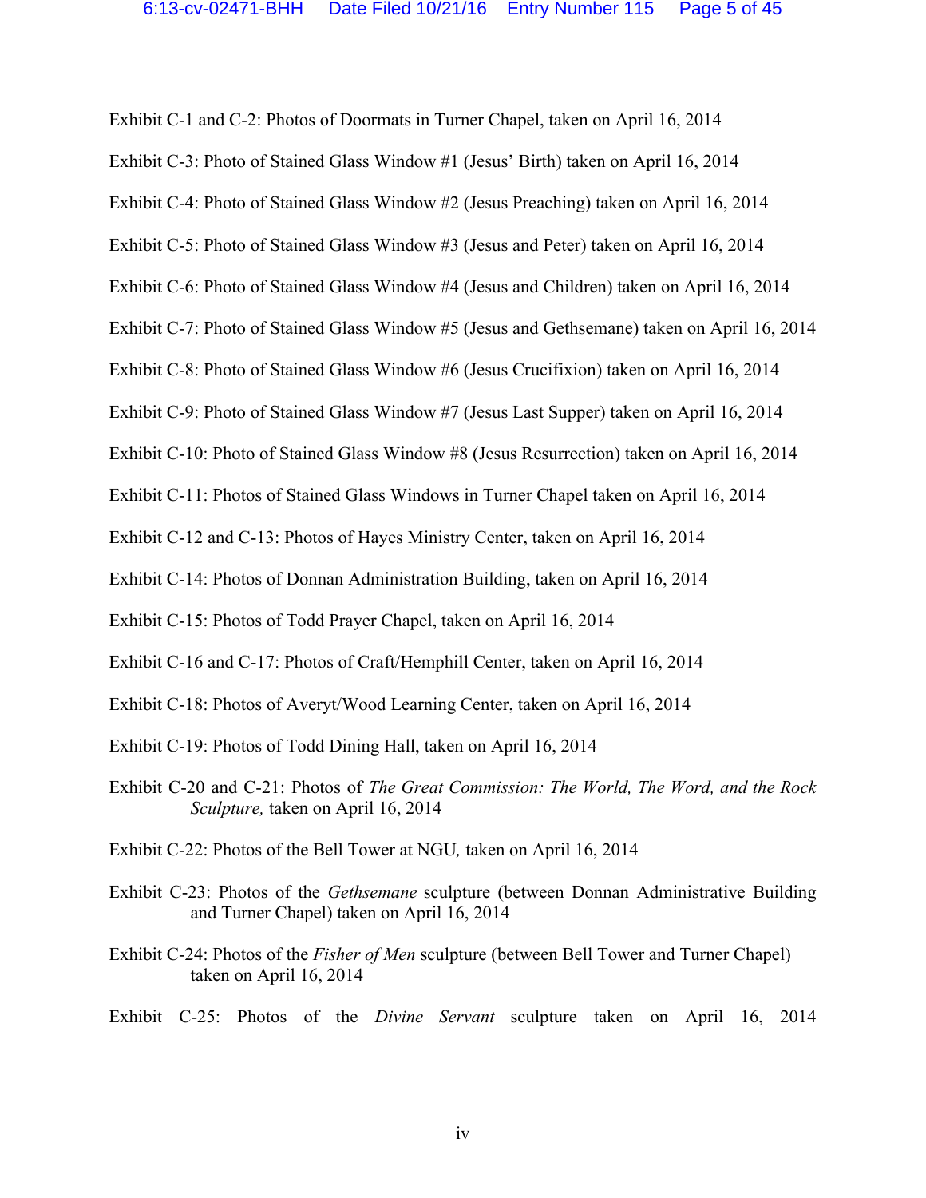Exhibit C-1 and C-2: Photos of Doormats in Turner Chapel, taken on April 16, 2014

Exhibit C-3: Photo of Stained Glass Window #1 (Jesus' Birth) taken on April 16, 2014

Exhibit C-4: Photo of Stained Glass Window #2 (Jesus Preaching) taken on April 16, 2014

Exhibit C-5: Photo of Stained Glass Window #3 (Jesus and Peter) taken on April 16, 2014

Exhibit C-6: Photo of Stained Glass Window #4 (Jesus and Children) taken on April 16, 2014

Exhibit C-7: Photo of Stained Glass Window #5 (Jesus and Gethsemane) taken on April 16, 2014

Exhibit C-8: Photo of Stained Glass Window #6 (Jesus Crucifixion) taken on April 16, 2014

Exhibit C-9: Photo of Stained Glass Window #7 (Jesus Last Supper) taken on April 16, 2014

Exhibit C-10: Photo of Stained Glass Window #8 (Jesus Resurrection) taken on April 16, 2014

Exhibit C-11: Photos of Stained Glass Windows in Turner Chapel taken on April 16, 2014

Exhibit C-12 and C-13: Photos of Hayes Ministry Center, taken on April 16, 2014

Exhibit C-14: Photos of Donnan Administration Building, taken on April 16, 2014

Exhibit C-15: Photos of Todd Prayer Chapel, taken on April 16, 2014

Exhibit C-16 and C-17: Photos of Craft/Hemphill Center, taken on April 16, 2014

Exhibit C-18: Photos of Averyt/Wood Learning Center, taken on April 16, 2014

Exhibit C-19: Photos of Todd Dining Hall, taken on April 16, 2014

Exhibit C-20 and C-21: Photos of *The Great Commission: The World, The Word, and the Rock Sculpture,* taken on April 16, 2014

Exhibit C-22: Photos of the Bell Tower at NGU*,* taken on April 16, 2014

Exhibit C-23: Photos of the *Gethsemane* sculpture (between Donnan Administrative Building and Turner Chapel) taken on April 16, 2014

Exhibit C-24: Photos of the *Fisher of Men* sculpture (between Bell Tower and Turner Chapel) taken on April 16, 2014

Exhibit C-25: Photos of the *Divine Servant* sculpture taken on April 16, 2014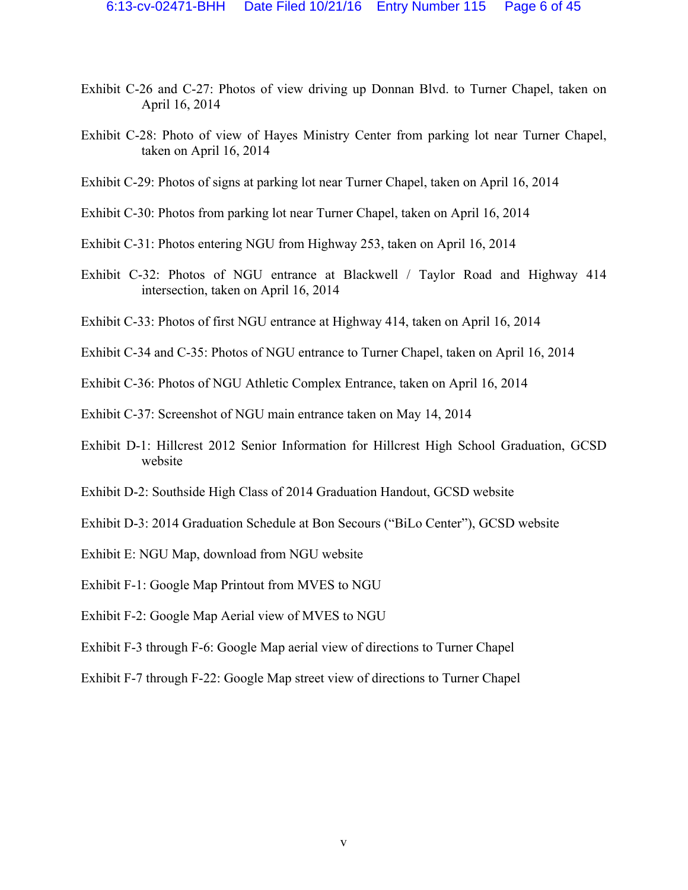Exhibit C-26 and C-27: Photos of view driving up Donnan Blvd. to Turner Chapel, taken on April 16, 2014

Exhibit C-28: Photo of view of Hayes Ministry Center from parking lot near Turner Chapel, taken on April 16, 2014

Exhibit C-29: Photos of signs at parking lot near Turner Chapel, taken on April 16, 2014

Exhibit C-30: Photos from parking lot near Turner Chapel, taken on April 16, 2014

Exhibit C-31: Photos entering NGU from Highway 253, taken on April 16, 2014

Exhibit C-32: Photos of NGU entrance at Blackwell / Taylor Road and Highway 414 intersection, taken on April 16, 2014

Exhibit C-33: Photos of first NGU entrance at Highway 414, taken on April 16, 2014

Exhibit C-34 and C-35: Photos of NGU entrance to Turner Chapel, taken on April 16, 2014

Exhibit C-36: Photos of NGU Athletic Complex Entrance, taken on April 16, 2014

Exhibit C-37: Screenshot of NGU main entrance taken on May 14, 2014

Exhibit D-1: Hillcrest 2012 Senior Information for Hillcrest High School Graduation, GCSD website

Exhibit D-2: Southside High Class of 2014 Graduation Handout, GCSD website

Exhibit D-3: 2014 Graduation Schedule at Bon Secours ("BiLo Center"), GCSD website

Exhibit E: NGU Map, download from NGU website

Exhibit F-1: Google Map Printout from MVES to NGU

Exhibit F-2: Google Map Aerial view of MVES to NGU

Exhibit F-3 through F-6: Google Map aerial view of directions to Turner Chapel

Exhibit F-7 through F-22: Google Map street view of directions to Turner Chapel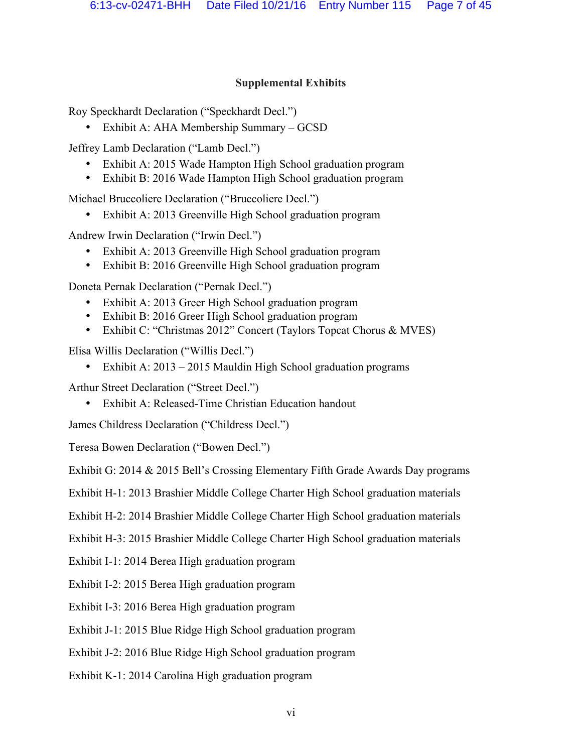## Supplemental Exhibits

Roy Speckhardt Declaration ("Speckhardt Decl.")

- Exhibit A: AHA Membership Summary – GCSD

Jeffrey Lamb Declaration ("Lamb Decl.")

- Exhibit A: 2015 Wade Hampton High School graduation program
- Exhibit B: 2016 Wade Hampton High School graduation program

Michael Bruccoliere Declaration ("Bruccoliere Decl.")

- Exhibit A: 2013 Greenville High School graduation program

Andrew Irwin Declaration ("Irwin Decl.")

- Exhibit A: 2013 Greenville High School graduation program
- Exhibit B: 2016 Greenville High School graduation program

Doneta Pernak Declaration ("Pernak Decl.")

- Exhibit A: 2013 Greer High School graduation program
- Exhibit B: 2016 Greer High School graduation program
- Exhibit C: "Christmas 2012" Concert (Taylors Topcat Chorus & MVES)

Elisa Willis Declaration ("Willis Decl.")

- Exhibit A: 2013 – 2015 Mauldin High School graduation programs

Arthur Street Declaration ("Street Decl.")

- Exhibit A: Released-Time Christian Education handout

James Childress Declaration ("Childress Decl.")

Teresa Bowen Declaration ("Bowen Decl.")

Exhibit G: 2014 & 2015 Bell's Crossing Elementary Fifth Grade Awards Day programs

Exhibit H-1: 2013 Brashier Middle College Charter High School graduation materials

Exhibit H-2: 2014 Brashier Middle College Charter High School graduation materials

Exhibit H-3: 2015 Brashier Middle College Charter High School graduation materials

Exhibit I-1: 2014 Berea High graduation program

Exhibit I-2: 2015 Berea High graduation program

Exhibit I-3: 2016 Berea High graduation program

Exhibit J-1: 2015 Blue Ridge High School graduation program

Exhibit J-2: 2016 Blue Ridge High School graduation program

Exhibit K-1: 2014 Carolina High graduation program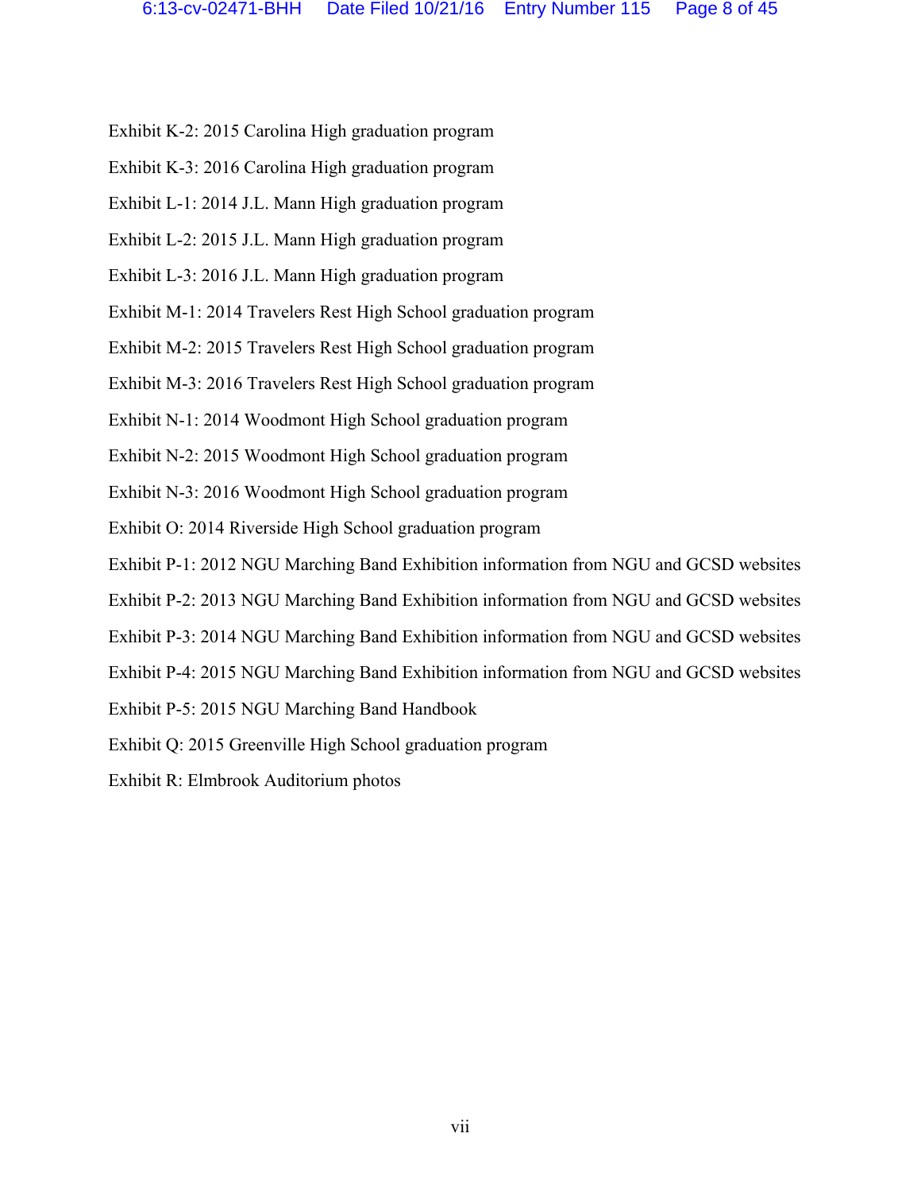Exhibit K-2: 2015 Carolina High graduation program

Exhibit K-3: 2016 Carolina High graduation program

Exhibit L-1: 2014 J.L. Mann High graduation program

Exhibit L-2: 2015 J.L. Mann High graduation program

Exhibit L-3: 2016 J.L. Mann High graduation program

Exhibit M-1: 2014 Travelers Rest High School graduation program

Exhibit M-2: 2015 Travelers Rest High School graduation program

Exhibit M-3: 2016 Travelers Rest High School graduation program

Exhibit N-1: 2014 Woodmont High School graduation program

Exhibit N-2: 2015 Woodmont High School graduation program

Exhibit N-3: 2016 Woodmont High School graduation program

Exhibit O: 2014 Riverside High School graduation program

Exhibit P-1: 2012 NGU Marching Band Exhibition information from NGU and GCSD websites

Exhibit P-2: 2013 NGU Marching Band Exhibition information from NGU and GCSD websites

Exhibit P-3: 2014 NGU Marching Band Exhibition information from NGU and GCSD websites

Exhibit P-4: 2015 NGU Marching Band Exhibition information from NGU and GCSD websites

Exhibit P-5: 2015 NGU Marching Band Handbook

Exhibit Q: 2015 Greenville High School graduation program

Exhibit R: Elmbrook Auditorium photos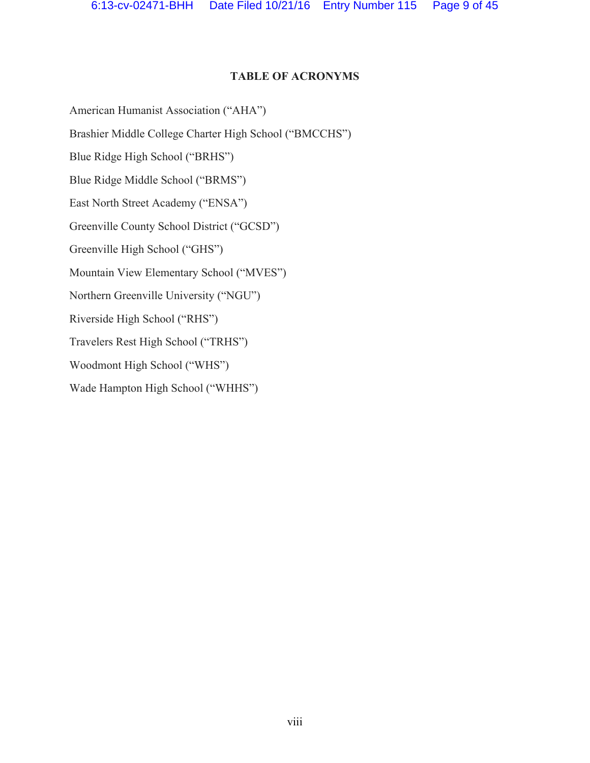## TABLE OF ACRONYMS

American Humanist Association ("AHA")

Brashier Middle College Charter High School ("BMCCHS")

Blue Ridge High School ("BRHS")

Blue Ridge Middle School ("BRMS")

East North Street Academy ("ENSA")

Greenville County School District ("GCSD")

Greenville High School ("GHS")

Mountain View Elementary School ("MVES")

Northern Greenville University ("NGU")

Riverside High School ("RHS")

Travelers Rest High School ("TRHS")

Woodmont High School ("WHS")

Wade Hampton High School ("WHHS")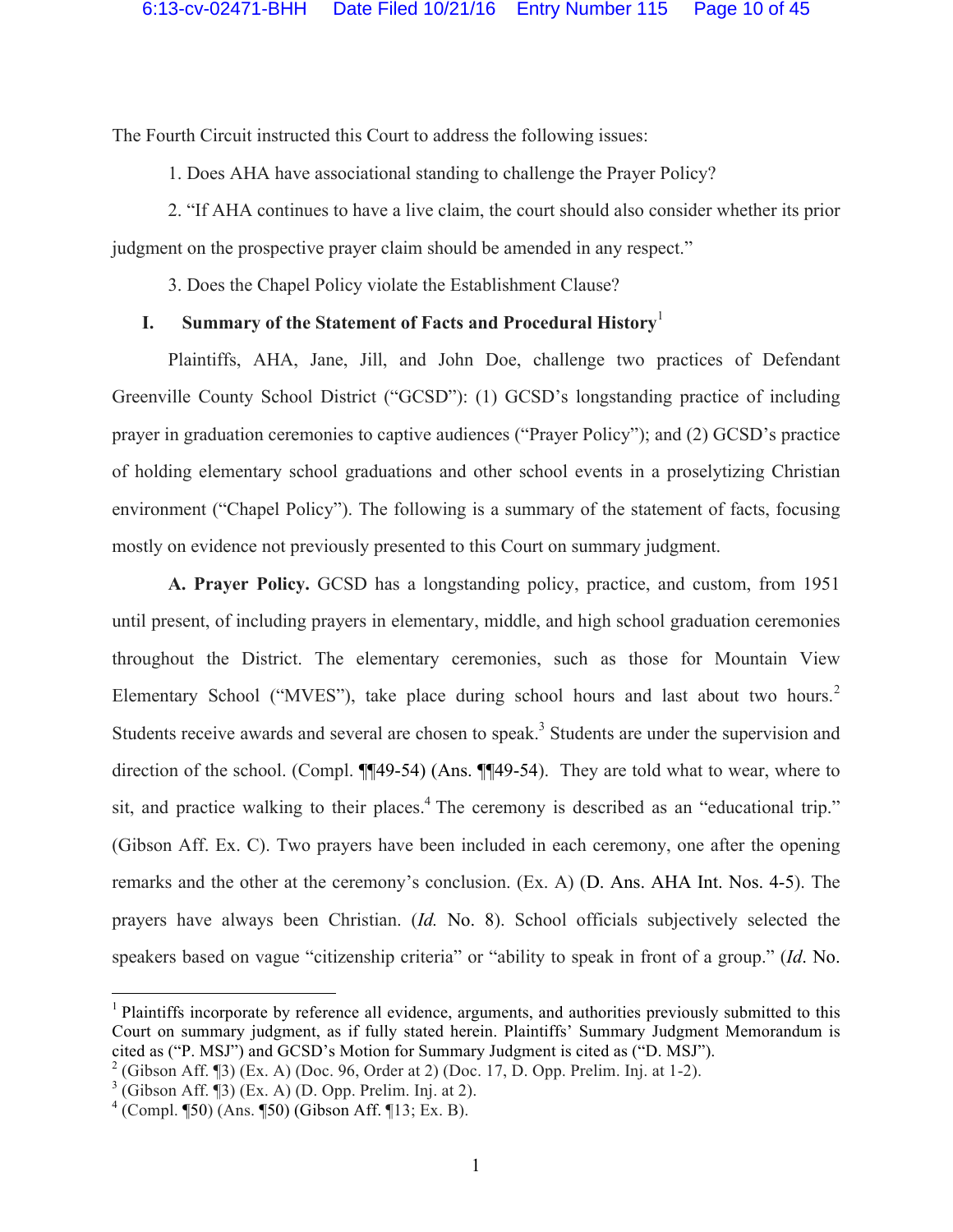The Fourth Circuit instructed this Court to address the following issues:

1. Does AHA have associational standing to challenge the Prayer Policy?

2. "If AHA continues to have a live claim, the court should also consider whether its prior judgment on the prospective prayer claim should be amended in any respect."

3. Does the Chapel Policy violate the Establishment Clause?

## I. Summary of the Statement of Facts and Procedural History[1]

Plaintiffs, AHA, Jane, Jill, and John Doe, challenge two practices of Defendant Greenville County School District ("GCSD"): (1) GCSD's longstanding practice of including prayer in graduation ceremonies to captive audiences ("Prayer Policy"); and (2) GCSD's practice of holding elementary school graduations and other school events in a proselytizing Christian environment ("Chapel Policy"). The following is a summary of the statement of facts, focusing mostly on evidence not previously presented to this Court on summary judgment.

**A. Prayer Policy.** GCSD has a longstanding policy, practice, and custom, from 1951 until present, of including prayers in elementary, middle, and high school graduation ceremonies throughout the District. The elementary ceremonies, such as those for Mountain View Elementary School ("MVES"), take place during school hours and last about two hours.[2] Students receive awards and several are chosen to speak.[3] Students are under the supervision and direction of the school. (Compl. ¶¶49-54) (Ans. ¶¶49-54). They are told what to wear, where to sit, and practice walking to their places.[4] The ceremony is described as an "educational trip." (Gibson Aff. Ex. C). Two prayers have been included in each ceremony, one after the opening remarks and the other at the ceremony's conclusion. (Ex. A) (D. Ans. AHA Int. Nos. 4-5). The prayers have always been Christian. (*Id.* No. 8). School officials subjectively selected the speakers based on vague "citizenship criteria" or "ability to speak in front of a group." (*Id*. No.

---

[1] Plaintiffs incorporate by reference all evidence, arguments, and authorities previously submitted to this Court on summary judgment, as if fully stated herein. Plaintiffs' Summary Judgment Memorandum is cited as ("P. MSJ") and GCSD's Motion for Summary Judgment is cited as ("D. MSJ").

[2] (Gibson Aff. ¶3) (Ex. A) (Doc. 96, Order at 2) (Doc. 17, D. Opp. Prelim. Inj. at 1-2).

[3] (Gibson Aff. ¶3) (Ex. A) (D. Opp. Prelim. Inj. at 2).

[4] (Compl. ¶50) (Ans. ¶50) (Gibson Aff. ¶13; Ex. B).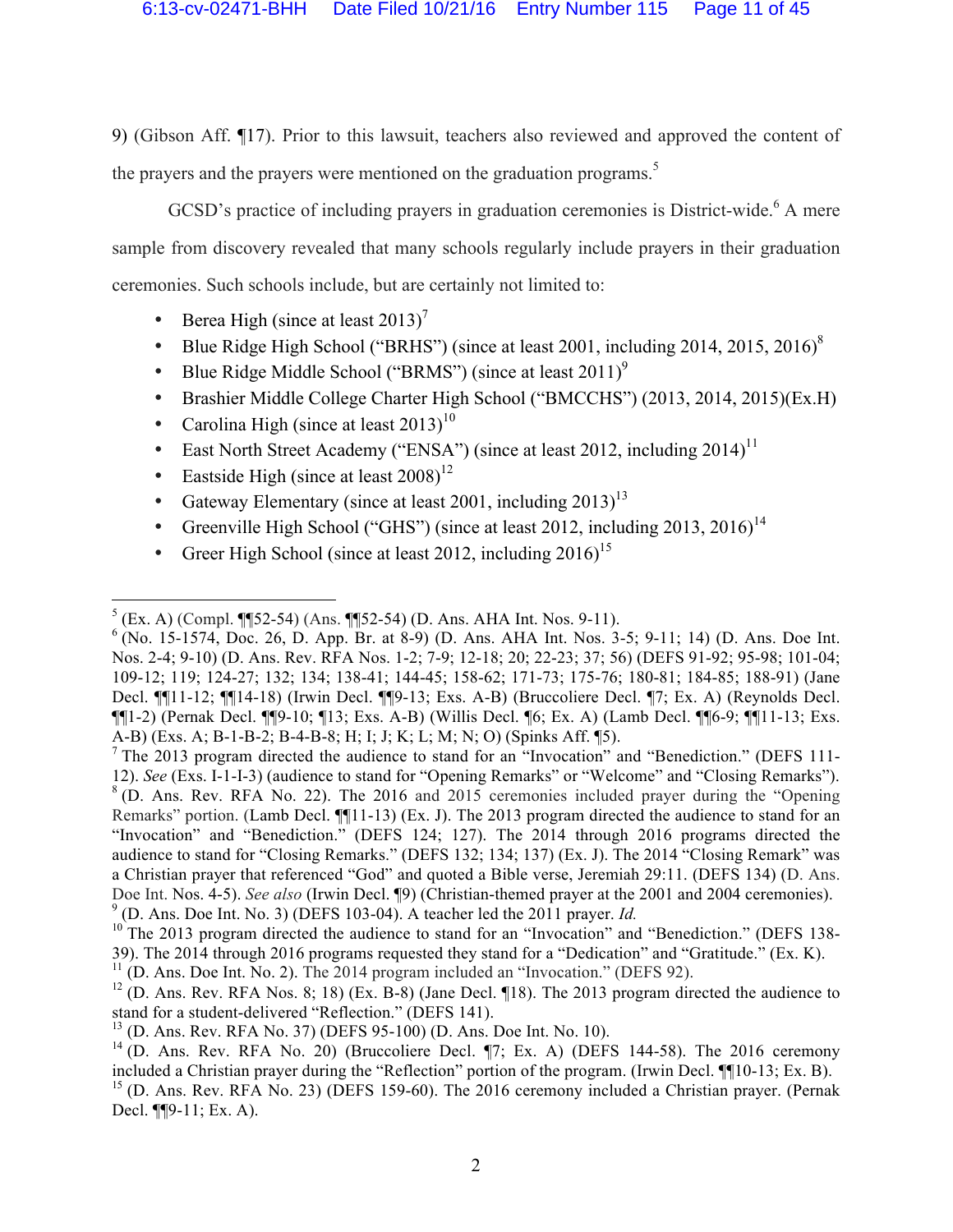9) (Gibson Aff. ¶17). Prior to this lawsuit, teachers also reviewed and approved the content of the prayers and the prayers were mentioned on the graduation programs.[5]

GCSD's practice of including prayers in graduation ceremonies is District-wide.[6] A mere sample from discovery revealed that many schools regularly include prayers in their graduation ceremonies. Such schools include, but are certainly not limited to:

- Berea High (since at least 2013)[7]
- Blue Ridge High School ("BRHS") (since at least 2001, including 2014, 2015, 2016)[8]
- Blue Ridge Middle School ("BRMS") (since at least 2011)[9]
- Brashier Middle College Charter High School ("BMCCHS") (2013, 2014, 2015)(Ex.H)
- Carolina High (since at least 2013)[10]
- East North Street Academy ("ENSA") (since at least 2012, including 2014)[11]
- Eastside High (since at least 2008)[12]
- Gateway Elementary (since at least 2001, including 2013)[13]
- Greenville High School ("GHS") (since at least 2012, including 2013, 2016)[14]
- Greer High School (since at least 2012, including 2016)[15]

---

[5] (Ex. A) (Compl. ¶¶52-54) (Ans. ¶¶52-54) (D. Ans. AHA Int. Nos. 9-11).

[6] (No. 15-1574, Doc. 26, D. App. Br. at 8-9) (D. Ans. AHA Int. Nos. 3-5; 9-11; 14) (D. Ans. Doe Int. Nos. 2-4; 9-10) (D. Ans. Rev. RFA Nos. 1-2; 7-9; 12-18; 20; 22-23; 37; 56) (DEFS 91-92; 95-98; 101-04; 109-12; 119; 124-27; 132; 134; 138-41; 144-45; 158-62; 171-73; 175-76; 180-81; 184-85; 188-91) (Jane Decl. ¶¶11-12; ¶¶14-18) (Irwin Decl. ¶¶9-13; Exs. A-B) (Bruccoliere Decl. ¶7; Ex. A) (Reynolds Decl. ¶¶1-2) (Pernak Decl. ¶¶9-10; ¶13; Exs. A-B) (Willis Decl. ¶6; Ex. A) (Lamb Decl. ¶¶6-9; ¶¶11-13; Exs. A-B) (Exs. A; B-1-B-2; B-4-B-8; H; I; J; K; L; M; N; O) (Spinks Aff. ¶5).

[7] The 2013 program directed the audience to stand for an "Invocation" and "Benediction." (DEFS 111-12). *See* (Exs. I-1-I-3) (audience to stand for "Opening Remarks" or "Welcome" and "Closing Remarks").

[8] (D. Ans. Rev. RFA No. 22). The 2016 and 2015 ceremonies included prayer during the "Opening Remarks" portion. (Lamb Decl. ¶¶11-13) (Ex. J). The 2013 program directed the audience to stand for an "Invocation" and "Benediction." (DEFS 124; 127). The 2014 through 2016 programs directed the audience to stand for "Closing Remarks." (DEFS 132; 134; 137) (Ex. J). The 2014 "Closing Remark" was a Christian prayer that referenced "God" and quoted a Bible verse, Jeremiah 29:11. (DEFS 134) (D. Ans. Doe Int. Nos. 4-5). *See also* (Irwin Decl. ¶9) (Christian-themed prayer at the 2001 and 2004 ceremonies).

[9] (D. Ans. Doe Int. No. 3) (DEFS 103-04). A teacher led the 2011 prayer. *Id.*

[10] The 2013 program directed the audience to stand for an "Invocation" and "Benediction." (DEFS 138-39). The 2014 through 2016 programs requested they stand for a "Dedication" and "Gratitude." (Ex. K).

[11] (D. Ans. Doe Int. No. 2). The 2014 program included an "Invocation." (DEFS 92).

[12] (D. Ans. Rev. RFA Nos. 8; 18) (Ex. B-8) (Jane Decl. ¶18). The 2013 program directed the audience to stand for a student-delivered "Reflection." (DEFS 141).

[13] (D. Ans. Rev. RFA No. 37) (DEFS 95-100) (D. Ans. Doe Int. No. 10).

[14] (D. Ans. Rev. RFA No. 20) (Bruccoliere Decl. ¶7; Ex. A) (DEFS 144-58). The 2016 ceremony included a Christian prayer during the "Reflection" portion of the program. (Irwin Decl. ¶¶10-13; Ex. B).

[15] (D. Ans. Rev. RFA No. 23) (DEFS 159-60). The 2016 ceremony included a Christian prayer. (Pernak Decl. ¶¶9-11; Ex. A).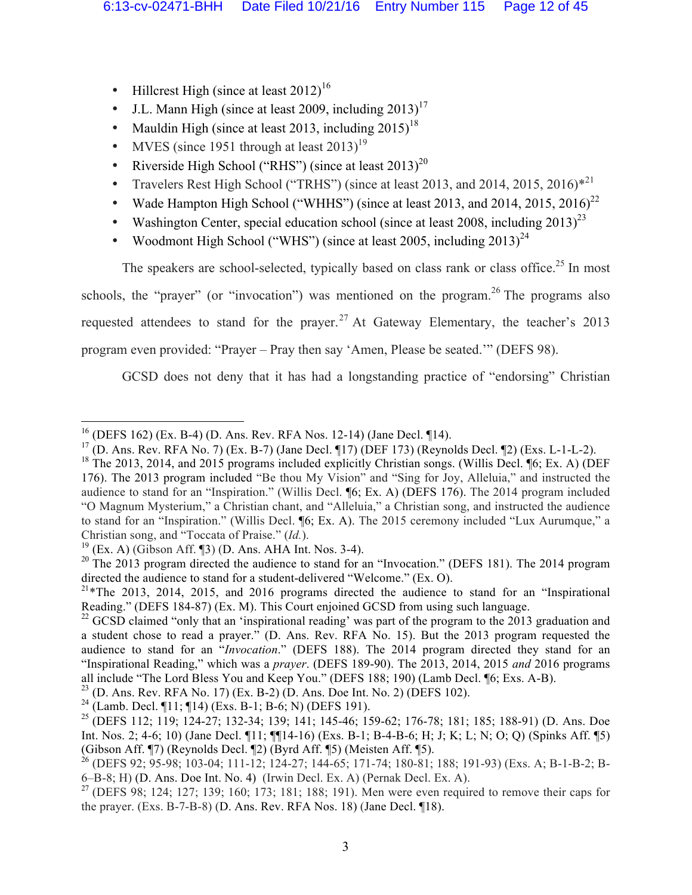- Hillcrest High (since at least 2012)[16]
- J.L. Mann High (since at least 2009, including 2013)[17]
- Mauldin High (since at least 2013, including 2015)[18]
- MVES (since 1951 through at least 2013)[19]
- Riverside High School ("RHS") (since at least 2013)[20]
- Travelers Rest High School ("TRHS") (since at least 2013, and 2014, 2015, 2016)*[21]
- Wade Hampton High School ("WHHS") (since at least 2013, and 2014, 2015, 2016)[22]
- Washington Center, special education school (since at least 2008, including 2013)[23]
- Woodmont High School ("WHS") (since at least 2005, including 2013)[24]

The speakers are school-selected, typically based on class rank or class office.[25] In most schools, the "prayer" (or "invocation") was mentioned on the program.[26] The programs also requested attendees to stand for the prayer.[27] At Gateway Elementary, the teacher's 2013 program even provided: "Prayer – Pray then say 'Amen, Please be seated.'" (DEFS 98).

GCSD does not deny that it has had a longstanding practice of "endorsing" Christian

---

[16] (DEFS 162) (Ex. B-4) (D. Ans. Rev. RFA Nos. 12-14) (Jane Decl. ¶14).

[17] (D. Ans. Rev. RFA No. 7) (Ex. B-7) (Jane Decl. ¶17) (DEF 173) (Reynolds Decl. ¶2) (Exs. L-1-L-2).

[18] The 2013, 2014, and 2015 programs included explicitly Christian songs. (Willis Decl. ¶6; Ex. A) (DEF 176). The 2013 program included "Be thou My Vision" and "Sing for Joy, Alleluia," and instructed the audience to stand for an "Inspiration." (Willis Decl. ¶6; Ex. A) (DEFS 176). The 2014 program included "O Magnum Mysterium," a Christian chant, and "Alleluia," a Christian song, and instructed the audience to stand for an "Inspiration." (Willis Decl. ¶6; Ex. A). The 2015 ceremony included "Lux Aurumque," a Christian song, and "Toccata of Praise." (*Id.*).

[19] (Ex. A) (Gibson Aff. ¶3) (D. Ans. AHA Int. Nos. 3-4).

[20] The 2013 program directed the audience to stand for an "Invocation." (DEFS 181). The 2014 program directed the audience to stand for a student-delivered "Welcome." (Ex. O).

[21] *The 2013, 2014, 2015, and 2016 programs directed the audience to stand for an "Inspirational Reading." (DEFS 184-87) (Ex. M). This Court enjoined GCSD from using such language.

[22] GCSD claimed "only that an 'inspirational reading' was part of the program to the 2013 graduation and a student chose to read a prayer." (D. Ans. Rev. RFA No. 15). But the 2013 program requested the audience to stand for an "*Invocation*." (DEFS 188). The 2014 program directed they stand for an "Inspirational Reading," which was a *prayer*. (DEFS 189-90). The 2013, 2014, 2015 *and* 2016 programs all include "The Lord Bless You and Keep You." (DEFS 188; 190) (Lamb Decl. ¶6; Exs. A-B).

[23] (D. Ans. Rev. RFA No. 17) (Ex. B-2) (D. Ans. Doe Int. No. 2) (DEFS 102).

[24] (Lamb. Decl. ¶11; ¶14) (Exs. B-1; B-6; N) (DEFS 191).

[25] (DEFS 112; 119; 124-27; 132-34; 139; 141; 145-46; 159-62; 176-78; 181; 185; 188-91) (D. Ans. Doe Int. Nos. 2; 4-6; 10) (Jane Decl. ¶11; ¶¶14-16) (Exs. B-1; B-4-B-6; H; J; K; L; N; O; Q) (Spinks Aff. ¶5) (Gibson Aff. ¶7) (Reynolds Decl. ¶2) (Byrd Aff. ¶5) (Meisten Aff. ¶5).

[26] (DEFS 92; 95-98; 103-04; 111-12; 124-27; 144-65; 171-74; 180-81; 188; 191-93) (Exs. A; B-1-B-2; B-6–B-8; H) (D. Ans. Doe Int. No. 4) (Irwin Decl. Ex. A) (Pernak Decl. Ex. A).

[27] (DEFS 98; 124; 127; 139; 160; 173; 181; 188; 191). Men were even required to remove their caps for the prayer. (Exs. B-7-B-8) (D. Ans. Rev. RFA Nos. 18) (Jane Decl. ¶18).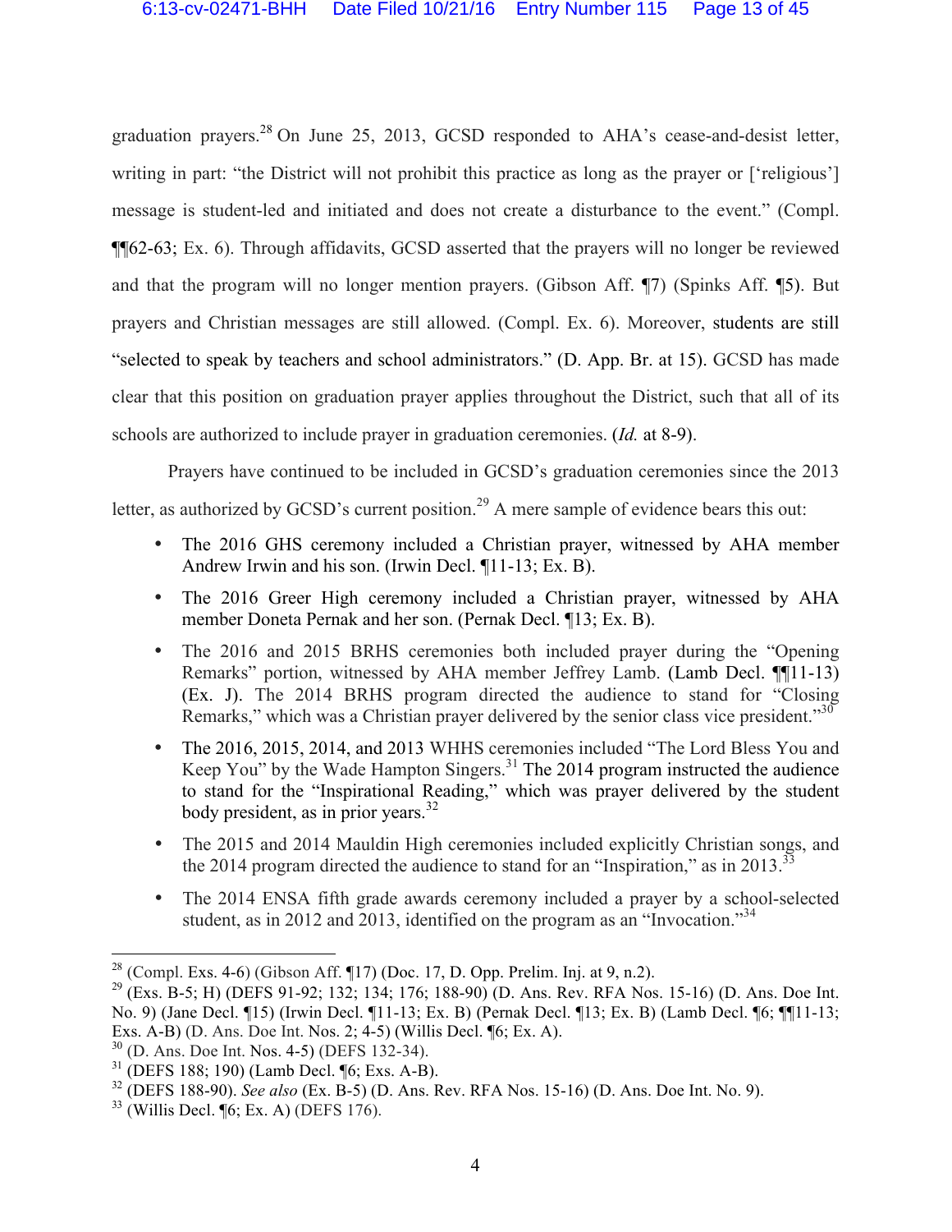graduation prayers.[28] On June 25, 2013, GCSD responded to AHA's cease-and-desist letter, writing in part: "the District will not prohibit this practice as long as the prayer or ['religious'] message is student-led and initiated and does not create a disturbance to the event." (Compl. ¶¶62-63; Ex. 6). Through affidavits, GCSD asserted that the prayers will no longer be reviewed and that the program will no longer mention prayers. (Gibson Aff. ¶7) (Spinks Aff. ¶5). But prayers and Christian messages are still allowed. (Compl. Ex. 6). Moreover, students are still "selected to speak by teachers and school administrators." (D. App. Br. at 15). GCSD has made clear that this position on graduation prayer applies throughout the District, such that all of its schools are authorized to include prayer in graduation ceremonies. (*Id.* at 8-9).

Prayers have continued to be included in GCSD's graduation ceremonies since the 2013 letter, as authorized by GCSD's current position.[29] A mere sample of evidence bears this out:

- The 2016 GHS ceremony included a Christian prayer, witnessed by AHA member Andrew Irwin and his son. (Irwin Decl. ¶11-13; Ex. B).
- The 2016 Greer High ceremony included a Christian prayer, witnessed by AHA member Doneta Pernak and her son. (Pernak Decl. ¶13; Ex. B).
- The 2016 and 2015 BRHS ceremonies both included prayer during the "Opening Remarks" portion, witnessed by AHA member Jeffrey Lamb. (Lamb Decl. ¶¶11-13) (Ex. J). The 2014 BRHS program directed the audience to stand for "Closing Remarks," which was a Christian prayer delivered by the senior class vice president."[30]
- The 2016, 2015, 2014, and 2013 WHHS ceremonies included "The Lord Bless You and Keep You" by the Wade Hampton Singers.[31] The 2014 program instructed the audience to stand for the "Inspirational Reading," which was prayer delivered by the student body president, as in prior years.[32]
- The 2015 and 2014 Mauldin High ceremonies included explicitly Christian songs, and the 2014 program directed the audience to stand for an "Inspiration," as in 2013.[33]
- The 2014 ENSA fifth grade awards ceremony included a prayer by a school-selected student, as in 2012 and 2013, identified on the program as an "Invocation."[34]

---

[28] (Compl. Exs. 4-6) (Gibson Aff. ¶17) (Doc. 17, D. Opp. Prelim. Inj. at 9, n.2).

[29] (Exs. B-5; H) (DEFS 91-92; 132; 134; 176; 188-90) (D. Ans. Rev. RFA Nos. 15-16) (D. Ans. Doe Int. No. 9) (Jane Decl. ¶15) (Irwin Decl. ¶11-13; Ex. B) (Pernak Decl. ¶13; Ex. B) (Lamb Decl. ¶6; ¶¶11-13; Exs. A-B) (D. Ans. Doe Int. Nos. 2; 4-5) (Willis Decl. ¶6; Ex. A).

[30] (D. Ans. Doe Int. Nos. 4-5) (DEFS 132-34).

[31] (DEFS 188; 190) (Lamb Decl. ¶6; Exs. A-B).

[32] (DEFS 188-90). *See also* (Ex. B-5) (D. Ans. Rev. RFA Nos. 15-16) (D. Ans. Doe Int. No. 9).

[33] (Willis Decl. ¶6; Ex. A) (DEFS 176).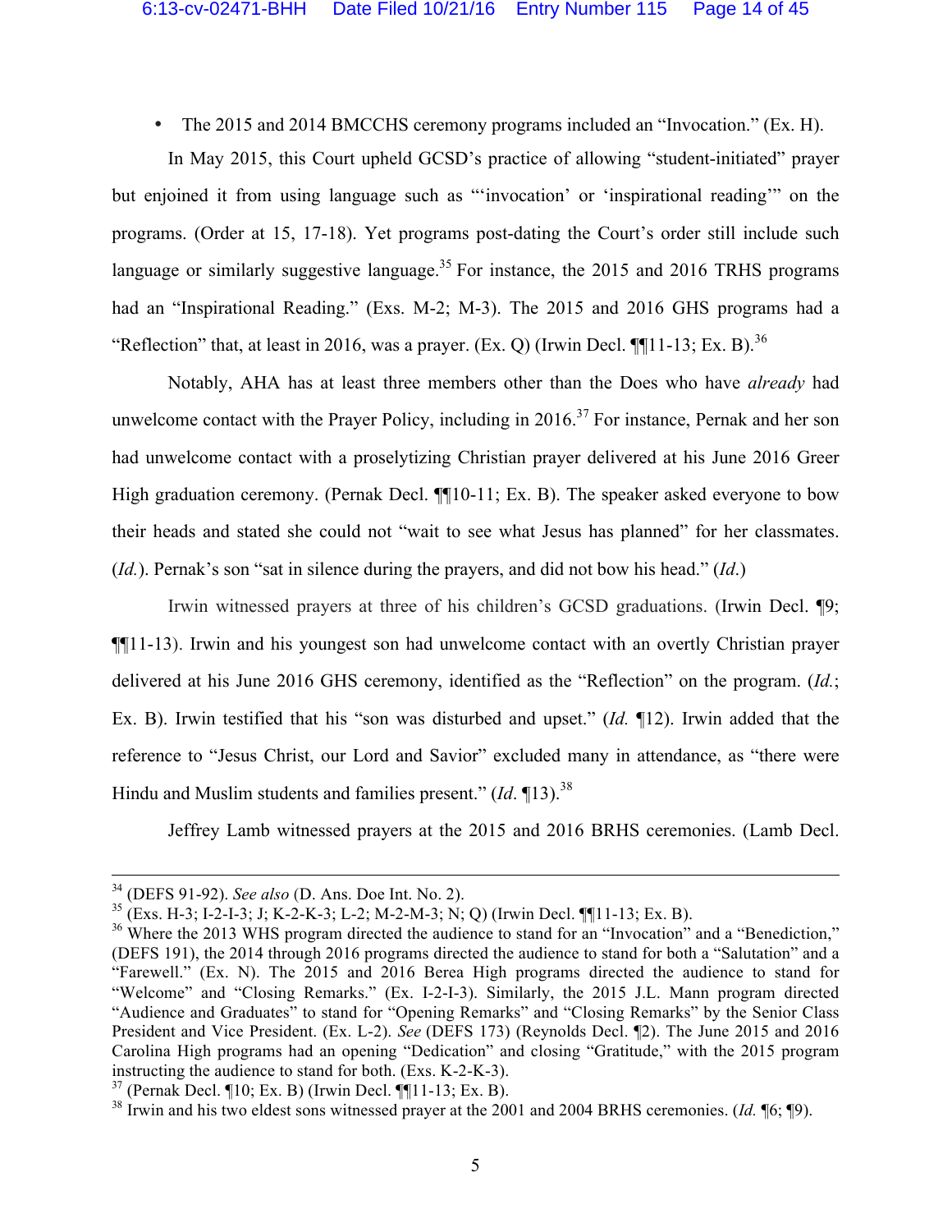- The 2015 and 2014 BMCCHS ceremony programs included an "Invocation." (Ex. H).

In May 2015, this Court upheld GCSD's practice of allowing "student-initiated" prayer but enjoined it from using language such as "'invocation' or 'inspirational reading'" on the programs. (Order at 15, 17-18). Yet programs post-dating the Court's order still include such language or similarly suggestive language.[35] For instance, the 2015 and 2016 TRHS programs had an "Inspirational Reading." (Exs. M-2; M-3). The 2015 and 2016 GHS programs had a "Reflection" that, at least in 2016, was a prayer. (Ex. Q) (Irwin Decl. ¶¶11-13; Ex. B).[36]

Notably, AHA has at least three members other than the Does who have *already* had unwelcome contact with the Prayer Policy, including in 2016.[37] For instance, Pernak and her son had unwelcome contact with a proselytizing Christian prayer delivered at his June 2016 Greer High graduation ceremony. (Pernak Decl. ¶¶10-11; Ex. B). The speaker asked everyone to bow their heads and stated she could not "wait to see what Jesus has planned" for her classmates. (*Id.*). Pernak's son "sat in silence during the prayers, and did not bow his head." (*Id.*)

Irwin witnessed prayers at three of his children's GCSD graduations. (Irwin Decl. ¶9; ¶¶11-13). Irwin and his youngest son had unwelcome contact with an overtly Christian prayer delivered at his June 2016 GHS ceremony, identified as the "Reflection" on the program. (*Id.*; Ex. B). Irwin testified that his "son was disturbed and upset." (*Id.* ¶12). Irwin added that the reference to "Jesus Christ, our Lord and Savior" excluded many in attendance, as "there were Hindu and Muslim students and families present." (*Id*. ¶13).[38]

Jeffrey Lamb witnessed prayers at the 2015 and 2016 BRHS ceremonies. (Lamb Decl.

---

[34] (DEFS 91-92). *See also* (D. Ans. Doe Int. No. 2).

[35] (Exs. H-3; I-2-I-3; J; K-2-K-3; L-2; M-2-M-3; N; Q) (Irwin Decl. ¶¶11-13; Ex. B).

[36] Where the 2013 WHS program directed the audience to stand for an "Invocation" and a "Benediction," (DEFS 191), the 2014 through 2016 programs directed the audience to stand for both a "Salutation" and a "Farewell." (Ex. N). The 2015 and 2016 Berea High programs directed the audience to stand for "Welcome" and "Closing Remarks." (Ex. I-2-I-3). Similarly, the 2015 J.L. Mann program directed "Audience and Graduates" to stand for "Opening Remarks" and "Closing Remarks" by the Senior Class President and Vice President. (Ex. L-2). *See* (DEFS 173) (Reynolds Decl. ¶2). The June 2015 and 2016 Carolina High programs had an opening "Dedication" and closing "Gratitude," with the 2015 program instructing the audience to stand for both. (Exs. K-2-K-3).

[37] (Pernak Decl. ¶10; Ex. B) (Irwin Decl. ¶¶11-13; Ex. B).

[38] Irwin and his two eldest sons witnessed prayer at the 2001 and 2004 BRHS ceremonies. (*Id.* ¶6; ¶9).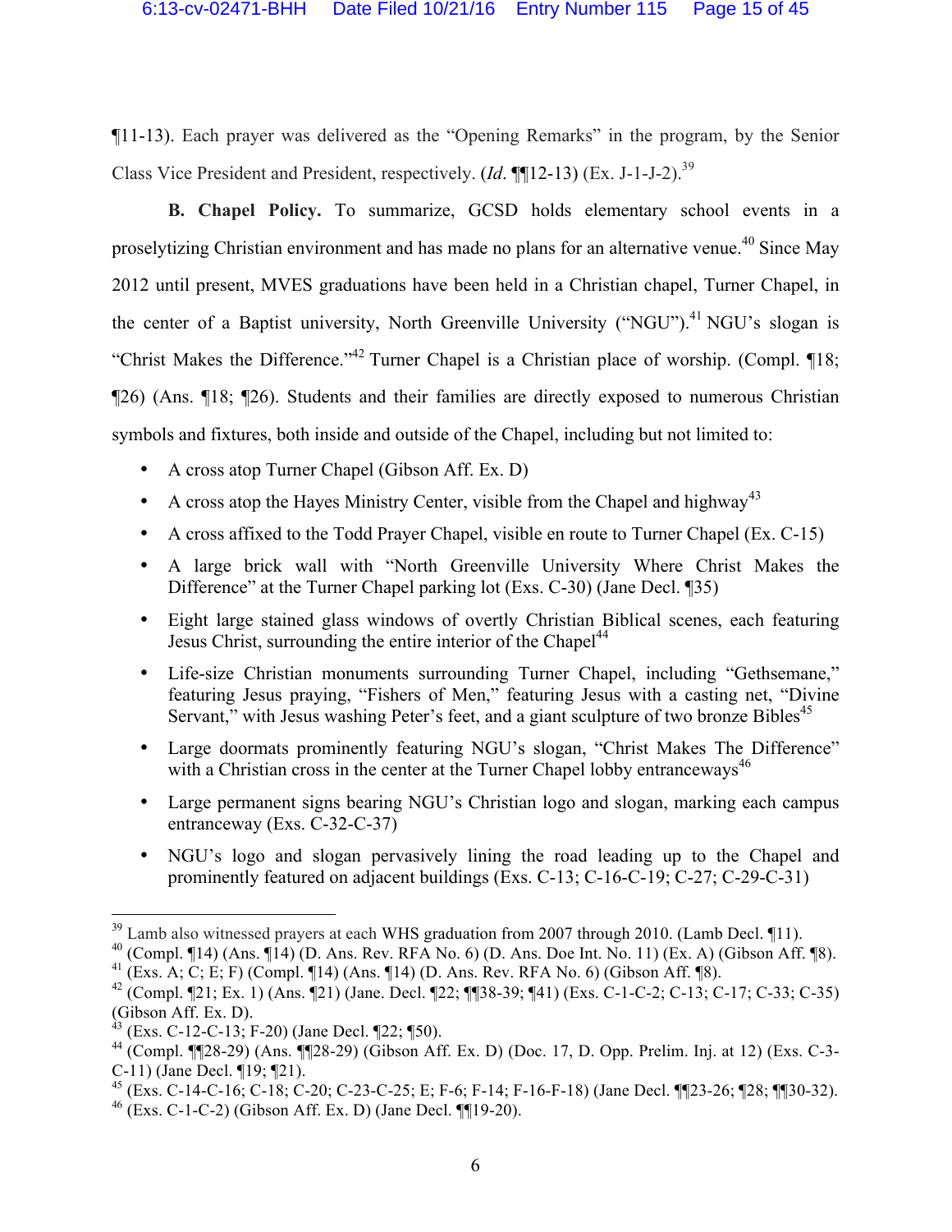¶11-13). Each prayer was delivered as the "Opening Remarks" in the program, by the Senior Class Vice President and President, respectively. (*Id.* ¶¶12-13) (Ex. J-1-J-2).[39]

**B. Chapel Policy.** To summarize, GCSD holds elementary school events in a proselytizing Christian environment and has made no plans for an alternative venue.[40] Since May 2012 until present, MVES graduations have been held in a Christian chapel, Turner Chapel, in the center of a Baptist university, North Greenville University ("NGU").[41] NGU's slogan is "Christ Makes the Difference."[42] Turner Chapel is a Christian place of worship. (Compl. ¶18; ¶26) (Ans. ¶18; ¶26). Students and their families are directly exposed to numerous Christian symbols and fixtures, both inside and outside of the Chapel, including but not limited to:

- A cross atop Turner Chapel (Gibson Aff. Ex. D)
- A cross atop the Hayes Ministry Center, visible from the Chapel and highway[43]
- A cross affixed to the Todd Prayer Chapel, visible en route to Turner Chapel (Ex. C-15)
- A large brick wall with "North Greenville University Where Christ Makes the Difference" at the Turner Chapel parking lot (Exs. C-30) (Jane Decl. ¶35)
- Eight large stained glass windows of overtly Christian Biblical scenes, each featuring Jesus Christ, surrounding the entire interior of the Chapel[44]
- Life-size Christian monuments surrounding Turner Chapel, including "Gethsemane," featuring Jesus praying, "Fishers of Men," featuring Jesus with a casting net, "Divine Servant," with Jesus washing Peter's feet, and a giant sculpture of two bronze Bibles[45]
- Large doormats prominently featuring NGU's slogan, "Christ Makes The Difference" with a Christian cross in the center at the Turner Chapel lobby entranceways[46]
- Large permanent signs bearing NGU's Christian logo and slogan, marking each campus entranceway (Exs. C-32-C-37)
- NGU's logo and slogan pervasively lining the road leading up to the Chapel and prominently featured on adjacent buildings (Exs. C-13; C-16-C-19; C-27; C-29-C-31)

---

[39] Lamb also witnessed prayers at each WHS graduation from 2007 through 2010. (Lamb Decl. ¶11).
[40] (Compl. ¶14) (Ans. ¶14) (D. Ans. Rev. RFA No. 6) (D. Ans. Doe Int. No. 11) (Ex. A) (Gibson Aff. ¶8).
[41] (Exs. A; C; E; F) (Compl. ¶14) (Ans. ¶14) (D. Ans. Rev. RFA No. 6) (Gibson Aff. ¶8).
[42] (Compl. ¶21; Ex. 1) (Ans. ¶21) (Jane. Decl. ¶22; ¶¶38-39; ¶41) (Exs. C-1-C-2; C-13; C-17; C-33; C-35) (Gibson Aff. Ex. D).
[43] (Exs. C-12-C-13; F-20) (Jane Decl. ¶22; ¶50).
[44] (Compl. ¶¶28-29) (Ans. ¶¶28-29) (Gibson Aff. Ex. D) (Doc. 17, D. Opp. Prelim. Inj. at 12) (Exs. C-3-C-11) (Jane Decl. ¶19; ¶21).
[45] (Exs. C-14-C-16; C-18; C-20; C-23-C-25; E; F-6; F-14; F-16-F-18) (Jane Decl. ¶¶23-26; ¶28; ¶¶30-32).
[46] (Exs. C-1-C-2) (Gibson Aff. Ex. D) (Jane Decl. ¶¶19-20).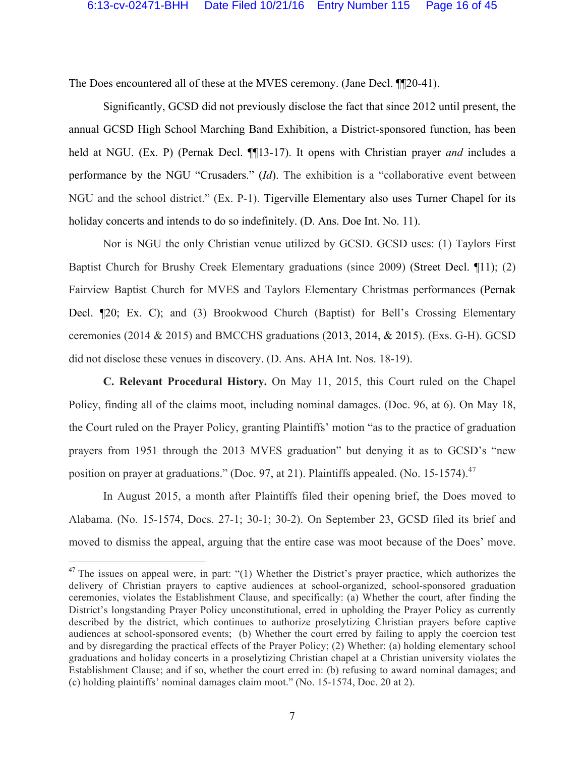The Does encountered all of these at the MVES ceremony. (Jane Decl. ¶¶20-41).

Significantly, GCSD did not previously disclose the fact that since 2012 until present, the annual GCSD High School Marching Band Exhibition, a District-sponsored function, has been held at NGU. (Ex. P) (Pernak Decl. ¶¶13-17). It opens with Christian prayer *and* includes a performance by the NGU "Crusaders." (*Id*). The exhibition is a "collaborative event between NGU and the school district." (Ex. P-1). Tigerville Elementary also uses Turner Chapel for its holiday concerts and intends to do so indefinitely. (D. Ans. Doe Int. No. 11).

Nor is NGU the only Christian venue utilized by GCSD. GCSD uses: (1) Taylors First Baptist Church for Brushy Creek Elementary graduations (since 2009) (Street Decl. ¶11); (2) Fairview Baptist Church for MVES and Taylors Elementary Christmas performances (Pernak Decl. ¶20; Ex. C); and (3) Brookwood Church (Baptist) for Bell's Crossing Elementary ceremonies (2014 & 2015) and BMCCHS graduations (2013, 2014, & 2015). (Exs. G-H). GCSD did not disclose these venues in discovery. (D. Ans. AHA Int. Nos. 18-19).

**C. Relevant Procedural History.** On May 11, 2015, this Court ruled on the Chapel Policy, finding all of the claims moot, including nominal damages. (Doc. 96, at 6). On May 18, the Court ruled on the Prayer Policy, granting Plaintiffs' motion "as to the practice of graduation prayers from 1951 through the 2013 MVES graduation" but denying it as to GCSD's "new position on prayer at graduations." (Doc. 97, at 21). Plaintiffs appealed. (No. 15-1574).[47]

In August 2015, a month after Plaintiffs filed their opening brief, the Does moved to Alabama. (No. 15-1574, Docs. 27-1; 30-1; 30-2). On September 23, GCSD filed its brief and moved to dismiss the appeal, arguing that the entire case was moot because of the Does' move.

---

[47] The issues on appeal were, in part: "(1) Whether the District's prayer practice, which authorizes the delivery of Christian prayers to captive audiences at school-organized, school-sponsored graduation ceremonies, violates the Establishment Clause, and specifically: (a) Whether the court, after finding the District's longstanding Prayer Policy unconstitutional, erred in upholding the Prayer Policy as currently described by the district, which continues to authorize proselytizing Christian prayers before captive audiences at school-sponsored events; (b) Whether the court erred by failing to apply the coercion test and by disregarding the practical effects of the Prayer Policy; (2) Whether: (a) holding elementary school graduations and holiday concerts in a proselytizing Christian chapel at a Christian university violates the Establishment Clause; and if so, whether the court erred in: (b) refusing to award nominal damages; and (c) holding plaintiffs' nominal damages claim moot." (No. 15-1574, Doc. 20 at 2).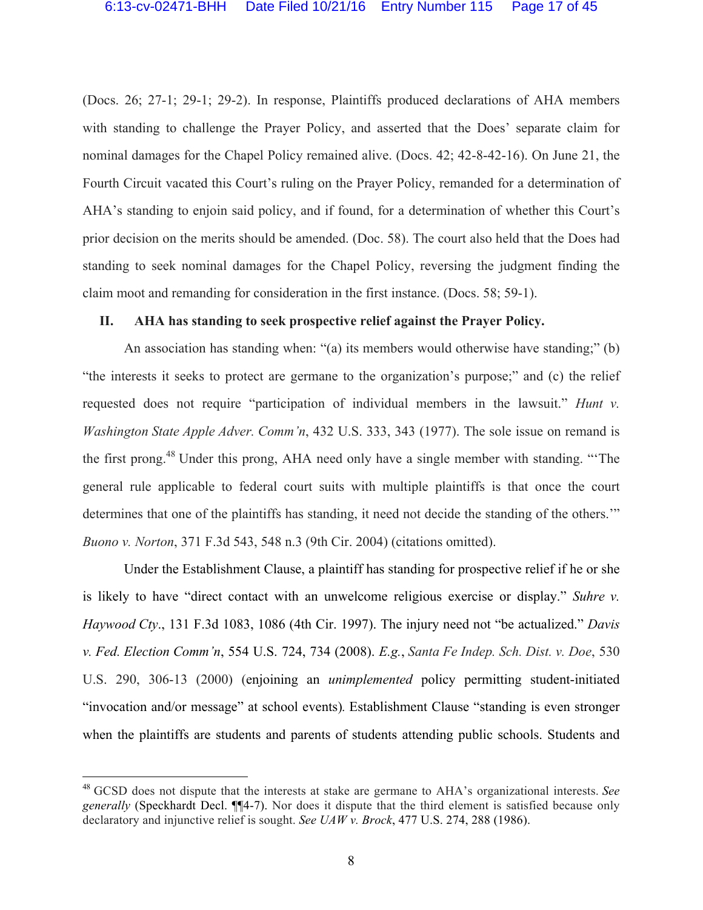(Docs. 26; 27-1; 29-1; 29-2). In response, Plaintiffs produced declarations of AHA members with standing to challenge the Prayer Policy, and asserted that the Does' separate claim for nominal damages for the Chapel Policy remained alive. (Docs. 42; 42-8-42-16). On June 21, the Fourth Circuit vacated this Court's ruling on the Prayer Policy, remanded for a determination of AHA's standing to enjoin said policy, and if found, for a determination of whether this Court's prior decision on the merits should be amended. (Doc. 58). The court also held that the Does had standing to seek nominal damages for the Chapel Policy, reversing the judgment finding the claim moot and remanding for consideration in the first instance. (Docs. 58; 59-1).

## II. AHA has standing to seek prospective relief against the Prayer Policy.

An association has standing when: "(a) its members would otherwise have standing;" (b) "the interests it seeks to protect are germane to the organization's purpose;" and (c) the relief requested does not require "participation of individual members in the lawsuit." *Hunt v. Washington State Apple Adver. Comm'n*, 432 U.S. 333, 343 (1977). The sole issue on remand is the first prong.[48] Under this prong, AHA need only have a single member with standing. "'The general rule applicable to federal court suits with multiple plaintiffs is that once the court determines that one of the plaintiffs has standing, it need not decide the standing of the others.'" *Buono v. Norton*, 371 F.3d 543, 548 n.3 (9th Cir. 2004) (citations omitted).

Under the Establishment Clause, a plaintiff has standing for prospective relief if he or she is likely to have "direct contact with an unwelcome religious exercise or display." *Suhre v. Haywood Cty*., 131 F.3d 1083, 1086 (4th Cir. 1997). The injury need not "be actualized." *Davis v. Fed. Election Comm'n*, 554 U.S. 724, 734 (2008). *E.g.*, *Santa Fe Indep. Sch. Dist. v. Doe*, 530 U.S. 290, 306-13 (2000) (enjoining an *unimplemented* policy permitting student-initiated "invocation and/or message" at school events). Establishment Clause "standing is even stronger when the plaintiffs are students and parents of students attending public schools. Students and

---

[48] GCSD does not dispute that the interests at stake are germane to AHA's organizational interests. *See generally* (Speckhardt Decl. ¶¶4-7). Nor does it dispute that the third element is satisfied because only declaratory and injunctive relief is sought. *See UAW v. Brock*, 477 U.S. 274, 288 (1986).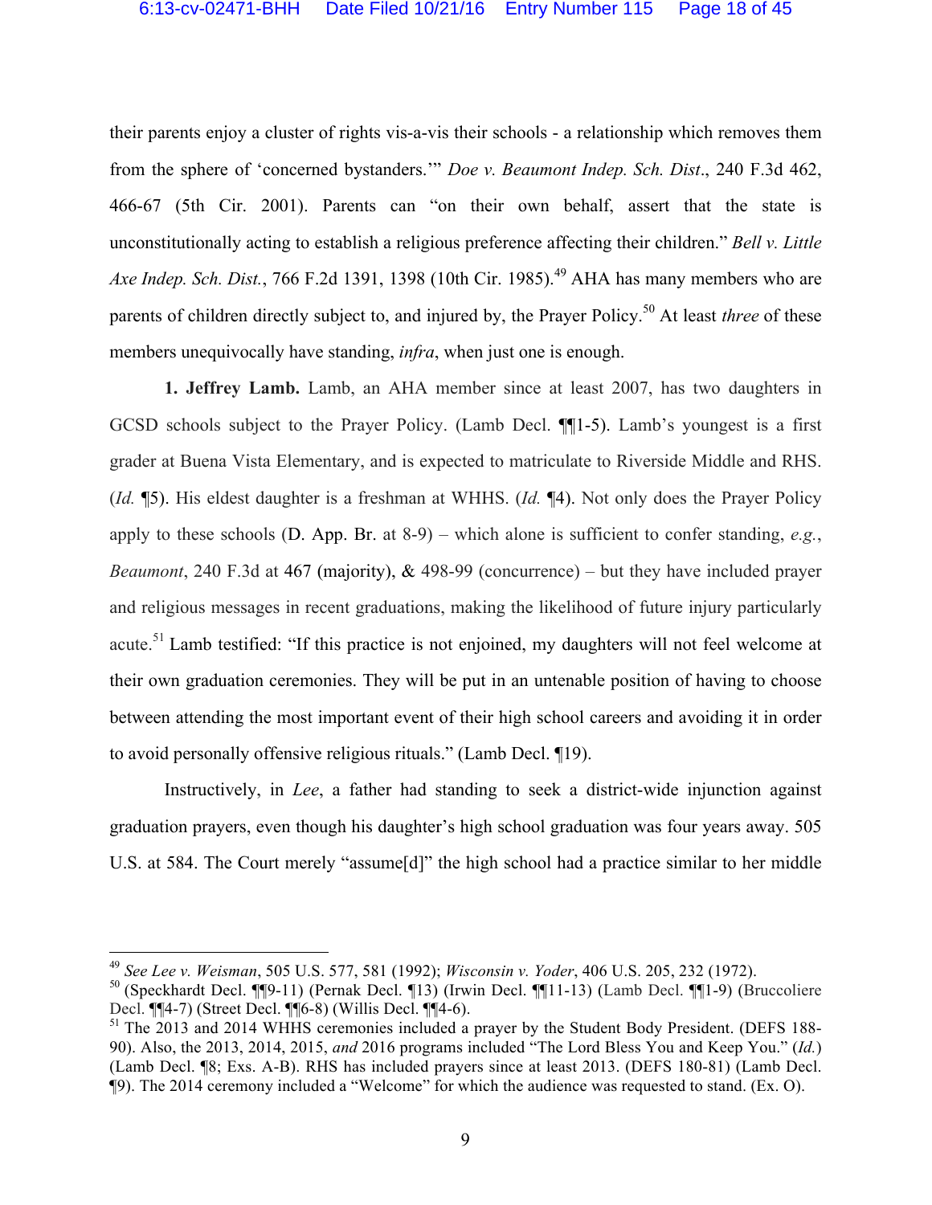their parents enjoy a cluster of rights vis-a-vis their schools - a relationship which removes them from the sphere of 'concerned bystanders.'" *Doe v. Beaumont Indep. Sch. Dist*., 240 F.3d 462, 466-67 (5th Cir. 2001). Parents can "on their own behalf, assert that the state is unconstitutionally acting to establish a religious preference affecting their children." *Bell v. Little Axe Indep. Sch. Dist.*, 766 F.2d 1391, 1398 (10th Cir. 1985).[49] AHA has many members who are parents of children directly subject to, and injured by, the Prayer Policy.[50] At least *three* of these members unequivocally have standing, *infra*, when just one is enough.

**1. Jeffrey Lamb.** Lamb, an AHA member since at least 2007, has two daughters in GCSD schools subject to the Prayer Policy. (Lamb Decl. ¶¶1-5). Lamb's youngest is a first grader at Buena Vista Elementary, and is expected to matriculate to Riverside Middle and RHS. (*Id.* ¶5). His eldest daughter is a freshman at WHHS. (*Id.* ¶4). Not only does the Prayer Policy apply to these schools (D. App. Br. at 8-9) – which alone is sufficient to confer standing, *e.g.*, *Beaumont*, 240 F.3d at 467 (majority), & 498-99 (concurrence) – but they have included prayer and religious messages in recent graduations, making the likelihood of future injury particularly acute.[51] Lamb testified: "If this practice is not enjoined, my daughters will not feel welcome at their own graduation ceremonies. They will be put in an untenable position of having to choose between attending the most important event of their high school careers and avoiding it in order to avoid personally offensive religious rituals." (Lamb Decl. ¶19).

Instructively, in *Lee*, a father had standing to seek a district-wide injunction against graduation prayers, even though his daughter's high school graduation was four years away. 505 U.S. at 584. The Court merely "assume[d]" the high school had a practice similar to her middle

---

[49] *See Lee v. Weisman*, 505 U.S. 577, 581 (1992); *Wisconsin v. Yoder*, 406 U.S. 205, 232 (1972).

[50] (Speckhardt Decl. ¶¶9-11) (Pernak Decl. ¶13) (Irwin Decl. ¶¶11-13) (Lamb Decl. ¶¶1-9) (Bruccoliere Decl. ¶¶4-7) (Street Decl. ¶¶6-8) (Willis Decl. ¶¶4-6).

[51] The 2013 and 2014 WHHS ceremonies included a prayer by the Student Body President. (DEFS 188-90). Also, the 2013, 2014, 2015, *and* 2016 programs included "The Lord Bless You and Keep You." (*Id.*) (Lamb Decl. ¶8; Exs. A-B). RHS has included prayers since at least 2013. (DEFS 180-81) (Lamb Decl. ¶9). The 2014 ceremony included a "Welcome" for which the audience was requested to stand. (Ex. O).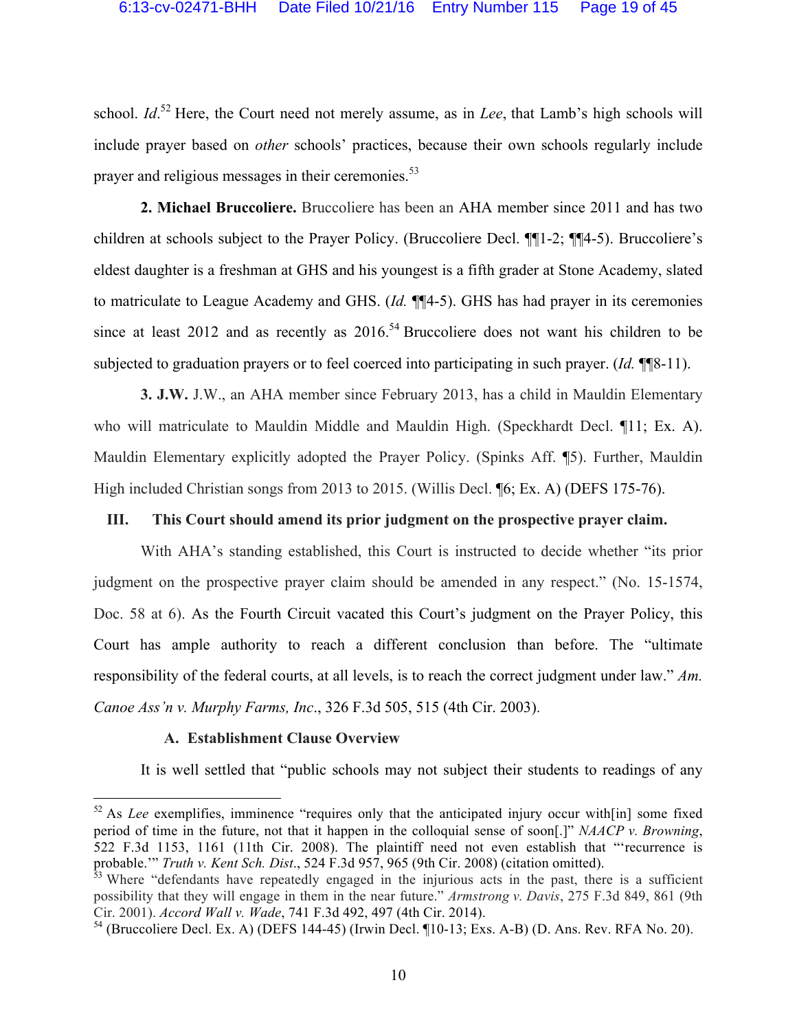school. *Id*.[52] Here, the Court need not merely assume, as in *Lee*, that Lamb's high schools will include prayer based on *other* schools' practices, because their own schools regularly include prayer and religious messages in their ceremonies.[53]

**2. Michael Bruccoliere.** Bruccoliere has been an AHA member since 2011 and has two children at schools subject to the Prayer Policy. (Bruccoliere Decl. ¶¶1-2; ¶¶4-5). Bruccoliere's eldest daughter is a freshman at GHS and his youngest is a fifth grader at Stone Academy, slated to matriculate to League Academy and GHS. (*Id.* ¶¶4-5). GHS has had prayer in its ceremonies since at least 2012 and as recently as 2016.[54] Bruccoliere does not want his children to be subjected to graduation prayers or to feel coerced into participating in such prayer. (*Id.* ¶¶8-11).

**3. J.W.** J.W., an AHA member since February 2013, has a child in Mauldin Elementary who will matriculate to Mauldin Middle and Mauldin High. (Speckhardt Decl. ¶11; Ex. A). Mauldin Elementary explicitly adopted the Prayer Policy. (Spinks Aff. ¶5). Further, Mauldin High included Christian songs from 2013 to 2015. (Willis Decl. ¶6; Ex. A) (DEFS 175-76).

## III. This Court should amend its prior judgment on the prospective prayer claim.

With AHA's standing established, this Court is instructed to decide whether "its prior judgment on the prospective prayer claim should be amended in any respect." (No. 15-1574, Doc. 58 at 6). As the Fourth Circuit vacated this Court's judgment on the Prayer Policy, this Court has ample authority to reach a different conclusion than before. The "ultimate responsibility of the federal courts, at all levels, is to reach the correct judgment under law." *Am. Canoe Ass'n v. Murphy Farms, Inc*., 326 F.3d 505, 515 (4th Cir. 2003).

### A. Establishment Clause Overview

It is well settled that "public schools may not subject their students to readings of any

---

[52] As *Lee* exemplifies, imminence "requires only that the anticipated injury occur with[in] some fixed period of time in the future, not that it happen in the colloquial sense of soon[.]" *NAACP v. Browning*, 522 F.3d 1153, 1161 (11th Cir. 2008). The plaintiff need not even establish that "'recurrence is probable.'" *Truth v. Kent Sch. Dist*., 524 F.3d 957, 965 (9th Cir. 2008) (citation omitted).

[53] Where "defendants have repeatedly engaged in the injurious acts in the past, there is a sufficient possibility that they will engage in them in the near future." *Armstrong v. Davis*, 275 F.3d 849, 861 (9th Cir. 2001). *Accord Wall v. Wade*, 741 F.3d 492, 497 (4th Cir. 2014).

[54] (Bruccoliere Decl. Ex. A) (DEFS 144-45) (Irwin Decl. ¶10-13; Exs. A-B) (D. Ans. Rev. RFA No. 20).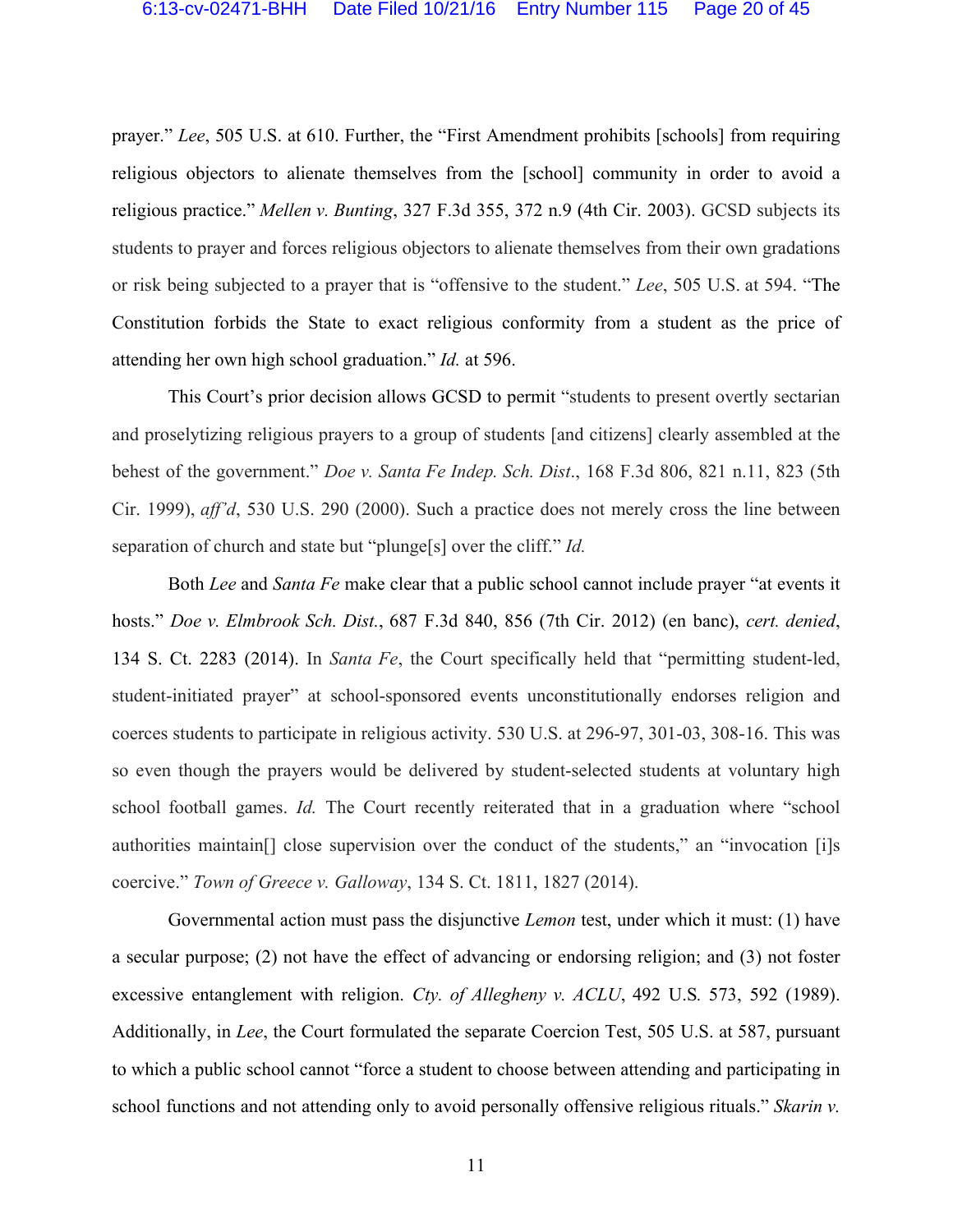prayer." *Lee*, 505 U.S. at 610. Further, the "First Amendment prohibits [schools] from requiring religious objectors to alienate themselves from the [school] community in order to avoid a religious practice." *Mellen v. Bunting*, 327 F.3d 355, 372 n.9 (4th Cir. 2003). GCSD subjects its students to prayer and forces religious objectors to alienate themselves from their own gradations or risk being subjected to a prayer that is "offensive to the student." *Lee*, 505 U.S. at 594. "The Constitution forbids the State to exact religious conformity from a student as the price of attending her own high school graduation." *Id.* at 596.

This Court's prior decision allows GCSD to permit "students to present overtly sectarian and proselytizing religious prayers to a group of students [and citizens] clearly assembled at the behest of the government." *Doe v. Santa Fe Indep. Sch. Dist*., 168 F.3d 806, 821 n.11, 823 (5th Cir. 1999), *aff'd*, 530 U.S. 290 (2000). Such a practice does not merely cross the line between separation of church and state but "plunge[s] over the cliff." *Id.*

Both *Lee* and *Santa Fe* make clear that a public school cannot include prayer "at events it hosts." *Doe v. Elmbrook Sch. Dist.*, 687 F.3d 840, 856 (7th Cir. 2012) (en banc), *cert. denied*, 134 S. Ct. 2283 (2014). In *Santa Fe*, the Court specifically held that "permitting student-led, student-initiated prayer" at school-sponsored events unconstitutionally endorses religion and coerces students to participate in religious activity. 530 U.S. at 296-97, 301-03, 308-16. This was so even though the prayers would be delivered by student-selected students at voluntary high school football games. *Id.* The Court recently reiterated that in a graduation where "school authorities maintain[] close supervision over the conduct of the students," an "invocation [i]s coercive." *Town of Greece v. Galloway*, 134 S. Ct. 1811, 1827 (2014).

Governmental action must pass the disjunctive *Lemon* test, under which it must: (1) have a secular purpose; (2) not have the effect of advancing or endorsing religion; and (3) not foster excessive entanglement with religion. *Cty. of Allegheny v. ACLU*, 492 U.S. 573, 592 (1989). Additionally, in *Lee*, the Court formulated the separate Coercion Test, 505 U.S. at 587, pursuant to which a public school cannot "force a student to choose between attending and participating in school functions and not attending only to avoid personally offensive religious rituals." *Skarin v.*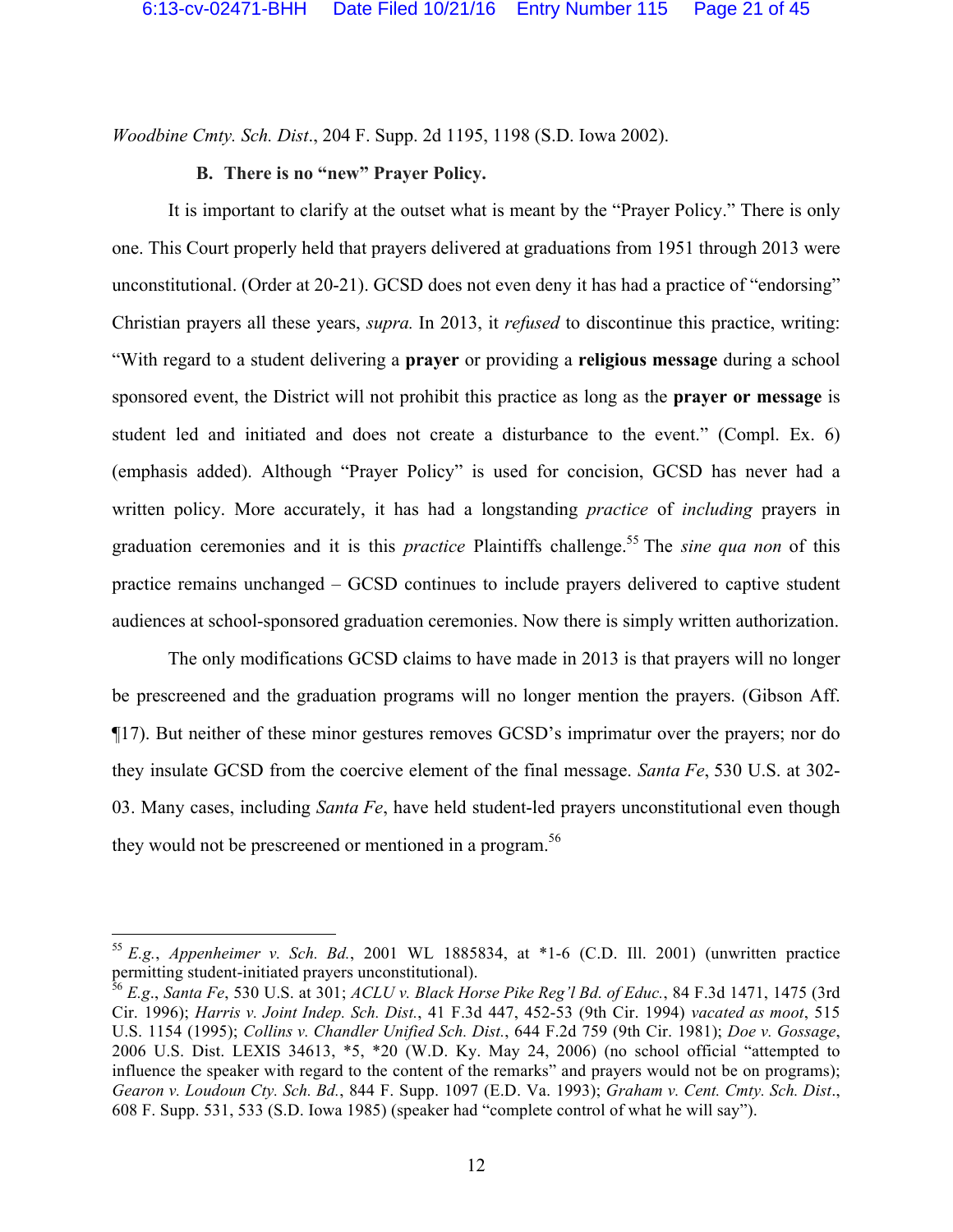*Woodbine Cmty. Sch. Dist*., 204 F. Supp. 2d 1195, 1198 (S.D. Iowa 2002).

### B. There is no "new" Prayer Policy.

It is important to clarify at the outset what is meant by the "Prayer Policy." There is only one. This Court properly held that prayers delivered at graduations from 1951 through 2013 were unconstitutional. (Order at 20-21). GCSD does not even deny it has had a practice of "endorsing" Christian prayers all these years, *supra.* In 2013, it *refused* to discontinue this practice, writing: "With regard to a student delivering a **prayer** or providing a **religious message** during a school sponsored event, the District will not prohibit this practice as long as the **prayer or message** is student led and initiated and does not create a disturbance to the event." (Compl. Ex. 6) (emphasis added). Although "Prayer Policy" is used for concision, GCSD has never had a written policy. More accurately, it has had a longstanding *practice* of *including* prayers in graduation ceremonies and it is this *practice* Plaintiffs challenge.[55] The *sine qua non* of this practice remains unchanged – GCSD continues to include prayers delivered to captive student audiences at school-sponsored graduation ceremonies. Now there is simply written authorization.

The only modifications GCSD claims to have made in 2013 is that prayers will no longer be prescreened and the graduation programs will no longer mention the prayers. (Gibson Aff. ¶17). But neither of these minor gestures removes GCSD's imprimatur over the prayers; nor do they insulate GCSD from the coercive element of the final message. *Santa Fe*, 530 U.S. at 302-03. Many cases, including *Santa Fe*, have held student-led prayers unconstitutional even though they would not be prescreened or mentioned in a program.[56]

---

[55] *E.g.*, *Appenheimer v. Sch. Bd.*, 2001 WL 1885834, at *1-6 (C.D. Ill. 2001) (unwritten practice permitting student-initiated prayers unconstitutional).

[56] *E.g*., *Santa Fe*, 530 U.S. at 301; *ACLU v. Black Horse Pike Reg'l Bd. of Educ.*, 84 F.3d 1471, 1475 (3rd Cir. 1996); *Harris v. Joint Indep. Sch. Dist.*, 41 F.3d 447, 452-53 (9th Cir. 1994) *vacated as moot*, 515 U.S. 1154 (1995); *Collins v. Chandler Unified Sch. Dist.*, 644 F.2d 759 (9th Cir. 1981); *Doe v. Gossage*, 2006 U.S. Dist. LEXIS 34613, *5, *20 (W.D. Ky. May 24, 2006) (no school official "attempted to influence the speaker with regard to the content of the remarks" and prayers would not be on programs); *Gearon v. Loudoun Cty. Sch. Bd.*, 844 F. Supp. 1097 (E.D. Va. 1993); *Graham v. Cent. Cmty. Sch. Dist*., 608 F. Supp. 531, 533 (S.D. Iowa 1985) (speaker had "complete control of what he will say").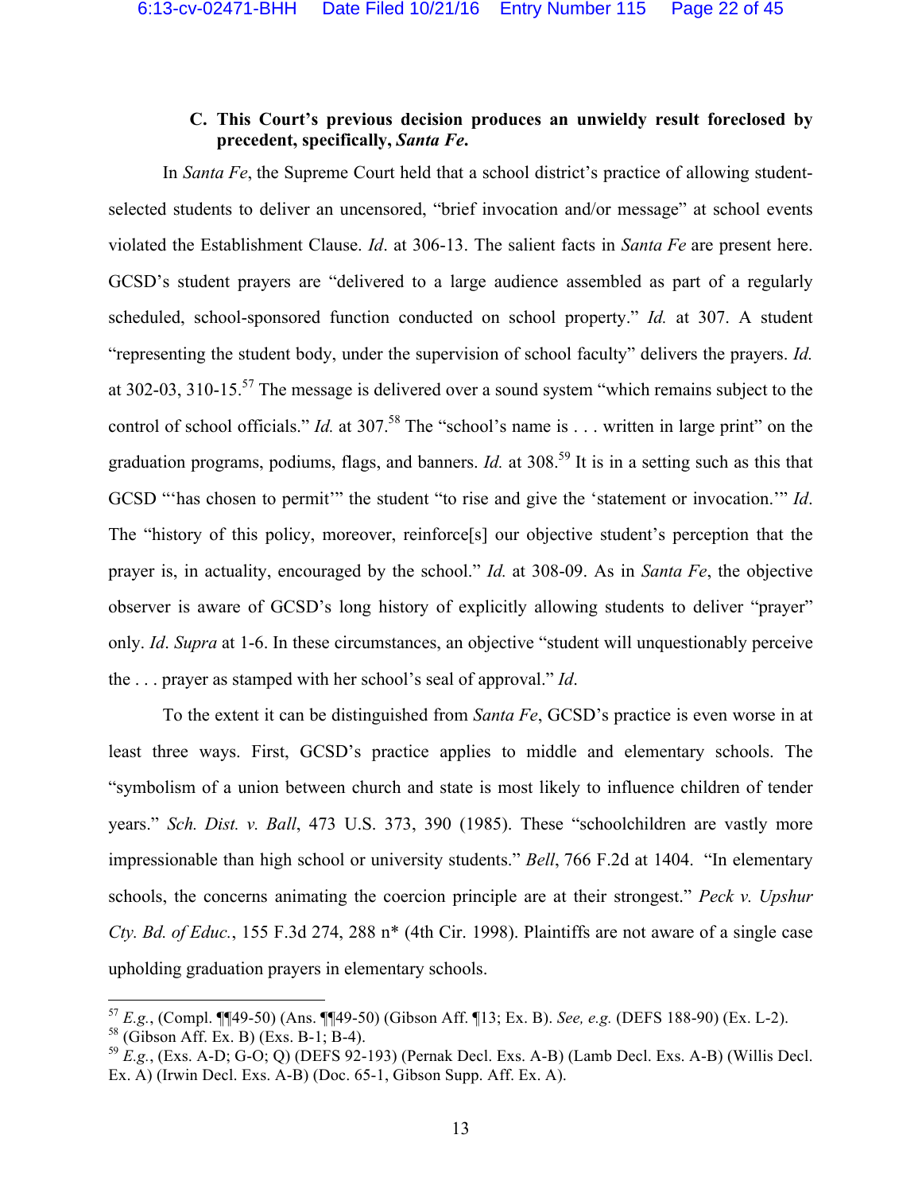### C. This Court's previous decision produces an unwieldy result foreclosed by precedent, specifically, *Santa Fe*.

In *Santa Fe*, the Supreme Court held that a school district's practice of allowing student-selected students to deliver an uncensored, "brief invocation and/or message" at school events violated the Establishment Clause. *Id*. at 306-13. The salient facts in *Santa Fe* are present here. GCSD's student prayers are "delivered to a large audience assembled as part of a regularly scheduled, school-sponsored function conducted on school property." *Id.* at 307. A student "representing the student body, under the supervision of school faculty" delivers the prayers. *Id.* at 302-03, 310-15.[57] The message is delivered over a sound system "which remains subject to the control of school officials." *Id.* at 307.[58] The "school's name is . . . written in large print" on the graduation programs, podiums, flags, and banners. *Id.* at 308.[59] It is in a setting such as this that GCSD "'has chosen to permit'" the student "to rise and give the 'statement or invocation.'" *Id*. The "history of this policy, moreover, reinforce[s] our objective student's perception that the prayer is, in actuality, encouraged by the school." *Id.* at 308-09. As in *Santa Fe*, the objective observer is aware of GCSD's long history of explicitly allowing students to deliver "prayer" only. *Id*. *Supra* at 1-6. In these circumstances, an objective "student will unquestionably perceive the . . . prayer as stamped with her school's seal of approval." *Id*.

To the extent it can be distinguished from *Santa Fe*, GCSD's practice is even worse in at least three ways. First, GCSD's practice applies to middle and elementary schools. The "symbolism of a union between church and state is most likely to influence children of tender years." *Sch. Dist. v. Ball*, 473 U.S. 373, 390 (1985). These "schoolchildren are vastly more impressionable than high school or university students." *Bell*, 766 F.2d at 1404. "In elementary schools, the concerns animating the coercion principle are at their strongest." *Peck v. Upshur Cty. Bd. of Educ.*, 155 F.3d 274, 288 n* (4th Cir. 1998). Plaintiffs are not aware of a single case upholding graduation prayers in elementary schools.

---

[57] *E.g.*, (Compl. ¶¶49-50) (Ans. ¶¶49-50) (Gibson Aff. ¶13; Ex. B). *See, e.g.* (DEFS 188-90) (Ex. L-2).

[58] (Gibson Aff. Ex. B) (Exs. B-1; B-4).

[59] *E.g.*, (Exs. A-D; G-O; Q) (DEFS 92-193) (Pernak Decl. Exs. A-B) (Lamb Decl. Exs. A-B) (Willis Decl. Ex. A) (Irwin Decl. Exs. A-B) (Doc. 65-1, Gibson Supp. Aff. Ex. A).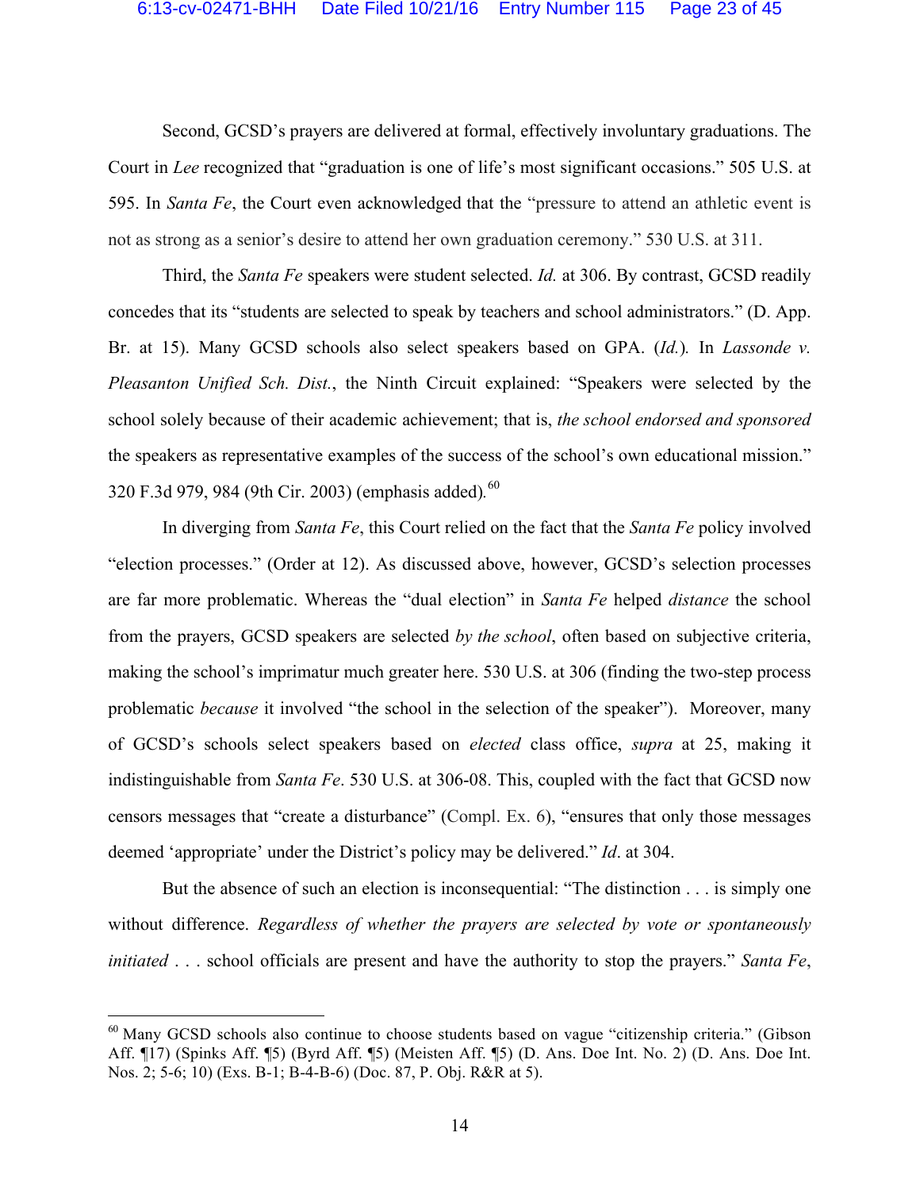Second, GCSD's prayers are delivered at formal, effectively involuntary graduations. The Court in *Lee* recognized that "graduation is one of life's most significant occasions." 505 U.S. at 595. In *Santa Fe*, the Court even acknowledged that the "pressure to attend an athletic event is not as strong as a senior's desire to attend her own graduation ceremony." 530 U.S. at 311.

Third, the *Santa Fe* speakers were student selected. *Id.* at 306. By contrast, GCSD readily concedes that its "students are selected to speak by teachers and school administrators." (D. App. Br. at 15). Many GCSD schools also select speakers based on GPA. (*Id.*). In *Lassonde v. Pleasanton Unified Sch. Dist.*, the Ninth Circuit explained: "Speakers were selected by the school solely because of their academic achievement; that is, *the school endorsed and sponsored* the speakers as representative examples of the success of the school's own educational mission." 320 F.3d 979, 984 (9th Cir. 2003) (emphasis added).[60]

In diverging from *Santa Fe*, this Court relied on the fact that the *Santa Fe* policy involved "election processes." (Order at 12). As discussed above, however, GCSD's selection processes are far more problematic. Whereas the "dual election" in *Santa Fe* helped *distance* the school from the prayers, GCSD speakers are selected *by the school*, often based on subjective criteria, making the school's imprimatur much greater here. 530 U.S. at 306 (finding the two-step process problematic *because* it involved "the school in the selection of the speaker"). Moreover, many of GCSD's schools select speakers based on *elected* class office, *supra* at 25, making it indistinguishable from *Santa Fe*. 530 U.S. at 306-08. This, coupled with the fact that GCSD now censors messages that "create a disturbance" (Compl. Ex. 6), "ensures that only those messages deemed 'appropriate' under the District's policy may be delivered." *Id*. at 304.

But the absence of such an election is inconsequential: "The distinction . . . is simply one without difference. *Regardless of whether the prayers are selected by vote or spontaneously initiated* . . . school officials are present and have the authority to stop the prayers." *Santa Fe*,

---

[60] Many GCSD schools also continue to choose students based on vague "citizenship criteria." (Gibson Aff. ¶17) (Spinks Aff. ¶5) (Byrd Aff. ¶5) (Meisten Aff. ¶5) (D. Ans. Doe Int. No. 2) (D. Ans. Doe Int. Nos. 2; 5-6; 10) (Exs. B-1; B-4-B-6) (Doc. 87, P. Obj. R&R at 5).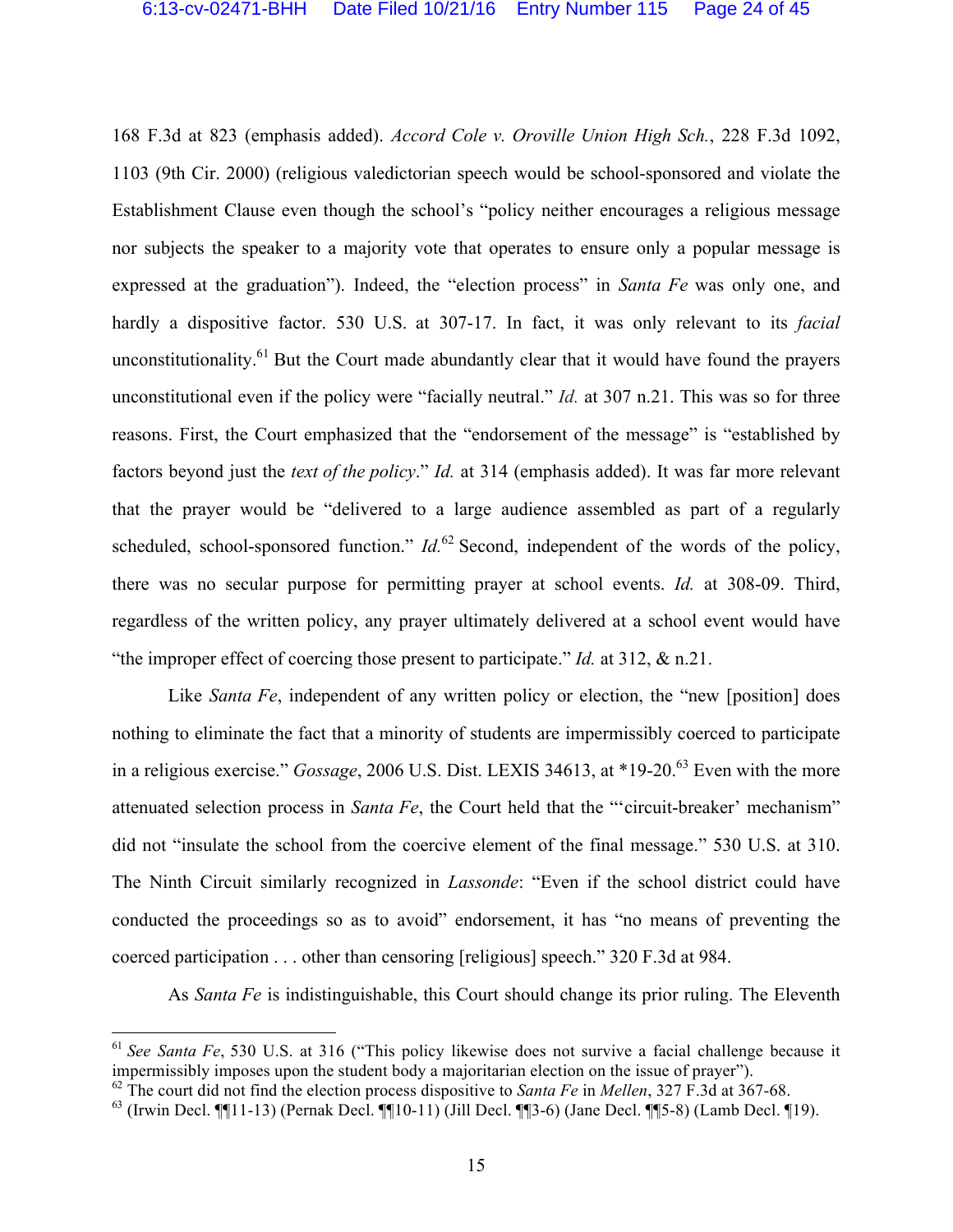168 F.3d at 823 (emphasis added). *Accord Cole v. Oroville Union High Sch.*, 228 F.3d 1092, 1103 (9th Cir. 2000) (religious valedictorian speech would be school-sponsored and violate the Establishment Clause even though the school's "policy neither encourages a religious message nor subjects the speaker to a majority vote that operates to ensure only a popular message is expressed at the graduation"). Indeed, the "election process" in *Santa Fe* was only one, and hardly a dispositive factor. 530 U.S. at 307-17. In fact, it was only relevant to its *facial* unconstitutionality.[61] But the Court made abundantly clear that it would have found the prayers unconstitutional even if the policy were "facially neutral." *Id.* at 307 n.21. This was so for three reasons. First, the Court emphasized that the "endorsement of the message" is "established by factors beyond just the *text of the policy*." *Id.* at 314 (emphasis added). It was far more relevant that the prayer would be "delivered to a large audience assembled as part of a regularly scheduled, school-sponsored function." *Id.*[62] Second, independent of the words of the policy, there was no secular purpose for permitting prayer at school events. *Id.* at 308-09. Third, regardless of the written policy, any prayer ultimately delivered at a school event would have "the improper effect of coercing those present to participate." *Id.* at 312, & n.21.

Like *Santa Fe*, independent of any written policy or election, the "new [position] does nothing to eliminate the fact that a minority of students are impermissibly coerced to participate in a religious exercise." *Gossage*, 2006 U.S. Dist. LEXIS 34613, at *19-20.[63] Even with the more attenuated selection process in *Santa Fe*, the Court held that the "'circuit-breaker' mechanism" did not "insulate the school from the coercive element of the final message." 530 U.S. at 310. The Ninth Circuit similarly recognized in *Lassonde*: "Even if the school district could have conducted the proceedings so as to avoid" endorsement, it has "no means of preventing the coerced participation . . . other than censoring [religious] speech." 320 F.3d at 984.

As *Santa Fe* is indistinguishable, this Court should change its prior ruling. The Eleventh

---

[61] *See Santa Fe*, 530 U.S. at 316 ("This policy likewise does not survive a facial challenge because it impermissibly imposes upon the student body a majoritarian election on the issue of prayer").

[62] The court did not find the election process dispositive to *Santa Fe* in *Mellen*, 327 F.3d at 367-68.

[63] (Irwin Decl. ¶¶11-13) (Pernak Decl. ¶¶10-11) (Jill Decl. ¶¶3-6) (Jane Decl. ¶¶5-8) (Lamb Decl. ¶19).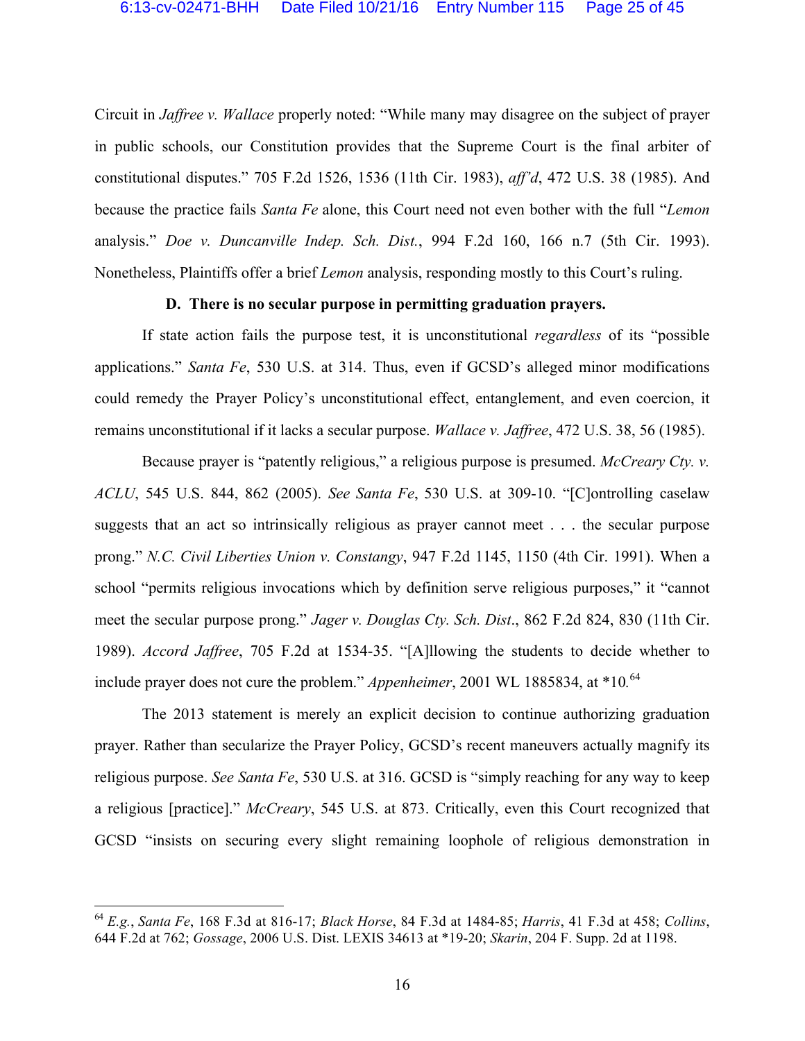Circuit in *Jaffree v. Wallace* properly noted: "While many may disagree on the subject of prayer in public schools, our Constitution provides that the Supreme Court is the final arbiter of constitutional disputes." 705 F.2d 1526, 1536 (11th Cir. 1983), *aff'd*, 472 U.S. 38 (1985). And because the practice fails *Santa Fe* alone, this Court need not even bother with the full "*Lemon* analysis." *Doe v. Duncanville Indep. Sch. Dist.*, 994 F.2d 160, 166 n.7 (5th Cir. 1993). Nonetheless, Plaintiffs offer a brief *Lemon* analysis, responding mostly to this Court's ruling.

### D. There is no secular purpose in permitting graduation prayers.

If state action fails the purpose test, it is unconstitutional *regardless* of its "possible applications." *Santa Fe*, 530 U.S. at 314. Thus, even if GCSD's alleged minor modifications could remedy the Prayer Policy's unconstitutional effect, entanglement, and even coercion, it remains unconstitutional if it lacks a secular purpose. *Wallace v. Jaffree*, 472 U.S. 38, 56 (1985).

Because prayer is "patently religious," a religious purpose is presumed. *McCreary Cty. v. ACLU*, 545 U.S. 844, 862 (2005). *See Santa Fe*, 530 U.S. at 309-10. "[C]ontrolling caselaw suggests that an act so intrinsically religious as prayer cannot meet . . . the secular purpose prong." *N.C. Civil Liberties Union v. Constangy*, 947 F.2d 1145, 1150 (4th Cir. 1991). When a school "permits religious invocations which by definition serve religious purposes," it "cannot meet the secular purpose prong." *Jager v. Douglas Cty. Sch. Dist.*, 862 F.2d 824, 830 (11th Cir. 1989). *Accord Jaffree*, 705 F.2d at 1534-35. "[A]llowing the students to decide whether to include prayer does not cure the problem." *Appenheimer*, 2001 WL 1885834, at *10.[64]

The 2013 statement is merely an explicit decision to continue authorizing graduation prayer. Rather than secularize the Prayer Policy, GCSD's recent maneuvers actually magnify its religious purpose. *See Santa Fe*, 530 U.S. at 316. GCSD is "simply reaching for any way to keep a religious [practice]." *McCreary*, 545 U.S. at 873. Critically, even this Court recognized that GCSD "insists on securing every slight remaining loophole of religious demonstration in

---

[64] *E.g.*, *Santa Fe*, 168 F.3d at 816-17; *Black Horse*, 84 F.3d at 1484-85; *Harris*, 41 F.3d at 458; *Collins*, 644 F.2d at 762; *Gossage*, 2006 U.S. Dist. LEXIS 34613 at *19-20; *Skarin*, 204 F. Supp. 2d at 1198.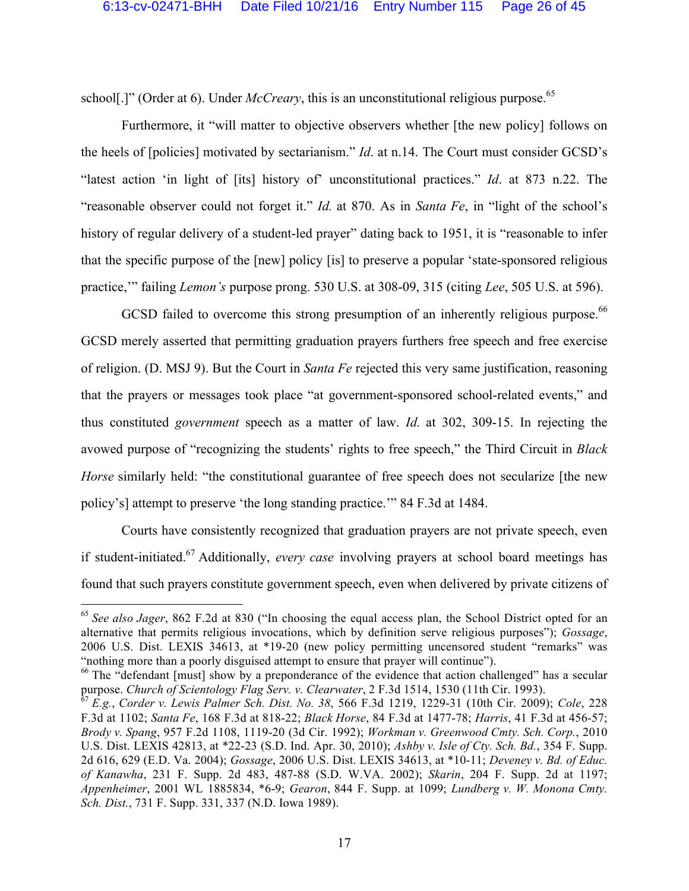school[.]" (Order at 6). Under *McCreary*, this is an unconstitutional religious purpose.[65]

Furthermore, it "will matter to objective observers whether [the new policy] follows on the heels of [policies] motivated by sectarianism." *Id*. at n.14. The Court must consider GCSD's "latest action 'in light of [its] history of' unconstitutional practices." *Id*. at 873 n.22. The "reasonable observer could not forget it." *Id.* at 870. As in *Santa Fe*, in "light of the school's history of regular delivery of a student-led prayer" dating back to 1951, it is "reasonable to infer that the specific purpose of the [new] policy [is] to preserve a popular 'state-sponsored religious practice,'" failing *Lemon's* purpose prong. 530 U.S. at 308-09, 315 (citing *Lee*, 505 U.S. at 596).

GCSD failed to overcome this strong presumption of an inherently religious purpose.[66] GCSD merely asserted that permitting graduation prayers furthers free speech and free exercise of religion. (D. MSJ 9). But the Court in *Santa Fe* rejected this very same justification, reasoning that the prayers or messages took place "at government-sponsored school-related events," and thus constituted *government* speech as a matter of law. *Id.* at 302, 309-15. In rejecting the avowed purpose of "recognizing the students' rights to free speech," the Third Circuit in *Black Horse* similarly held: "the constitutional guarantee of free speech does not secularize [the new policy's] attempt to preserve 'the long standing practice.'" 84 F.3d at 1484.

Courts have consistently recognized that graduation prayers are not private speech, even if student-initiated.[67] Additionally, *every case* involving prayers at school board meetings has found that such prayers constitute government speech, even when delivered by private citizens of

---

[65] *See also Jager*, 862 F.2d at 830 ("In choosing the equal access plan, the School District opted for an alternative that permits religious invocations, which by definition serve religious purposes"); *Gossage*, 2006 U.S. Dist. LEXIS 34613, at *19-20 (new policy permitting uncensored student "remarks" was "nothing more than a poorly disguised attempt to ensure that prayer will continue").

[66] The "defendant [must] show by a preponderance of the evidence that action challenged" has a secular purpose. *Church of Scientology Flag Serv. v. Clearwater*, 2 F.3d 1514, 1530 (11th Cir. 1993).

[67] *E.g.*, *Corder v. Lewis Palmer Sch. Dist. No. 38*, 566 F.3d 1219, 1229-31 (10th Cir. 2009); *Cole*, 228 F.3d at 1102; *Santa Fe*, 168 F.3d at 818-22; *Black Horse*, 84 F.3d at 1477-78; *Harris*, 41 F.3d at 456-57; *Brody v. Spang*, 957 F.2d 1108, 1119-20 (3d Cir. 1992); *Workman v. Greenwood Cmty. Sch. Corp.*, 2010 U.S. Dist. LEXIS 42813, at *22-23 (S.D. Ind. Apr. 30, 2010); *Ashby v. Isle of Cty. Sch. Bd.*, 354 F. Supp. 2d 616, 629 (E.D. Va. 2004); *Gossage*, 2006 U.S. Dist. LEXIS 34613, at *10-11; *Deveney v. Bd. of Educ. of Kanawha*, 231 F. Supp. 2d 483, 487-88 (S.D. W.VA. 2002); *Skarin*, 204 F. Supp. 2d at 1197; *Appenheimer*, 2001 WL 1885834, *6-9; *Gearon*, 844 F. Supp. at 1099; *Lundberg v. W. Monona Cmty. Sch. Dist.*, 731 F. Supp. 331, 337 (N.D. Iowa 1989).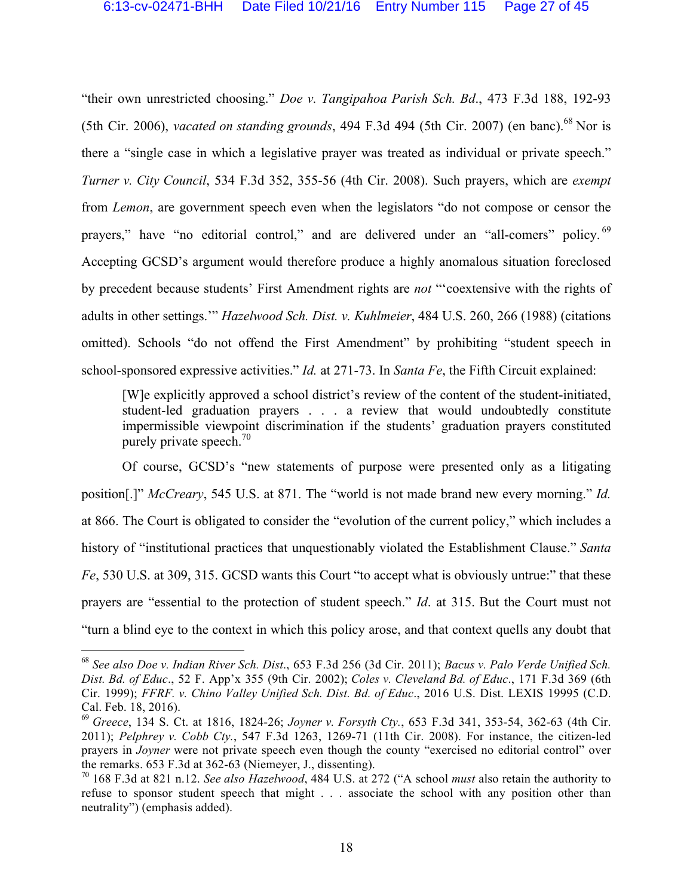"their own unrestricted choosing." *Doe v. Tangipahoa Parish Sch. Bd*., 473 F.3d 188, 192-93 (5th Cir. 2006), *vacated on standing grounds*, 494 F.3d 494 (5th Cir. 2007) (en banc).[68] Nor is there a "single case in which a legislative prayer was treated as individual or private speech." *Turner v. City Council*, 534 F.3d 352, 355-56 (4th Cir. 2008). Such prayers, which are *exempt* from *Lemon*, are government speech even when the legislators "do not compose or censor the prayers," have "no editorial control," and are delivered under an "all-comers" policy.[69] Accepting GCSD's argument would therefore produce a highly anomalous situation foreclosed by precedent because students' First Amendment rights are *not* "'coextensive with the rights of adults in other settings.'" *Hazelwood Sch. Dist. v. Kuhlmeier*, 484 U.S. 260, 266 (1988) (citations omitted). Schools "do not offend the First Amendment" by prohibiting "student speech in school-sponsored expressive activities." *Id.* at 271-73. In *Santa Fe*, the Fifth Circuit explained:

> [W]e explicitly approved a school district's review of the content of the student-initiated, student-led graduation prayers . . . a review that would undoubtedly constitute impermissible viewpoint discrimination if the students' graduation prayers constituted purely private speech.[70]

Of course, GCSD's "new statements of purpose were presented only as a litigating position[.]" *McCreary*, 545 U.S. at 871. The "world is not made brand new every morning." *Id.* at 866. The Court is obligated to consider the "evolution of the current policy," which includes a history of "institutional practices that unquestionably violated the Establishment Clause." *Santa Fe*, 530 U.S. at 309, 315. GCSD wants this Court "to accept what is obviously untrue:" that these prayers are "essential to the protection of student speech." *Id*. at 315. But the Court must not "turn a blind eye to the context in which this policy arose, and that context quells any doubt that

---

[68] *See also Doe v. Indian River Sch. Dist*., 653 F.3d 256 (3d Cir. 2011); *Bacus v. Palo Verde Unified Sch. Dist. Bd. of Educ*., 52 F. App'x 355 (9th Cir. 2002); *Coles v. Cleveland Bd. of Educ*., 171 F.3d 369 (6th Cir. 1999); *FFRF. v. Chino Valley Unified Sch. Dist. Bd. of Educ*., 2016 U.S. Dist. LEXIS 19995 (C.D. Cal. Feb. 18, 2016).

[69] *Greece*, 134 S. Ct. at 1816, 1824-26; *Joyner v. Forsyth Cty.*, 653 F.3d 341, 353-54, 362-63 (4th Cir. 2011); *Pelphrey v. Cobb Cty.*, 547 F.3d 1263, 1269-71 (11th Cir. 2008). For instance, the citizen-led prayers in *Joyner* were not private speech even though the county "exercised no editorial control" over the remarks. 653 F.3d at 362-63 (Niemeyer, J., dissenting).

[70] 168 F.3d at 821 n.12. *See also Hazelwood*, 484 U.S. at 272 ("A school *must* also retain the authority to refuse to sponsor student speech that might . . . associate the school with any position other than neutrality") (emphasis added).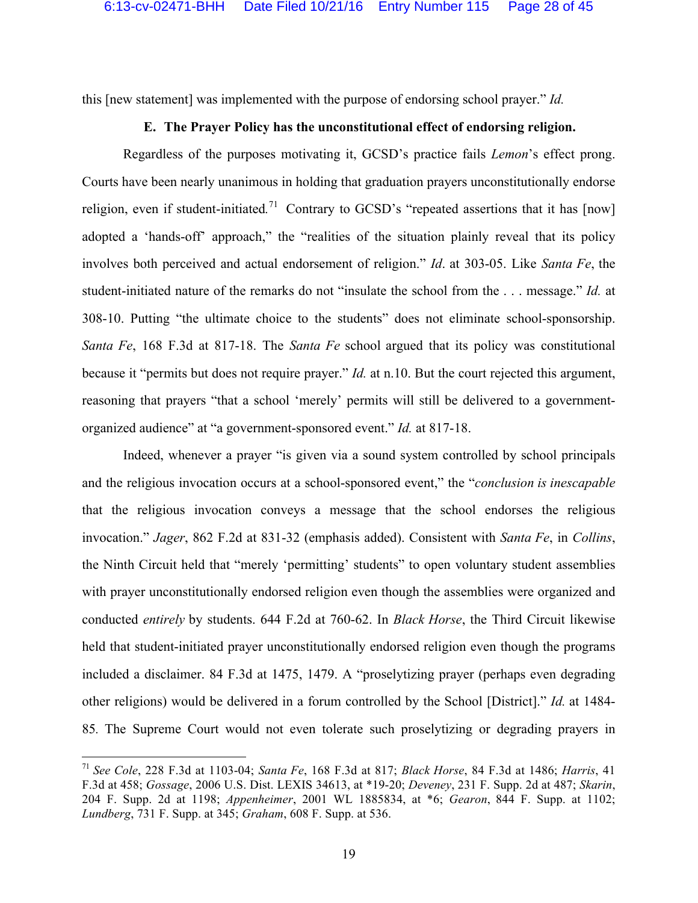this [new statement] was implemented with the purpose of endorsing school prayer." *Id.*

**E. The Prayer Policy has the unconstitutional effect of endorsing religion.**

Regardless of the purposes motivating it, GCSD's practice fails *Lemon*'s effect prong. Courts have been nearly unanimous in holding that graduation prayers unconstitutionally endorse religion, even if student-initiated.[71] Contrary to GCSD's "repeated assertions that it has [now] adopted a 'hands-off' approach," the "realities of the situation plainly reveal that its policy involves both perceived and actual endorsement of religion." *Id*. at 303-05. Like *Santa Fe*, the student-initiated nature of the remarks do not "insulate the school from the . . . message." *Id.* at 308-10. Putting "the ultimate choice to the students" does not eliminate school-sponsorship. *Santa Fe*, 168 F.3d at 817-18. The *Santa Fe* school argued that its policy was constitutional because it "permits but does not require prayer." *Id.* at n.10. But the court rejected this argument, reasoning that prayers "that a school 'merely' permits will still be delivered to a government-organized audience" at "a government-sponsored event." *Id.* at 817-18.

Indeed, whenever a prayer "is given via a sound system controlled by school principals and the religious invocation occurs at a school-sponsored event," the "*conclusion is inescapable* that the religious invocation conveys a message that the school endorses the religious invocation." *Jager*, 862 F.2d at 831-32 (emphasis added). Consistent with *Santa Fe*, in *Collins*, the Ninth Circuit held that "merely 'permitting' students" to open voluntary student assemblies with prayer unconstitutionally endorsed religion even though the assemblies were organized and conducted *entirely* by students. 644 F.2d at 760-62. In *Black Horse*, the Third Circuit likewise held that student-initiated prayer unconstitutionally endorsed religion even though the programs included a disclaimer. 84 F.3d at 1475, 1479. A "proselytizing prayer (perhaps even degrading other religions) would be delivered in a forum controlled by the School [District]." *Id.* at 1484-85. The Supreme Court would not even tolerate such proselytizing or degrading prayers in

---

[71] *See Cole*, 228 F.3d at 1103-04; *Santa Fe*, 168 F.3d at 817; *Black Horse*, 84 F.3d at 1486; *Harris*, 41 F.3d at 458; *Gossage*, 2006 U.S. Dist. LEXIS 34613, at *19-20; *Deveney*, 231 F. Supp. 2d at 487; *Skarin*, 204 F. Supp. 2d at 1198; *Appenheimer*, 2001 WL 1885834, at *6; *Gearon*, 844 F. Supp. at 1102; *Lundberg*, 731 F. Supp. at 345; *Graham*, 608 F. Supp. at 536.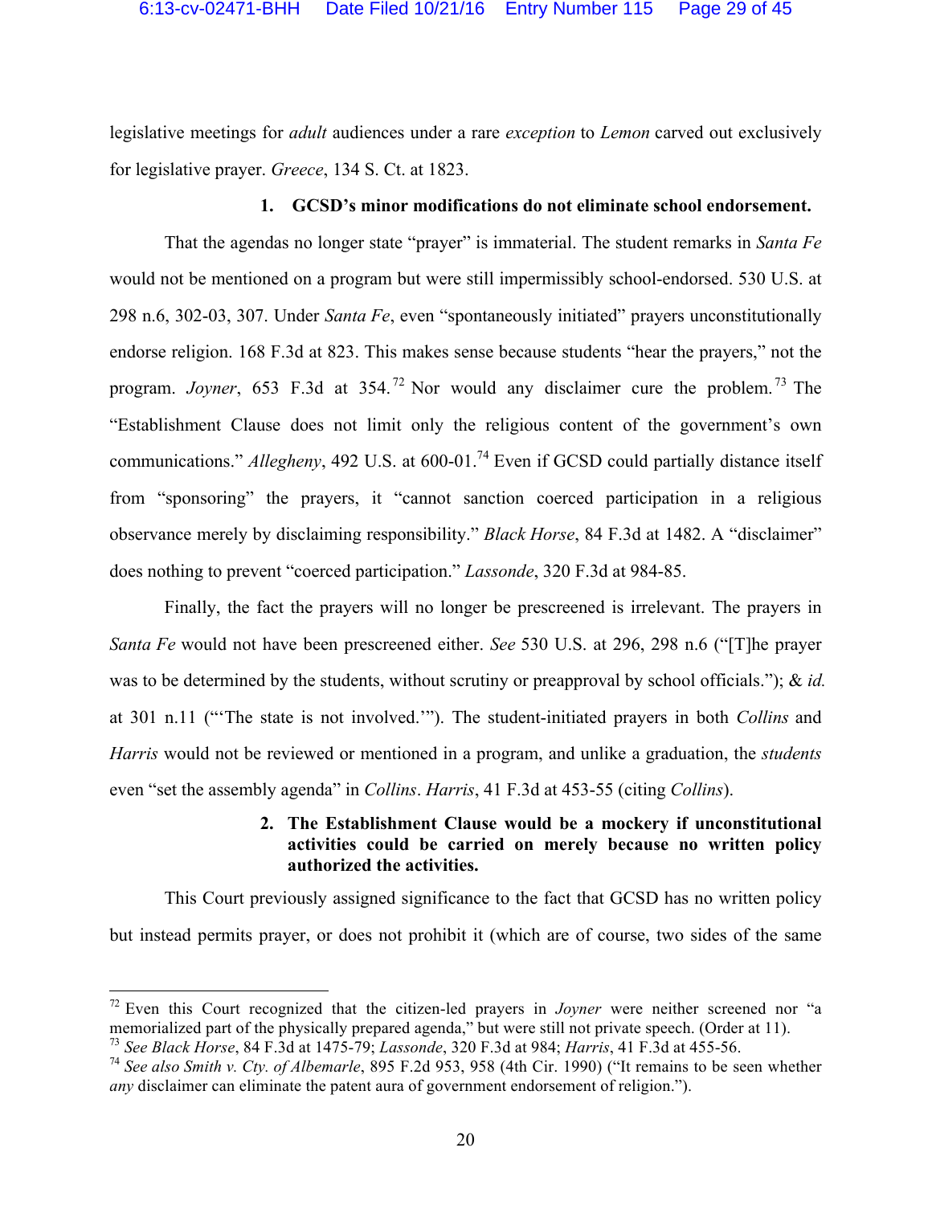legislative meetings for *adult* audiences under a rare *exception* to *Lemon* carved out exclusively for legislative prayer. *Greece*, 134 S. Ct. at 1823.

**1. GCSD's minor modifications do not eliminate school endorsement.**

That the agendas no longer state "prayer" is immaterial. The student remarks in *Santa Fe* would not be mentioned on a program but were still impermissibly school-endorsed. 530 U.S. at 298 n.6, 302-03, 307. Under *Santa Fe*, even "spontaneously initiated" prayers unconstitutionally endorse religion. 168 F.3d at 823. This makes sense because students "hear the prayers," not the program. *Joyner*, 653 F.3d at 354.[72] Nor would any disclaimer cure the problem.[73] The "Establishment Clause does not limit only the religious content of the government's own communications." *Allegheny*, 492 U.S. at 600-01.[74] Even if GCSD could partially distance itself from "sponsoring" the prayers, it "cannot sanction coerced participation in a religious observance merely by disclaiming responsibility." *Black Horse*, 84 F.3d at 1482. A "disclaimer" does nothing to prevent "coerced participation." *Lassonde*, 320 F.3d at 984-85.

Finally, the fact the prayers will no longer be prescreened is irrelevant. The prayers in *Santa Fe* would not have been prescreened either. *See* 530 U.S. at 296, 298 n.6 ("[T]he prayer was to be determined by the students, without scrutiny or preapproval by school officials."); & *id.* at 301 n.11 ("'The state is not involved.'"). The student-initiated prayers in both *Collins* and *Harris* would not be reviewed or mentioned in a program, and unlike a graduation, the *students* even "set the assembly agenda" in *Collins*. *Harris*, 41 F.3d at 453-55 (citing *Collins*).

**2. The Establishment Clause would be a mockery if unconstitutional activities could be carried on merely because no written policy authorized the activities.**

This Court previously assigned significance to the fact that GCSD has no written policy but instead permits prayer, or does not prohibit it (which are of course, two sides of the same

---

[72] Even this Court recognized that the citizen-led prayers in *Joyner* were neither screened nor "a memorialized part of the physically prepared agenda," but were still not private speech. (Order at 11).

[73] *See Black Horse*, 84 F.3d at 1475-79; *Lassonde*, 320 F.3d at 984; *Harris*, 41 F.3d at 455-56.

[74] *See also Smith v. Cty. of Albemarle*, 895 F.2d 953, 958 (4th Cir. 1990) ("It remains to be seen whether *any* disclaimer can eliminate the patent aura of government endorsement of religion.").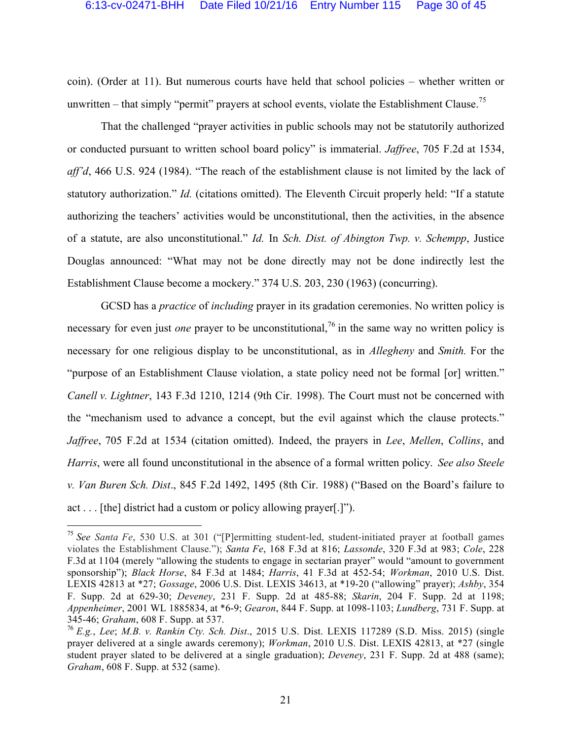coin). (Order at 11). But numerous courts have held that school policies – whether written or unwritten – that simply "permit" prayers at school events, violate the Establishment Clause.[75]

That the challenged "prayer activities in public schools may not be statutorily authorized or conducted pursuant to written school board policy" is immaterial. *Jaffree*, 705 F.2d at 1534, *aff'd*, 466 U.S. 924 (1984). "The reach of the establishment clause is not limited by the lack of statutory authorization." *Id.* (citations omitted). The Eleventh Circuit properly held: "If a statute authorizing the teachers' activities would be unconstitutional, then the activities, in the absence of a statute, are also unconstitutional." *Id.* In *Sch. Dist. of Abington Twp. v. Schempp*, Justice Douglas announced: "What may not be done directly may not be done indirectly lest the Establishment Clause become a mockery." 374 U.S. 203, 230 (1963) (concurring).

GCSD has a *practice* of *including* prayer in its gradation ceremonies. No written policy is necessary for even just *one* prayer to be unconstitutional,[76] in the same way no written policy is necessary for one religious display to be unconstitutional, as in *Allegheny* and *Smith.* For the "purpose of an Establishment Clause violation, a state policy need not be formal [or] written." *Canell v. Lightner*, 143 F.3d 1210, 1214 (9th Cir. 1998). The Court must not be concerned with the "mechanism used to advance a concept, but the evil against which the clause protects." *Jaffree*, 705 F.2d at 1534 (citation omitted). Indeed, the prayers in *Lee*, *Mellen*, *Collins*, and *Harris*, were all found unconstitutional in the absence of a formal written policy. *See also Steele v. Van Buren Sch. Dist*., 845 F.2d 1492, 1495 (8th Cir. 1988) ("Based on the Board's failure to act . . . [the] district had a custom or policy allowing prayer[.]").

---

[75] *See Santa Fe*, 530 U.S. at 301 ("[P]ermitting student-led, student-initiated prayer at football games violates the Establishment Clause."); *Santa Fe*, 168 F.3d at 816; *Lassonde*, 320 F.3d at 983; *Cole*, 228 F.3d at 1104 (merely "allowing the students to engage in sectarian prayer" would "amount to government sponsorship"); *Black Horse*, 84 F.3d at 1484; *Harris*, 41 F.3d at 452-54; *Workman*, 2010 U.S. Dist. LEXIS 42813 at *27; *Gossage*, 2006 U.S. Dist. LEXIS 34613, at *19-20 ("allowing" prayer); *Ashby*, 354 F. Supp. 2d at 629-30; *Deveney*, 231 F. Supp. 2d at 485-88; *Skarin*, 204 F. Supp. 2d at 1198; *Appenheimer*, 2001 WL 1885834, at *6-9; *Gearon*, 844 F. Supp. at 1098-1103; *Lundberg*, 731 F. Supp. at 345-46; *Graham*, 608 F. Supp. at 537.

[76] *E.g.*, *Lee*; *M.B. v. Rankin Cty. Sch. Dist*., 2015 U.S. Dist. LEXIS 117289 (S.D. Miss. 2015) (single prayer delivered at a single awards ceremony); *Workman*, 2010 U.S. Dist. LEXIS 42813, at *27 (single student prayer slated to be delivered at a single graduation); *Deveney*, 231 F. Supp. 2d at 488 (same); *Graham*, 608 F. Supp. at 532 (same).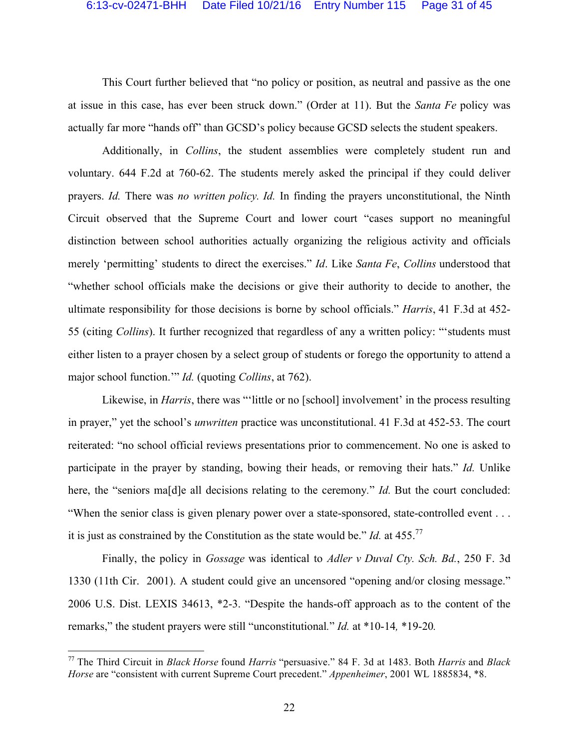This Court further believed that "no policy or position, as neutral and passive as the one at issue in this case, has ever been struck down." (Order at 11). But the *Santa Fe* policy was actually far more "hands off" than GCSD's policy because GCSD selects the student speakers.

Additionally, in *Collins*, the student assemblies were completely student run and voluntary. 644 F.2d at 760-62. The students merely asked the principal if they could deliver prayers. *Id.* There was *no written policy. Id.* In finding the prayers unconstitutional, the Ninth Circuit observed that the Supreme Court and lower court "cases support no meaningful distinction between school authorities actually organizing the religious activity and officials merely 'permitting' students to direct the exercises." *Id*. Like *Santa Fe*, *Collins* understood that "whether school officials make the decisions or give their authority to decide to another, the ultimate responsibility for those decisions is borne by school officials." *Harris*, 41 F.3d at 452-55 (citing *Collins*). It further recognized that regardless of any a written policy: "'students must either listen to a prayer chosen by a select group of students or forego the opportunity to attend a major school function.'" *Id.* (quoting *Collins*, at 762).

Likewise, in *Harris*, there was "'little or no [school] involvement' in the process resulting in prayer," yet the school's *unwritten* practice was unconstitutional. 41 F.3d at 452-53. The court reiterated: "no school official reviews presentations prior to commencement. No one is asked to participate in the prayer by standing, bowing their heads, or removing their hats." *Id.* Unlike here, the "seniors ma[d]e all decisions relating to the ceremony." *Id.* But the court concluded: "When the senior class is given plenary power over a state-sponsored, state-controlled event . . . it is just as constrained by the Constitution as the state would be." *Id.* at 455.[77]

Finally, the policy in *Gossage* was identical to *Adler v Duval Cty. Sch. Bd.*, 250 F. 3d 1330 (11th Cir. 2001). A student could give an uncensored "opening and/or closing message." 2006 U.S. Dist. LEXIS 34613, *2-3. "Despite the hands-off approach as to the content of the remarks," the student prayers were still "unconstitutional." *Id.* at *10-14, *19-20.

---

[77] The Third Circuit in *Black Horse* found *Harris* "persuasive." 84 F. 3d at 1483. Both *Harris* and *Black Horse* are "consistent with current Supreme Court precedent." *Appenheimer*, 2001 WL 1885834, *8.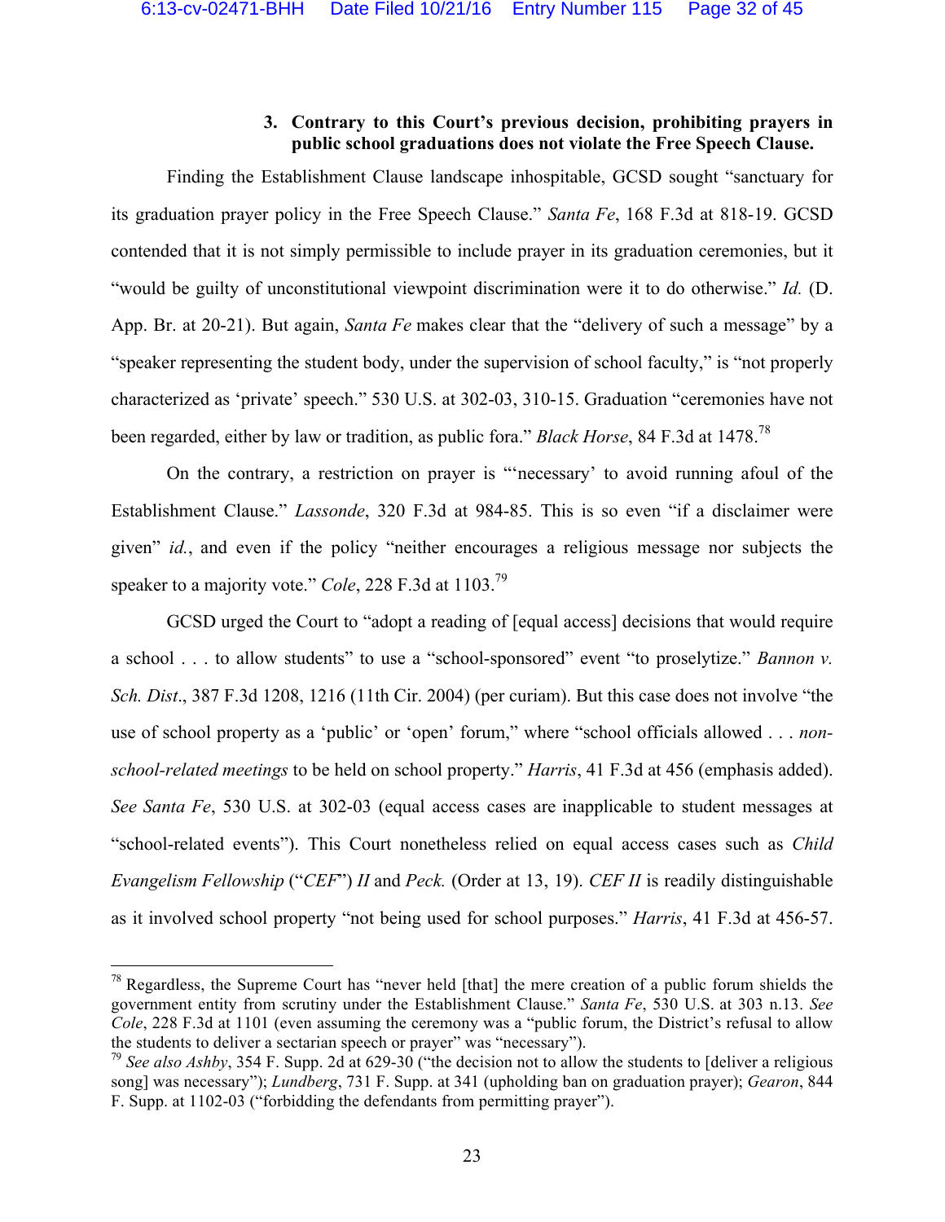### 3. Contrary to this Court's previous decision, prohibiting prayers in public school graduations does not violate the Free Speech Clause.

Finding the Establishment Clause landscape inhospitable, GCSD sought "sanctuary for its graduation prayer policy in the Free Speech Clause." *Santa Fe*, 168 F.3d at 818-19. GCSD contended that it is not simply permissible to include prayer in its graduation ceremonies, but it "would be guilty of unconstitutional viewpoint discrimination were it to do otherwise." *Id.* (D. App. Br. at 20-21). But again, *Santa Fe* makes clear that the "delivery of such a message" by a "speaker representing the student body, under the supervision of school faculty," is "not properly characterized as 'private' speech." 530 U.S. at 302-03, 310-15. Graduation "ceremonies have not been regarded, either by law or tradition, as public fora." *Black Horse*, 84 F.3d at 1478.[78]

On the contrary, a restriction on prayer is "'necessary' to avoid running afoul of the Establishment Clause." *Lassonde*, 320 F.3d at 984-85. This is so even "if a disclaimer were given" *id.*, and even if the policy "neither encourages a religious message nor subjects the speaker to a majority vote." *Cole*, 228 F.3d at 1103.[79]

GCSD urged the Court to "adopt a reading of [equal access] decisions that would require a school . . . to allow students" to use a "school-sponsored" event "to proselytize." *Bannon v. Sch. Dist*., 387 F.3d 1208, 1216 (11th Cir. 2004) (per curiam). But this case does not involve "the use of school property as a 'public' or 'open' forum," where "school officials allowed . . . *non-school-related meetings* to be held on school property." *Harris*, 41 F.3d at 456 (emphasis added). *See Santa Fe*, 530 U.S. at 302-03 (equal access cases are inapplicable to student messages at "school-related events"). This Court nonetheless relied on equal access cases such as *Child Evangelism Fellowship* ("*CEF*") *II* and *Peck.* (Order at 13, 19). *CEF II* is readily distinguishable as it involved school property "not being used for school purposes." *Harris*, 41 F.3d at 456-57.

---

[78] Regardless, the Supreme Court has "never held [that] the mere creation of a public forum shields the government entity from scrutiny under the Establishment Clause." *Santa Fe*, 530 U.S. at 303 n.13. *See Cole*, 228 F.3d at 1101 (even assuming the ceremony was a "public forum, the District's refusal to allow the students to deliver a sectarian speech or prayer" was "necessary").

[79] *See also Ashby*, 354 F. Supp. 2d at 629-30 ("the decision not to allow the students to [deliver a religious song] was necessary"); *Lundberg*, 731 F. Supp. at 341 (upholding ban on graduation prayer); *Gearon*, 844 F. Supp. at 1102-03 ("forbidding the defendants from permitting prayer").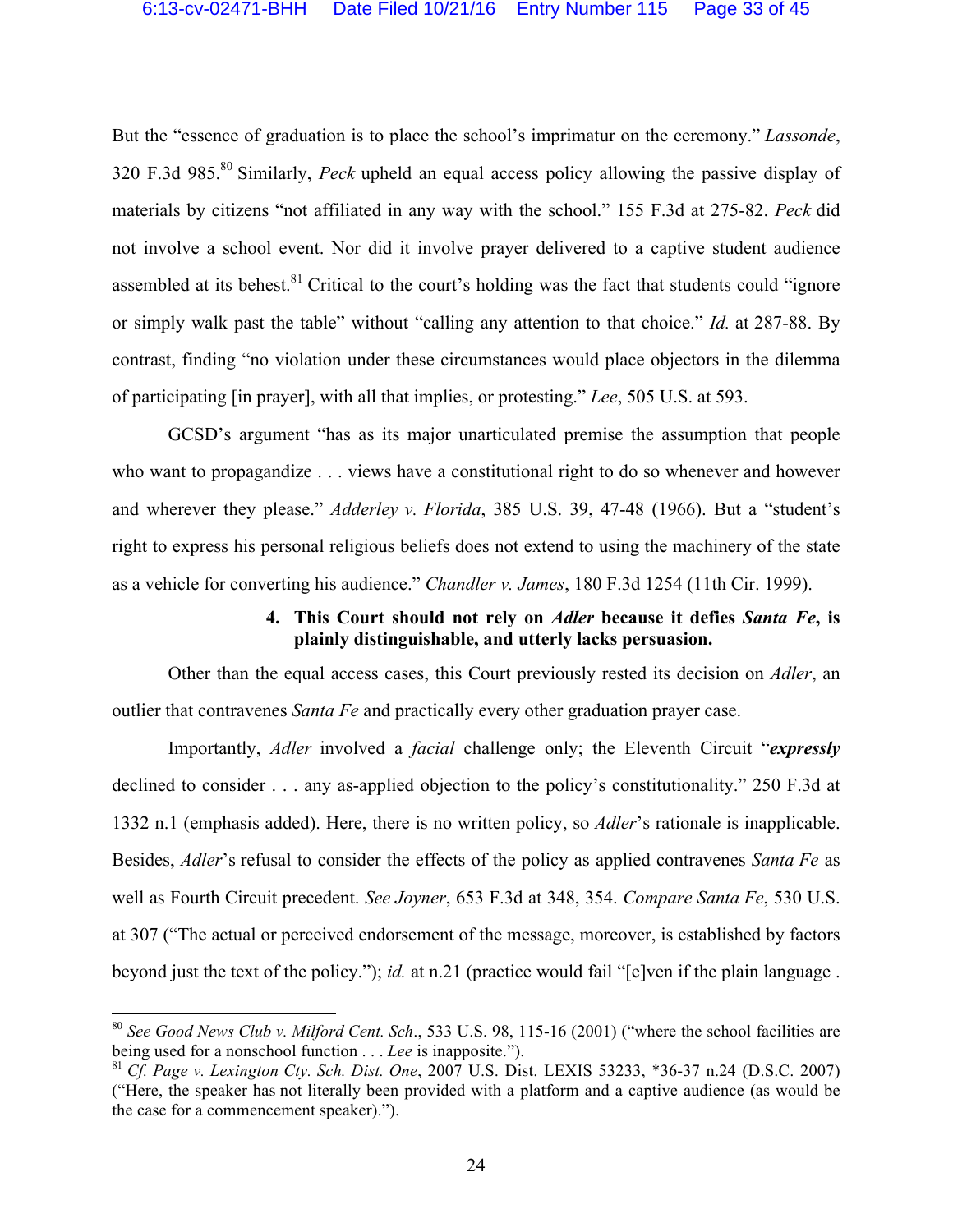But the "essence of graduation is to place the school's imprimatur on the ceremony." *Lassonde*, 320 F.3d 985.[80] Similarly, *Peck* upheld an equal access policy allowing the passive display of materials by citizens "not affiliated in any way with the school." 155 F.3d at 275-82. *Peck* did not involve a school event. Nor did it involve prayer delivered to a captive student audience assembled at its behest.[81] Critical to the court's holding was the fact that students could "ignore or simply walk past the table" without "calling any attention to that choice." *Id.* at 287-88. By contrast, finding "no violation under these circumstances would place objectors in the dilemma of participating [in prayer], with all that implies, or protesting." *Lee*, 505 U.S. at 593.

GCSD's argument "has as its major unarticulated premise the assumption that people who want to propagandize . . . views have a constitutional right to do so whenever and however and wherever they please." *Adderley v. Florida*, 385 U.S. 39, 47-48 (1966). But a "student's right to express his personal religious beliefs does not extend to using the machinery of the state as a vehicle for converting his audience." *Chandler v. James*, 180 F.3d 1254 (11th Cir. 1999).

#### 4. This Court should not rely on *Adler* because it defies *Santa Fe*, is plainly distinguishable, and utterly lacks persuasion.

Other than the equal access cases, this Court previously rested its decision on *Adler*, an outlier that contravenes *Santa Fe* and practically every other graduation prayer case.

Importantly, *Adler* involved a *facial* challenge only; the Eleventh Circuit "***expressly*** declined to consider . . . any as-applied objection to the policy's constitutionality." 250 F.3d at 1332 n.1 (emphasis added). Here, there is no written policy, so *Adler*'s rationale is inapplicable. Besides, *Adler*'s refusal to consider the effects of the policy as applied contravenes *Santa Fe* as well as Fourth Circuit precedent. *See Joyner*, 653 F.3d at 348, 354. *Compare Santa Fe*, 530 U.S. at 307 ("The actual or perceived endorsement of the message, moreover, is established by factors beyond just the text of the policy."); *id.* at n.21 (practice would fail "[e]ven if the plain language .

---

[80] *See Good News Club v. Milford Cent. Sch*., 533 U.S. 98, 115-16 (2001) ("where the school facilities are being used for a nonschool function . . . *Lee* is inapposite.").

[81] *Cf. Page v. Lexington Cty. Sch. Dist. One*, 2007 U.S. Dist. LEXIS 53233, *36-37 n.24 (D.S.C. 2007) ("Here, the speaker has not literally been provided with a platform and a captive audience (as would be the case for a commencement speaker).").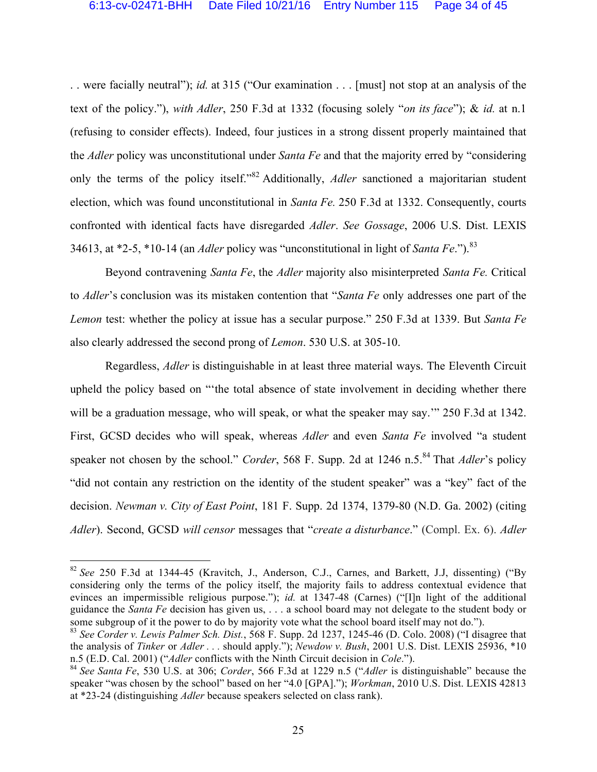. . were facially neutral"); *id.* at 315 ("Our examination . . . [must] not stop at an analysis of the text of the policy."), *with Adler*, 250 F.3d at 1332 (focusing solely "*on its face*"); & *id.* at n.1 (refusing to consider effects). Indeed, four justices in a strong dissent properly maintained that the *Adler* policy was unconstitutional under *Santa Fe* and that the majority erred by "considering only the terms of the policy itself."[82] Additionally, *Adler* sanctioned a majoritarian student election, which was found unconstitutional in *Santa Fe.* 250 F.3d at 1332. Consequently, courts confronted with identical facts have disregarded *Adler*. *See Gossage*, 2006 U.S. Dist. LEXIS 34613, at *2-5, *10-14 (an *Adler* policy was "unconstitutional in light of *Santa Fe*.").[83]

Beyond contravening *Santa Fe*, the *Adler* majority also misinterpreted *Santa Fe.* Critical to *Adler*'s conclusion was its mistaken contention that "*Santa Fe* only addresses one part of the *Lemon* test: whether the policy at issue has a secular purpose." 250 F.3d at 1339. But *Santa Fe* also clearly addressed the second prong of *Lemon*. 530 U.S. at 305-10.

Regardless, *Adler* is distinguishable in at least three material ways. The Eleventh Circuit upheld the policy based on "'the total absence of state involvement in deciding whether there will be a graduation message, who will speak, or what the speaker may say.'" 250 F.3d at 1342. First, GCSD decides who will speak, whereas *Adler* and even *Santa Fe* involved "a student speaker not chosen by the school." *Corder*, 568 F. Supp. 2d at 1246 n.5.[84] That *Adler*'s policy "did not contain any restriction on the identity of the student speaker" was a "key" fact of the decision. *Newman v. City of East Point*, 181 F. Supp. 2d 1374, 1379-80 (N.D. Ga. 2002) (citing *Adler*). Second, GCSD *will censor* messages that "*create a disturbance*." (Compl. Ex. 6). *Adler*

---

[82] *See* 250 F.3d at 1344-45 (Kravitch, J., Anderson, C.J., Carnes, and Barkett, J.J, dissenting) ("By considering only the terms of the policy itself, the majority fails to address contextual evidence that evinces an impermissible religious purpose."); *id.* at 1347-48 (Carnes) ("[I]n light of the additional guidance the *Santa Fe* decision has given us, . . . a school board may not delegate to the student body or some subgroup of it the power to do by majority vote what the school board itself may not do.").

[83] *See Corder v. Lewis Palmer Sch. Dist.*, 568 F. Supp. 2d 1237, 1245-46 (D. Colo. 2008) ("I disagree that the analysis of *Tinker* or *Adler* . . . should apply."); *Newdow v. Bush*, 2001 U.S. Dist. LEXIS 25936, *10 n.5 (E.D. Cal. 2001) ("*Adler* conflicts with the Ninth Circuit decision in *Cole*.").

[84] *See Santa Fe*, 530 U.S. at 306; *Corder*, 566 F.3d at 1229 n.5 ("*Adler* is distinguishable" because the speaker "was chosen by the school" based on her "4.0 [GPA]."); *Workman*, 2010 U.S. Dist. LEXIS 42813 at *23-24 (distinguishing *Adler* because speakers selected on class rank).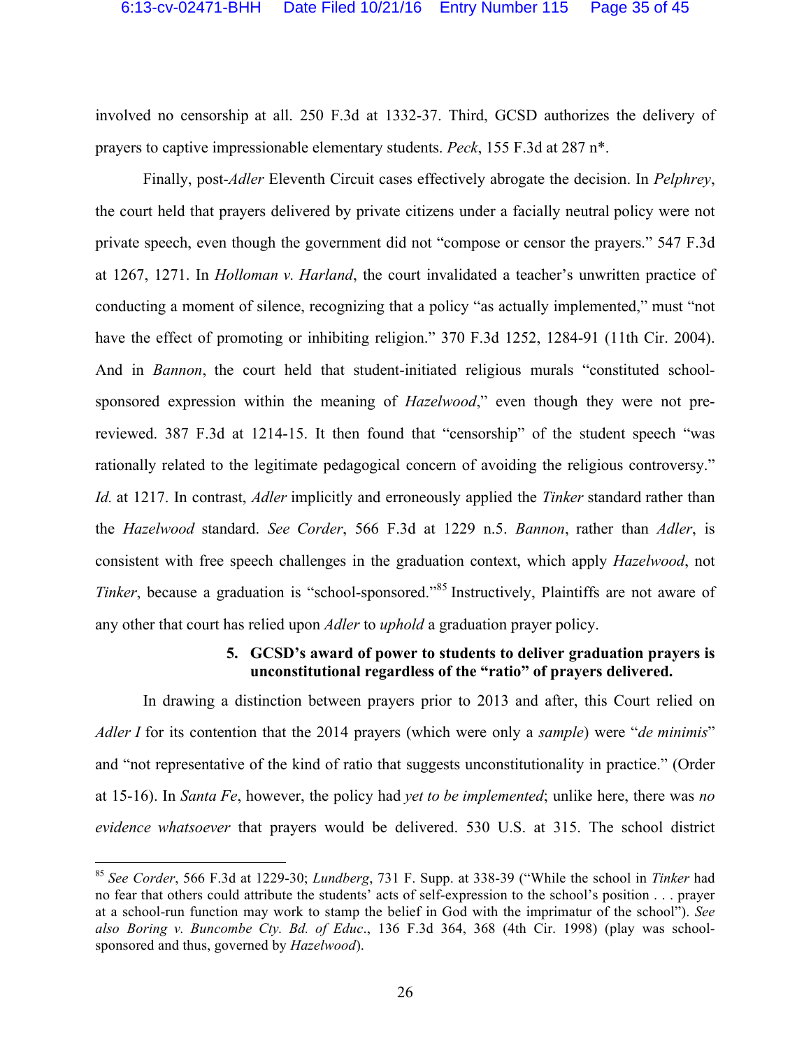involved no censorship at all. 250 F.3d at 1332-37. Third, GCSD authorizes the delivery of prayers to captive impressionable elementary students. *Peck*, 155 F.3d at 287 n*.

Finally, post-*Adler* Eleventh Circuit cases effectively abrogate the decision. In *Pelphrey*, the court held that prayers delivered by private citizens under a facially neutral policy were not private speech, even though the government did not "compose or censor the prayers." 547 F.3d at 1267, 1271. In *Holloman v. Harland*, the court invalidated a teacher's unwritten practice of conducting a moment of silence, recognizing that a policy "as actually implemented," must "not have the effect of promoting or inhibiting religion." 370 F.3d 1252, 1284-91 (11th Cir. 2004). And in *Bannon*, the court held that student-initiated religious murals "constituted school-sponsored expression within the meaning of *Hazelwood*," even though they were not pre-reviewed. 387 F.3d at 1214-15. It then found that "censorship" of the student speech "was rationally related to the legitimate pedagogical concern of avoiding the religious controversy." *Id.* at 1217. In contrast, *Adler* implicitly and erroneously applied the *Tinker* standard rather than the *Hazelwood* standard. *See Corder*, 566 F.3d at 1229 n.5. *Bannon*, rather than *Adler*, is consistent with free speech challenges in the graduation context, which apply *Hazelwood*, not *Tinker*, because a graduation is "school-sponsored."[85] Instructively, Plaintiffs are not aware of any other that court has relied upon *Adler* to *uphold* a graduation prayer policy.

**5. GCSD's award of power to students to deliver graduation prayers is unconstitutional regardless of the "ratio" of prayers delivered.**

In drawing a distinction between prayers prior to 2013 and after, this Court relied on *Adler I* for its contention that the 2014 prayers (which were only a *sample*) were "*de minimis*" and "not representative of the kind of ratio that suggests unconstitutionality in practice." (Order at 15-16). In *Santa Fe*, however, the policy had *yet to be implemented*; unlike here, there was *no evidence whatsoever* that prayers would be delivered. 530 U.S. at 315. The school district

---

[85] *See Corder*, 566 F.3d at 1229-30; *Lundberg*, 731 F. Supp. at 338-39 ("While the school in *Tinker* had no fear that others could attribute the students' acts of self-expression to the school's position . . . prayer at a school-run function may work to stamp the belief in God with the imprimatur of the school"). *See also Boring v. Buncombe Cty. Bd. of Educ*., 136 F.3d 364, 368 (4th Cir. 1998) (play was school-sponsored and thus, governed by *Hazelwood*).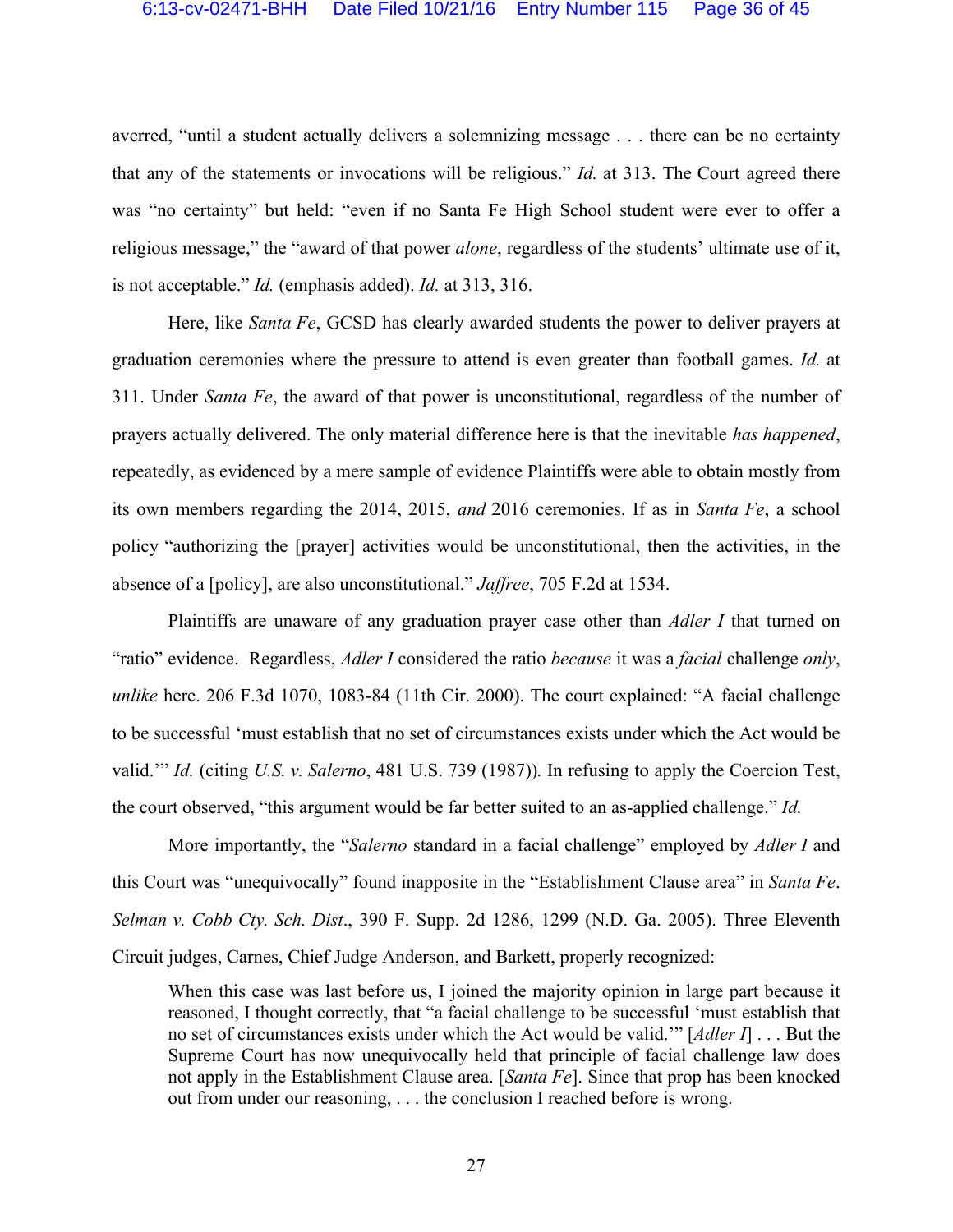averred, "until a student actually delivers a solemnizing message . . . there can be no certainty that any of the statements or invocations will be religious." *Id.* at 313. The Court agreed there was "no certainty" but held: "even if no Santa Fe High School student were ever to offer a religious message," the "award of that power *alone*, regardless of the students' ultimate use of it, is not acceptable." *Id.* (emphasis added). *Id.* at 313, 316.

Here, like *Santa Fe*, GCSD has clearly awarded students the power to deliver prayers at graduation ceremonies where the pressure to attend is even greater than football games. *Id.* at 311. Under *Santa Fe*, the award of that power is unconstitutional, regardless of the number of prayers actually delivered. The only material difference here is that the inevitable *has happened*, repeatedly, as evidenced by a mere sample of evidence Plaintiffs were able to obtain mostly from its own members regarding the 2014, 2015, *and* 2016 ceremonies. If as in *Santa Fe*, a school policy "authorizing the [prayer] activities would be unconstitutional, then the activities, in the absence of a [policy], are also unconstitutional." *Jaffree*, 705 F.2d at 1534.

Plaintiffs are unaware of any graduation prayer case other than *Adler I* that turned on "ratio" evidence. Regardless, *Adler I* considered the ratio *because* it was a *facial* challenge *only*, *unlike* here. 206 F.3d 1070, 1083-84 (11th Cir. 2000). The court explained: "A facial challenge to be successful 'must establish that no set of circumstances exists under which the Act would be valid.'" *Id.* (citing *U.S. v. Salerno*, 481 U.S. 739 (1987)). In refusing to apply the Coercion Test, the court observed, "this argument would be far better suited to an as-applied challenge." *Id.*

More importantly, the "*Salerno* standard in a facial challenge" employed by *Adler I* and this Court was "unequivocally" found inapposite in the "Establishment Clause area" in *Santa Fe*. *Selman v. Cobb Cty. Sch. Dist*., 390 F. Supp. 2d 1286, 1299 (N.D. Ga. 2005). Three Eleventh Circuit judges, Carnes, Chief Judge Anderson, and Barkett, properly recognized:

> When this case was last before us, I joined the majority opinion in large part because it reasoned, I thought correctly, that "a facial challenge to be successful 'must establish that no set of circumstances exists under which the Act would be valid.'" [*Adler I*] . . . But the Supreme Court has now unequivocally held that principle of facial challenge law does not apply in the Establishment Clause area. [*Santa Fe*]. Since that prop has been knocked out from under our reasoning, . . . the conclusion I reached before is wrong.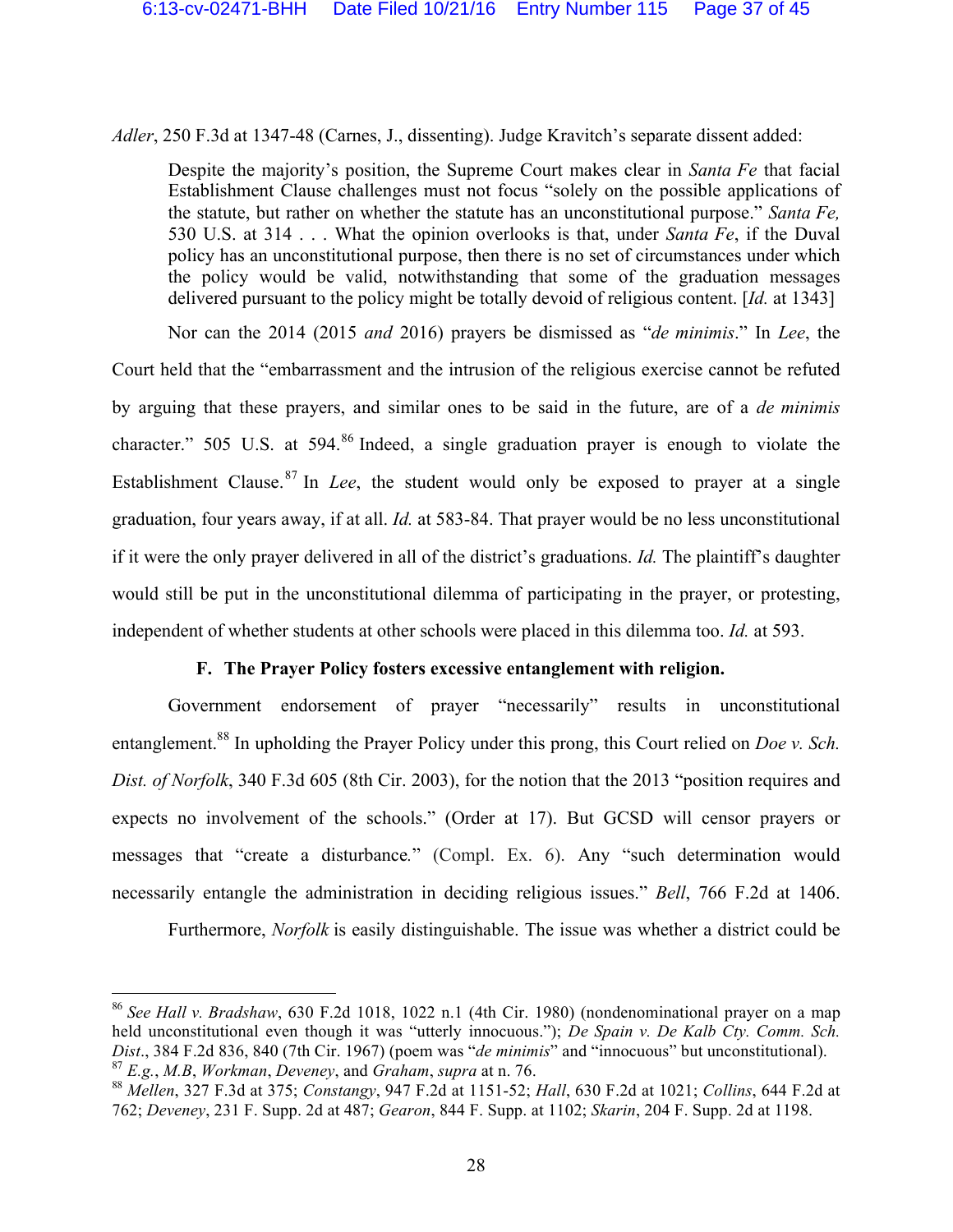*Adler*, 250 F.3d at 1347-48 (Carnes, J., dissenting). Judge Kravitch's separate dissent added:

> Despite the majority's position, the Supreme Court makes clear in *Santa Fe* that facial Establishment Clause challenges must not focus "solely on the possible applications of the statute, but rather on whether the statute has an unconstitutional purpose." *Santa Fe,* 530 U.S. at 314 . . . What the opinion overlooks is that, under *Santa Fe*, if the Duval policy has an unconstitutional purpose, then there is no set of circumstances under which the policy would be valid, notwithstanding that some of the graduation messages delivered pursuant to the policy might be totally devoid of religious content. [*Id.* at 1343]

Nor can the 2014 (2015 *and* 2016) prayers be dismissed as "*de minimis*." In *Lee*, the Court held that the "embarrassment and the intrusion of the religious exercise cannot be refuted by arguing that these prayers, and similar ones to be said in the future, are of a *de minimis* character." 505 U.S. at 594.[86] Indeed, a single graduation prayer is enough to violate the Establishment Clause.[87] In *Lee*, the student would only be exposed to prayer at a single graduation, four years away, if at all. *Id.* at 583-84. That prayer would be no less unconstitutional if it were the only prayer delivered in all of the district's graduations. *Id.* The plaintiff's daughter would still be put in the unconstitutional dilemma of participating in the prayer, or protesting, independent of whether students at other schools were placed in this dilemma too. *Id.* at 593.

### F. The Prayer Policy fosters excessive entanglement with religion.

Government endorsement of prayer "necessarily" results in unconstitutional entanglement.[88] In upholding the Prayer Policy under this prong, this Court relied on *Doe v. Sch. Dist. of Norfolk*, 340 F.3d 605 (8th Cir. 2003), for the notion that the 2013 "position requires and expects no involvement of the schools." (Order at 17). But GCSD will censor prayers or messages that "create a disturbance." (Compl. Ex. 6). Any "such determination would necessarily entangle the administration in deciding religious issues." *Bell*, 766 F.2d at 1406.

Furthermore, *Norfolk* is easily distinguishable. The issue was whether a district could be

---

[86] *See Hall v. Bradshaw*, 630 F.2d 1018, 1022 n.1 (4th Cir. 1980) (nondenominational prayer on a map held unconstitutional even though it was "utterly innocuous."); *De Spain v. De Kalb Cty. Comm. Sch. Dist*., 384 F.2d 836, 840 (7th Cir. 1967) (poem was "*de minimis*" and "innocuous" but unconstitutional).

[87] *E.g.*, *M.B*, *Workman*, *Deveney*, and *Graham*, *supra* at n. 76.

[88] *Mellen*, 327 F.3d at 375; *Constangy*, 947 F.2d at 1151-52; *Hall*, 630 F.2d at 1021; *Collins*, 644 F.2d at 762; *Deveney*, 231 F. Supp. 2d at 487; *Gearon*, 844 F. Supp. at 1102; *Skarin*, 204 F. Supp. 2d at 1198.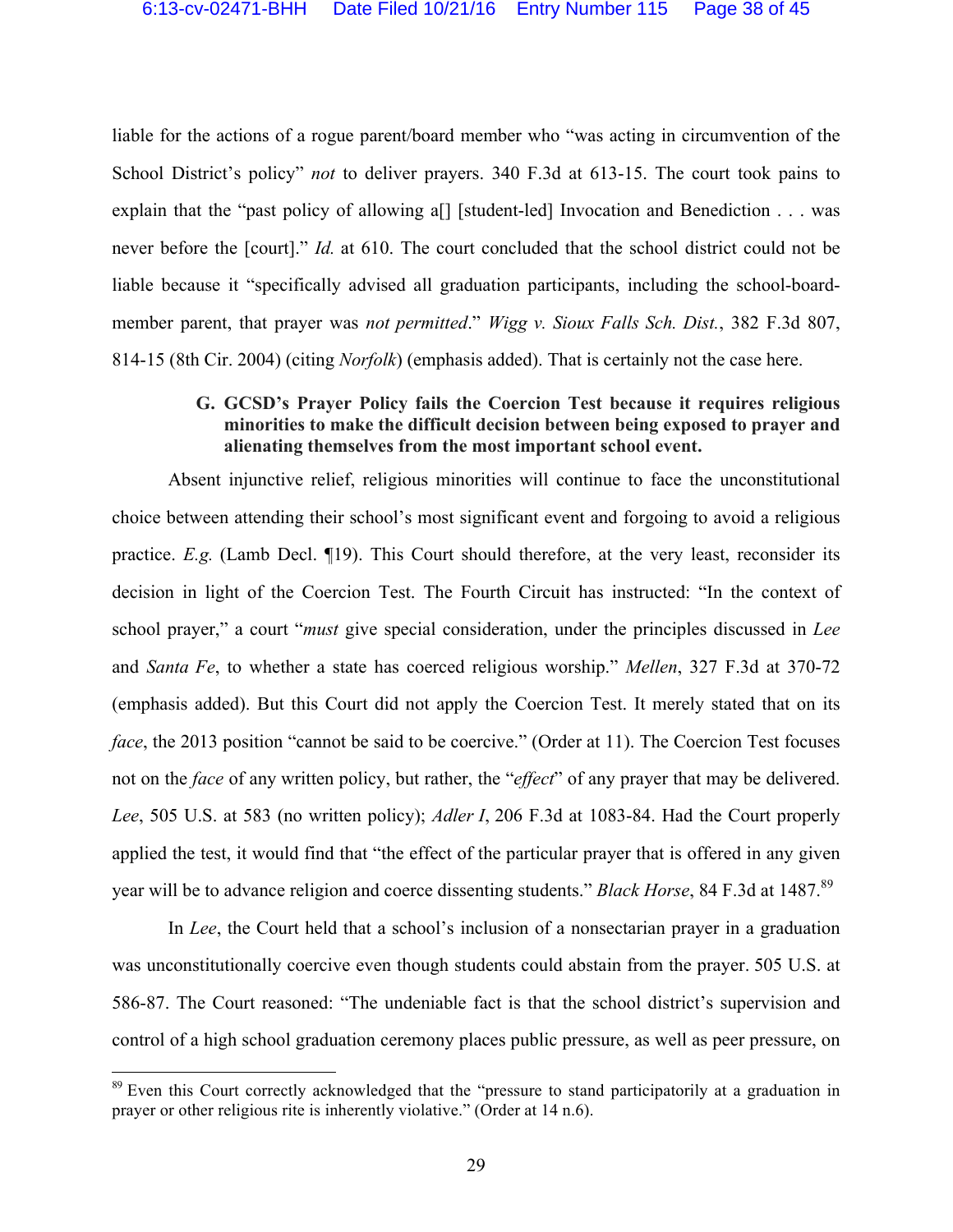liable for the actions of a rogue parent/board member who "was acting in circumvention of the School District's policy" *not* to deliver prayers. 340 F.3d at 613-15. The court took pains to explain that the "past policy of allowing a[] [student-led] Invocation and Benediction . . . was never before the [court]." *Id.* at 610. The court concluded that the school district could not be liable because it "specifically advised all graduation participants, including the school-board-member parent, that prayer was *not permitted*." *Wigg v. Sioux Falls Sch. Dist.*, 382 F.3d 807, 814-15 (8th Cir. 2004) (citing *Norfolk*) (emphasis added). That is certainly not the case here.

### G. GCSD's Prayer Policy fails the Coercion Test because it requires religious minorities to make the difficult decision between being exposed to prayer and alienating themselves from the most important school event.

Absent injunctive relief, religious minorities will continue to face the unconstitutional choice between attending their school's most significant event and forgoing to avoid a religious practice. *E.g.* (Lamb Decl. ¶19). This Court should therefore, at the very least, reconsider its decision in light of the Coercion Test. The Fourth Circuit has instructed: "In the context of school prayer," a court "*must* give special consideration, under the principles discussed in *Lee* and *Santa Fe*, to whether a state has coerced religious worship." *Mellen*, 327 F.3d at 370-72 (emphasis added). But this Court did not apply the Coercion Test. It merely stated that on its *face*, the 2013 position "cannot be said to be coercive." (Order at 11). The Coercion Test focuses not on the *face* of any written policy, but rather, the "*effect*" of any prayer that may be delivered. *Lee*, 505 U.S. at 583 (no written policy); *Adler I*, 206 F.3d at 1083-84. Had the Court properly applied the test, it would find that "the effect of the particular prayer that is offered in any given year will be to advance religion and coerce dissenting students." *Black Horse*, 84 F.3d at 1487.[89]

In *Lee*, the Court held that a school's inclusion of a nonsectarian prayer in a graduation was unconstitutionally coercive even though students could abstain from the prayer. 505 U.S. at 586-87. The Court reasoned: "The undeniable fact is that the school district's supervision and control of a high school graduation ceremony places public pressure, as well as peer pressure, on

---

[89] Even this Court correctly acknowledged that the "pressure to stand participatorily at a graduation in prayer or other religious rite is inherently violative." (Order at 14 n.6).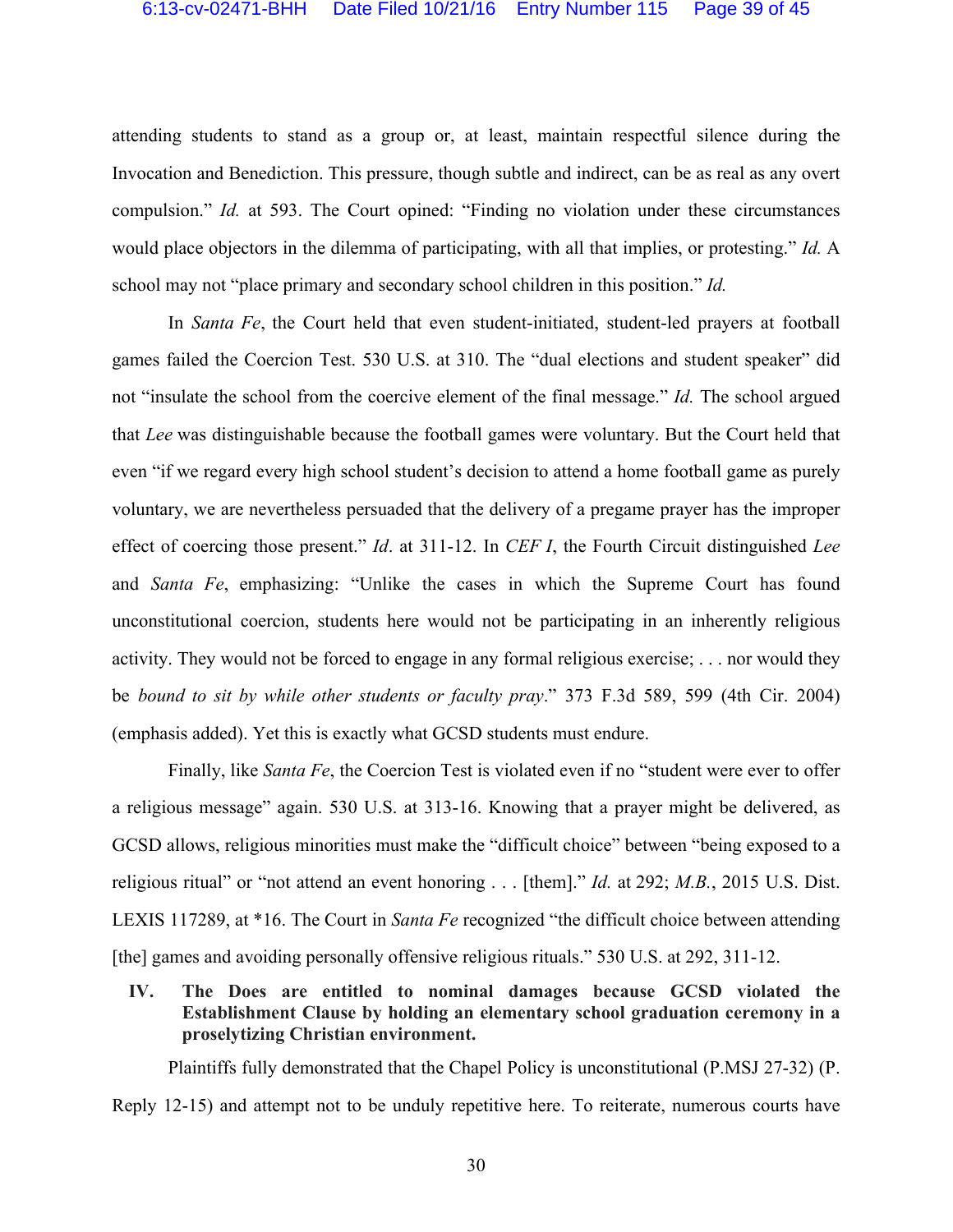attending students to stand as a group or, at least, maintain respectful silence during the Invocation and Benediction. This pressure, though subtle and indirect, can be as real as any overt compulsion." *Id.* at 593. The Court opined: "Finding no violation under these circumstances would place objectors in the dilemma of participating, with all that implies, or protesting." *Id.* A school may not "place primary and secondary school children in this position." *Id.*

In *Santa Fe*, the Court held that even student-initiated, student-led prayers at football games failed the Coercion Test. 530 U.S. at 310. The "dual elections and student speaker" did not "insulate the school from the coercive element of the final message." *Id.* The school argued that *Lee* was distinguishable because the football games were voluntary. But the Court held that even "if we regard every high school student's decision to attend a home football game as purely voluntary, we are nevertheless persuaded that the delivery of a pregame prayer has the improper effect of coercing those present." *Id*. at 311-12. In *CEF I*, the Fourth Circuit distinguished *Lee* and *Santa Fe*, emphasizing: "Unlike the cases in which the Supreme Court has found unconstitutional coercion, students here would not be participating in an inherently religious activity. They would not be forced to engage in any formal religious exercise; . . . nor would they be *bound to sit by while other students or faculty pray*." 373 F.3d 589, 599 (4th Cir. 2004) (emphasis added). Yet this is exactly what GCSD students must endure.

Finally, like *Santa Fe*, the Coercion Test is violated even if no "student were ever to offer a religious message" again. 530 U.S. at 313-16. Knowing that a prayer might be delivered, as GCSD allows, religious minorities must make the "difficult choice" between "being exposed to a religious ritual" or "not attend an event honoring . . . [them]." *Id.* at 292; *M.B.*, 2015 U.S. Dist. LEXIS 117289, at *16. The Court in *Santa Fe* recognized "the difficult choice between attending [the] games and avoiding personally offensive religious rituals." 530 U.S. at 292, 311-12.

## IV. The Does are entitled to nominal damages because GCSD violated the Establishment Clause by holding an elementary school graduation ceremony in a proselytizing Christian environment.

Plaintiffs fully demonstrated that the Chapel Policy is unconstitutional (P.MSJ 27-32) (P. Reply 12-15) and attempt not to be unduly repetitive here. To reiterate, numerous courts have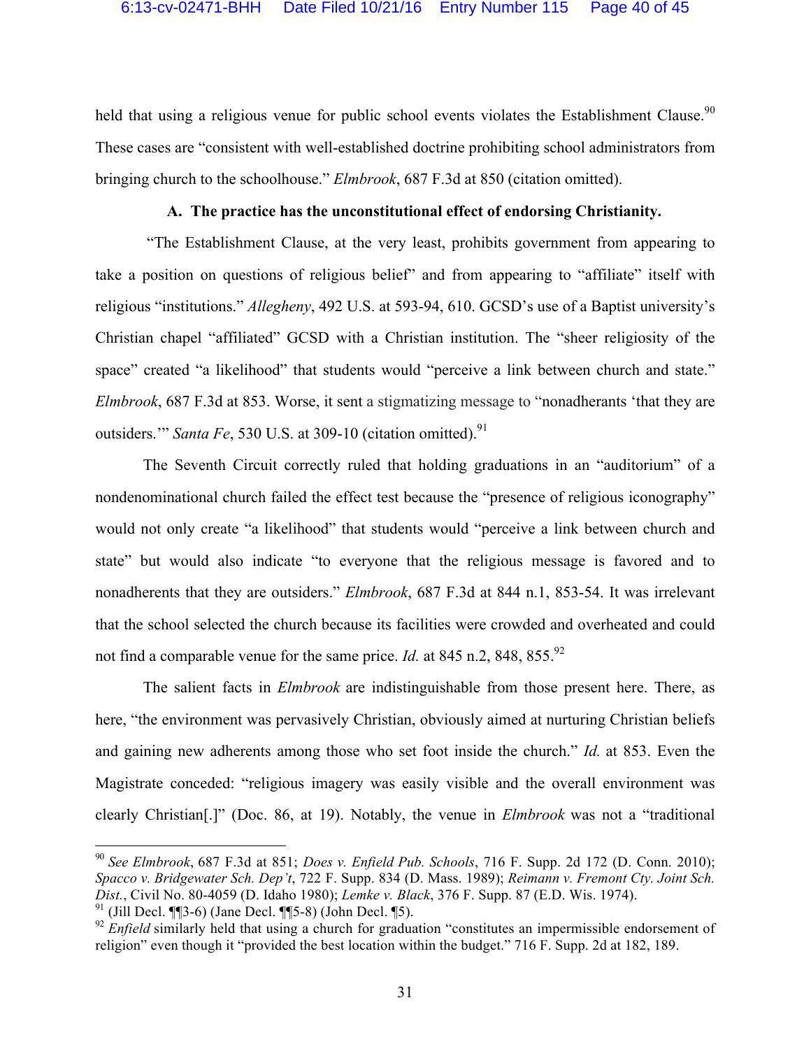held that using a religious venue for public school events violates the Establishment Clause.[90] These cases are "consistent with well-established doctrine prohibiting school administrators from bringing church to the schoolhouse." *Elmbrook*, 687 F.3d at 850 (citation omitted).

### A. The practice has the unconstitutional effect of endorsing Christianity.

"The Establishment Clause, at the very least, prohibits government from appearing to take a position on questions of religious belief" and from appearing to "affiliate" itself with religious "institutions." *Allegheny*, 492 U.S. at 593-94, 610. GCSD's use of a Baptist university's Christian chapel "affiliated" GCSD with a Christian institution. The "sheer religiosity of the space" created "a likelihood" that students would "perceive a link between church and state." *Elmbrook*, 687 F.3d at 853. Worse, it sent a stigmatizing message to "nonadherants 'that they are outsiders.'" *Santa Fe*, 530 U.S. at 309-10 (citation omitted).[91]

The Seventh Circuit correctly ruled that holding graduations in an "auditorium" of a nondenominational church failed the effect test because the "presence of religious iconography" would not only create "a likelihood" that students would "perceive a link between church and state" but would also indicate "to everyone that the religious message is favored and to nonadherents that they are outsiders." *Elmbrook*, 687 F.3d at 844 n.1, 853-54. It was irrelevant that the school selected the church because its facilities were crowded and overheated and could not find a comparable venue for the same price. *Id.* at 845 n.2, 848, 855.[92]

The salient facts in *Elmbrook* are indistinguishable from those present here. There, as here, "the environment was pervasively Christian, obviously aimed at nurturing Christian beliefs and gaining new adherents among those who set foot inside the church." *Id.* at 853. Even the Magistrate conceded: "religious imagery was easily visible and the overall environment was clearly Christian[.]" (Doc. 86, at 19). Notably, the venue in *Elmbrook* was not a "traditional

---

[90] *See Elmbrook*, 687 F.3d at 851; *Does v. Enfield Pub. Schools*, 716 F. Supp. 2d 172 (D. Conn. 2010); *Spacco v. Bridgewater Sch. Dep't*, 722 F. Supp. 834 (D. Mass. 1989); *Reimann v. Fremont Cty. Joint Sch. Dist.*, Civil No. 80-4059 (D. Idaho 1980); *Lemke v. Black*, 376 F. Supp. 87 (E.D. Wis. 1974).

[91] (Jill Decl. ¶¶3-6) (Jane Decl. ¶¶5-8) (John Decl. ¶5).

[92] *Enfield* similarly held that using a church for graduation "constitutes an impermissible endorsement of religion" even though it "provided the best location within the budget." 716 F. Supp. 2d at 182, 189.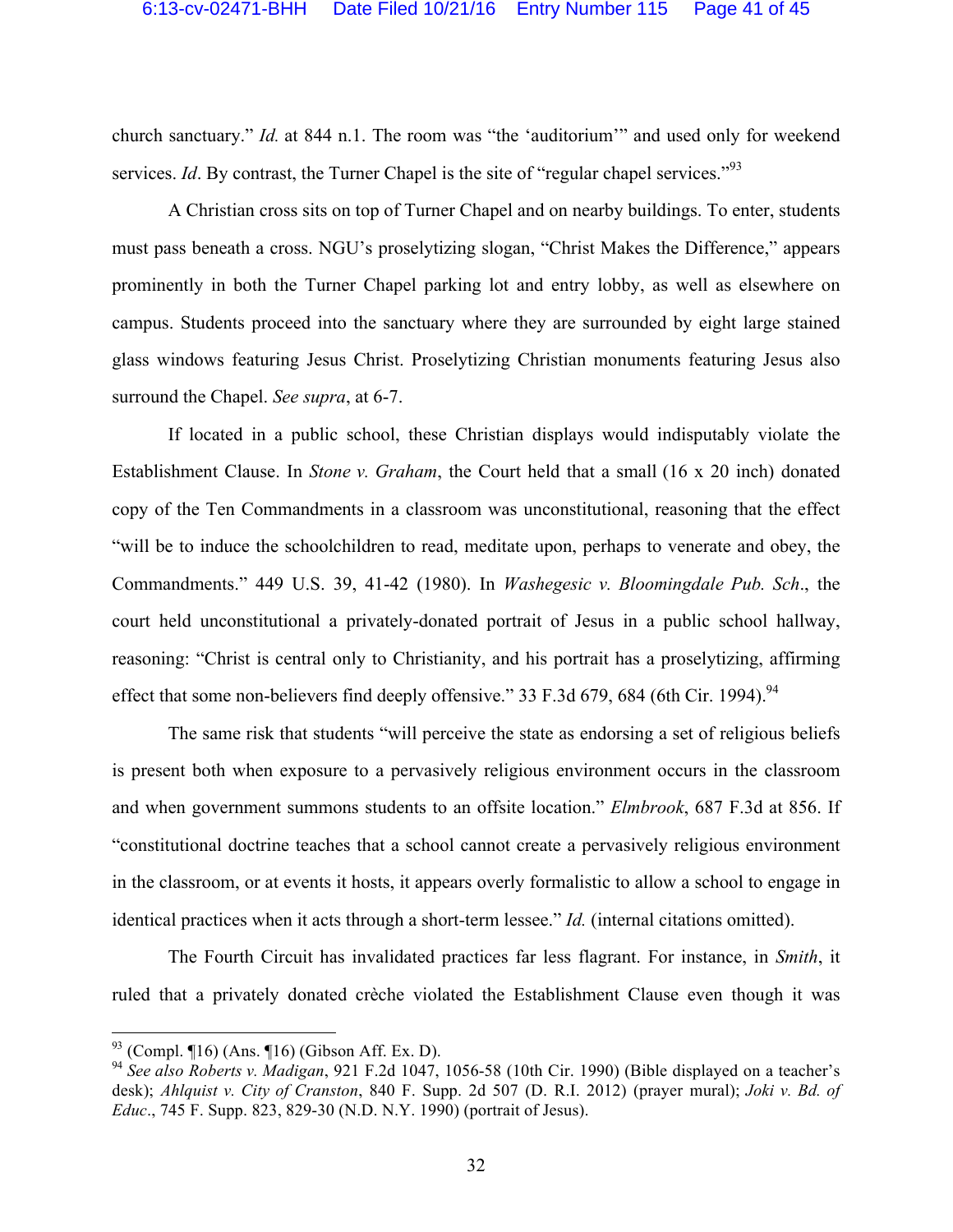church sanctuary." *Id.* at 844 n.1. The room was "the 'auditorium'" and used only for weekend services. *Id*. By contrast, the Turner Chapel is the site of "regular chapel services."[93]

A Christian cross sits on top of Turner Chapel and on nearby buildings. To enter, students must pass beneath a cross. NGU's proselytizing slogan, "Christ Makes the Difference," appears prominently in both the Turner Chapel parking lot and entry lobby, as well as elsewhere on campus. Students proceed into the sanctuary where they are surrounded by eight large stained glass windows featuring Jesus Christ. Proselytizing Christian monuments featuring Jesus also surround the Chapel. *See supra*, at 6-7.

If located in a public school, these Christian displays would indisputably violate the Establishment Clause. In *Stone v. Graham*, the Court held that a small (16 x 20 inch) donated copy of the Ten Commandments in a classroom was unconstitutional, reasoning that the effect "will be to induce the schoolchildren to read, meditate upon, perhaps to venerate and obey, the Commandments." 449 U.S. 39, 41-42 (1980). In *Washegesic v. Bloomingdale Pub. Sch*., the court held unconstitutional a privately-donated portrait of Jesus in a public school hallway, reasoning: "Christ is central only to Christianity, and his portrait has a proselytizing, affirming effect that some non-believers find deeply offensive." 33 F.3d 679, 684 (6th Cir. 1994).[94]

The same risk that students "will perceive the state as endorsing a set of religious beliefs is present both when exposure to a pervasively religious environment occurs in the classroom and when government summons students to an offsite location." *Elmbrook*, 687 F.3d at 856. If "constitutional doctrine teaches that a school cannot create a pervasively religious environment in the classroom, or at events it hosts, it appears overly formalistic to allow a school to engage in identical practices when it acts through a short-term lessee." *Id.* (internal citations omitted).

The Fourth Circuit has invalidated practices far less flagrant. For instance, in *Smith*, it ruled that a privately donated crèche violated the Establishment Clause even though it was

---

[93] (Compl. ¶16) (Ans. ¶16) (Gibson Aff. Ex. D).

[94] *See also Roberts v. Madigan*, 921 F.2d 1047, 1056-58 (10th Cir. 1990) (Bible displayed on a teacher's desk); *Ahlquist v. City of Cranston*, 840 F. Supp. 2d 507 (D. R.I. 2012) (prayer mural); *Joki v. Bd. of Educ*., 745 F. Supp. 823, 829-30 (N.D. N.Y. 1990) (portrait of Jesus).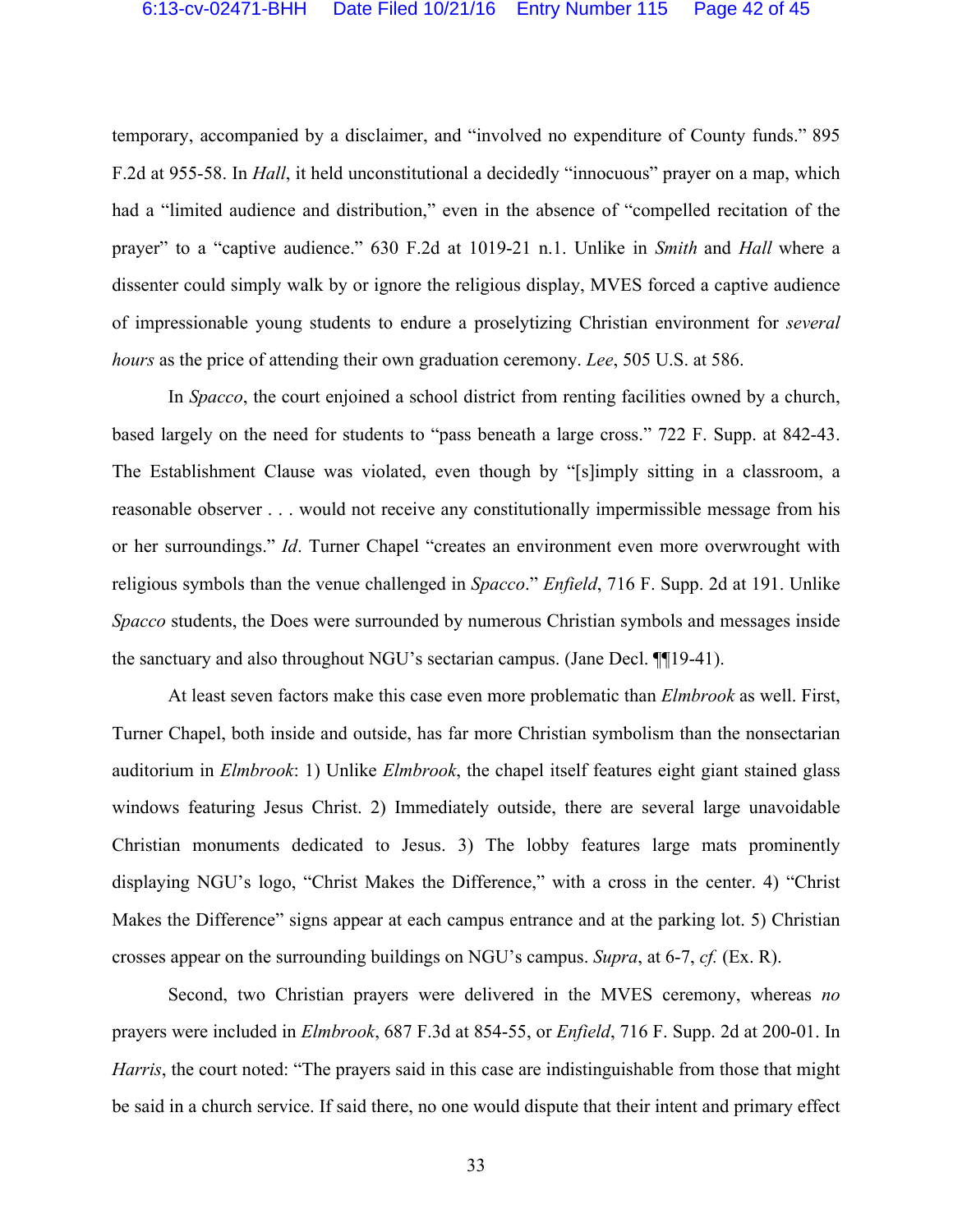temporary, accompanied by a disclaimer, and "involved no expenditure of County funds." 895 F.2d at 955-58. In *Hall*, it held unconstitutional a decidedly "innocuous" prayer on a map, which had a "limited audience and distribution," even in the absence of "compelled recitation of the prayer" to a "captive audience." 630 F.2d at 1019-21 n.1. Unlike in *Smith* and *Hall* where a dissenter could simply walk by or ignore the religious display, MVES forced a captive audience of impressionable young students to endure a proselytizing Christian environment for *several hours* as the price of attending their own graduation ceremony. *Lee*, 505 U.S. at 586.

In *Spacco*, the court enjoined a school district from renting facilities owned by a church, based largely on the need for students to "pass beneath a large cross." 722 F. Supp. at 842-43. The Establishment Clause was violated, even though by "[s]imply sitting in a classroom, a reasonable observer . . . would not receive any constitutionally impermissible message from his or her surroundings." *Id*. Turner Chapel "creates an environment even more overwrought with religious symbols than the venue challenged in *Spacco*." *Enfield*, 716 F. Supp. 2d at 191. Unlike *Spacco* students, the Does were surrounded by numerous Christian symbols and messages inside the sanctuary and also throughout NGU's sectarian campus. (Jane Decl. ¶¶19-41).

At least seven factors make this case even more problematic than *Elmbrook* as well. First, Turner Chapel, both inside and outside, has far more Christian symbolism than the nonsectarian auditorium in *Elmbrook*: 1) Unlike *Elmbrook*, the chapel itself features eight giant stained glass windows featuring Jesus Christ. 2) Immediately outside, there are several large unavoidable Christian monuments dedicated to Jesus. 3) The lobby features large mats prominently displaying NGU's logo, "Christ Makes the Difference," with a cross in the center. 4) "Christ Makes the Difference" signs appear at each campus entrance and at the parking lot. 5) Christian crosses appear on the surrounding buildings on NGU's campus. *Supra*, at 6-7, *cf.* (Ex. R).

Second, two Christian prayers were delivered in the MVES ceremony, whereas *no* prayers were included in *Elmbrook*, 687 F.3d at 854-55, or *Enfield*, 716 F. Supp. 2d at 200-01. In *Harris*, the court noted: "The prayers said in this case are indistinguishable from those that might be said in a church service. If said there, no one would dispute that their intent and primary effect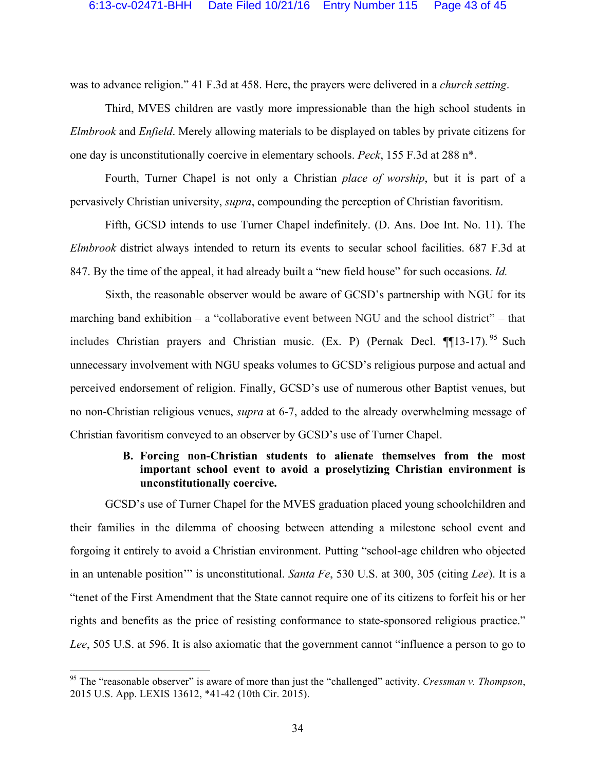was to advance religion." 41 F.3d at 458. Here, the prayers were delivered in a *church setting*.

Third, MVES children are vastly more impressionable than the high school students in *Elmbrook* and *Enfield*. Merely allowing materials to be displayed on tables by private citizens for one day is unconstitutionally coercive in elementary schools. *Peck*, 155 F.3d at 288 n*.

Fourth, Turner Chapel is not only a Christian *place of worship*, but it is part of a pervasively Christian university, *supra*, compounding the perception of Christian favoritism.

Fifth, GCSD intends to use Turner Chapel indefinitely. (D. Ans. Doe Int. No. 11). The *Elmbrook* district always intended to return its events to secular school facilities. 687 F.3d at 847. By the time of the appeal, it had already built a "new field house" for such occasions. *Id.*

Sixth, the reasonable observer would be aware of GCSD's partnership with NGU for its marching band exhibition – a "collaborative event between NGU and the school district" – that includes Christian prayers and Christian music. (Ex. P) (Pernak Decl. ¶¶13-17).[95] Such unnecessary involvement with NGU speaks volumes to GCSD's religious purpose and actual and perceived endorsement of religion. Finally, GCSD's use of numerous other Baptist venues, but no non-Christian religious venues, *supra* at 6-7, added to the already overwhelming message of Christian favoritism conveyed to an observer by GCSD's use of Turner Chapel.

**B. Forcing non-Christian students to alienate themselves from the most important school event to avoid a proselytizing Christian environment is unconstitutionally coercive.**

GCSD's use of Turner Chapel for the MVES graduation placed young schoolchildren and their families in the dilemma of choosing between attending a milestone school event and forgoing it entirely to avoid a Christian environment. Putting "school-age children who objected in an untenable position'" is unconstitutional. *Santa Fe*, 530 U.S. at 300, 305 (citing *Lee*). It is a "tenet of the First Amendment that the State cannot require one of its citizens to forfeit his or her rights and benefits as the price of resisting conformance to state-sponsored religious practice." *Lee*, 505 U.S. at 596. It is also axiomatic that the government cannot "influence a person to go to

---

[95] The "reasonable observer" is aware of more than just the "challenged" activity. *Cressman v. Thompson*, 2015 U.S. App. LEXIS 13612, *41-42 (10th Cir. 2015).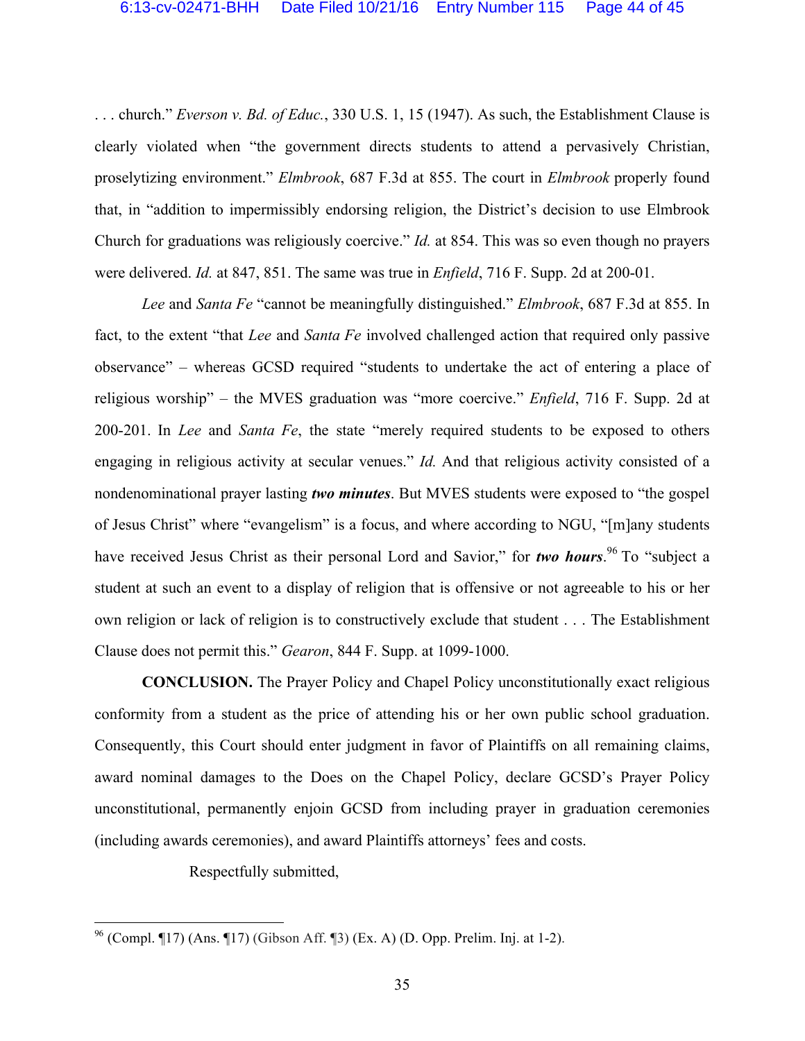. . . church." *Everson v. Bd. of Educ.*, 330 U.S. 1, 15 (1947). As such, the Establishment Clause is clearly violated when "the government directs students to attend a pervasively Christian, proselytizing environment." *Elmbrook*, 687 F.3d at 855. The court in *Elmbrook* properly found that, in "addition to impermissibly endorsing religion, the District's decision to use Elmbrook Church for graduations was religiously coercive." *Id.* at 854. This was so even though no prayers were delivered. *Id.* at 847, 851. The same was true in *Enfield*, 716 F. Supp. 2d at 200-01.

*Lee* and *Santa Fe* "cannot be meaningfully distinguished." *Elmbrook*, 687 F.3d at 855. In fact, to the extent "that *Lee* and *Santa Fe* involved challenged action that required only passive observance" – whereas GCSD required "students to undertake the act of entering a place of religious worship" – the MVES graduation was "more coercive." *Enfield*, 716 F. Supp. 2d at 200-201. In *Lee* and *Santa Fe*, the state "merely required students to be exposed to others engaging in religious activity at secular venues." *Id.* And that religious activity consisted of a nondenominational prayer lasting ***two minutes***. But MVES students were exposed to "the gospel of Jesus Christ" where "evangelism" is a focus, and where according to NGU, "[m]any students have received Jesus Christ as their personal Lord and Savior," for ***two hours***.[96] To "subject a student at such an event to a display of religion that is offensive or not agreeable to his or her own religion or lack of religion is to constructively exclude that student . . . The Establishment Clause does not permit this." *Gearon*, 844 F. Supp. at 1099-1000.

**CONCLUSION.** The Prayer Policy and Chapel Policy unconstitutionally exact religious conformity from a student as the price of attending his or her own public school graduation. Consequently, this Court should enter judgment in favor of Plaintiffs on all remaining claims, award nominal damages to the Does on the Chapel Policy, declare GCSD's Prayer Policy unconstitutional, permanently enjoin GCSD from including prayer in graduation ceremonies (including awards ceremonies), and award Plaintiffs attorneys' fees and costs.

Respectfully submitted,

---

[96] (Compl. ¶17) (Ans. ¶17) (Gibson Aff. ¶3) (Ex. A) (D. Opp. Prelim. Inj. at 1-2).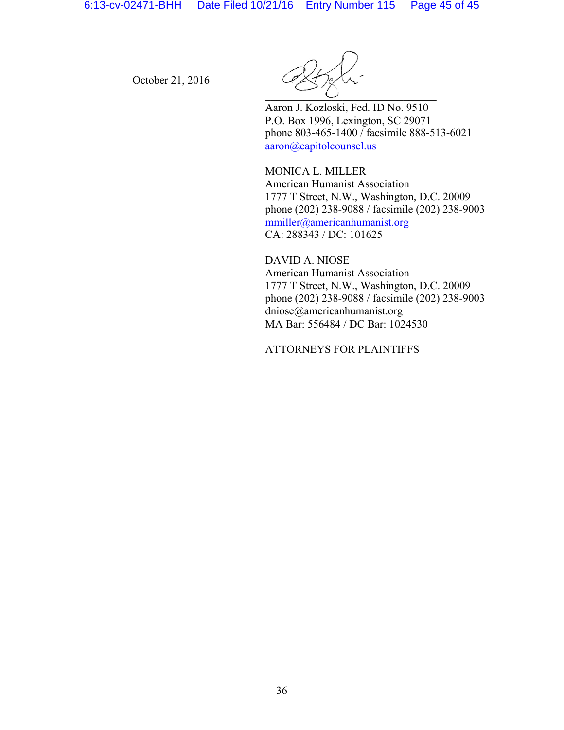October 21, 2016

Aaron J. Kozloski, Fed. ID No. 9510
P.O. Box 1996, Lexington, SC 29071
phone 803-465-1400 / facsimile 888-513-6021
aaron@capitolcounsel.us

MONICA L. MILLER
American Humanist Association
1777 T Street, N.W., Washington, D.C. 20009
phone (202) 238-9088 / facsimile (202) 238-9003
mmiller@americanhumanist.org
CA: 288343 / DC: 101625

DAVID A. NIOSE
American Humanist Association
1777 T Street, N.W., Washington, D.C. 20009
phone (202) 238-9088 / facsimile (202) 238-9003
dniose@americanhumanist.org
MA Bar: 556484 / DC Bar: 1024530

ATTORNEYS FOR PLAINTIFFS